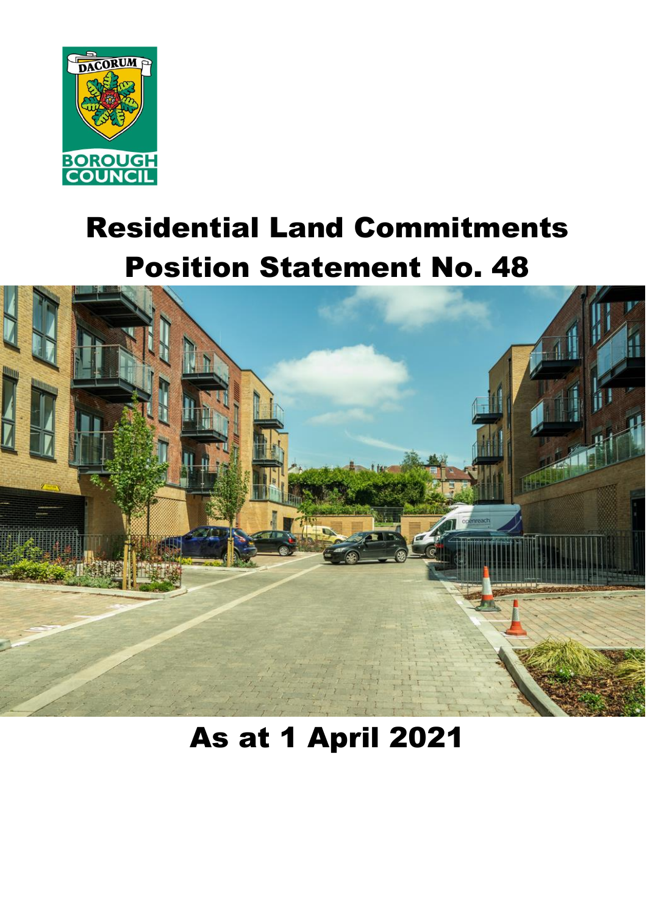# Residential Land Commitments Position Statement No. 48

## As at 1 April 2021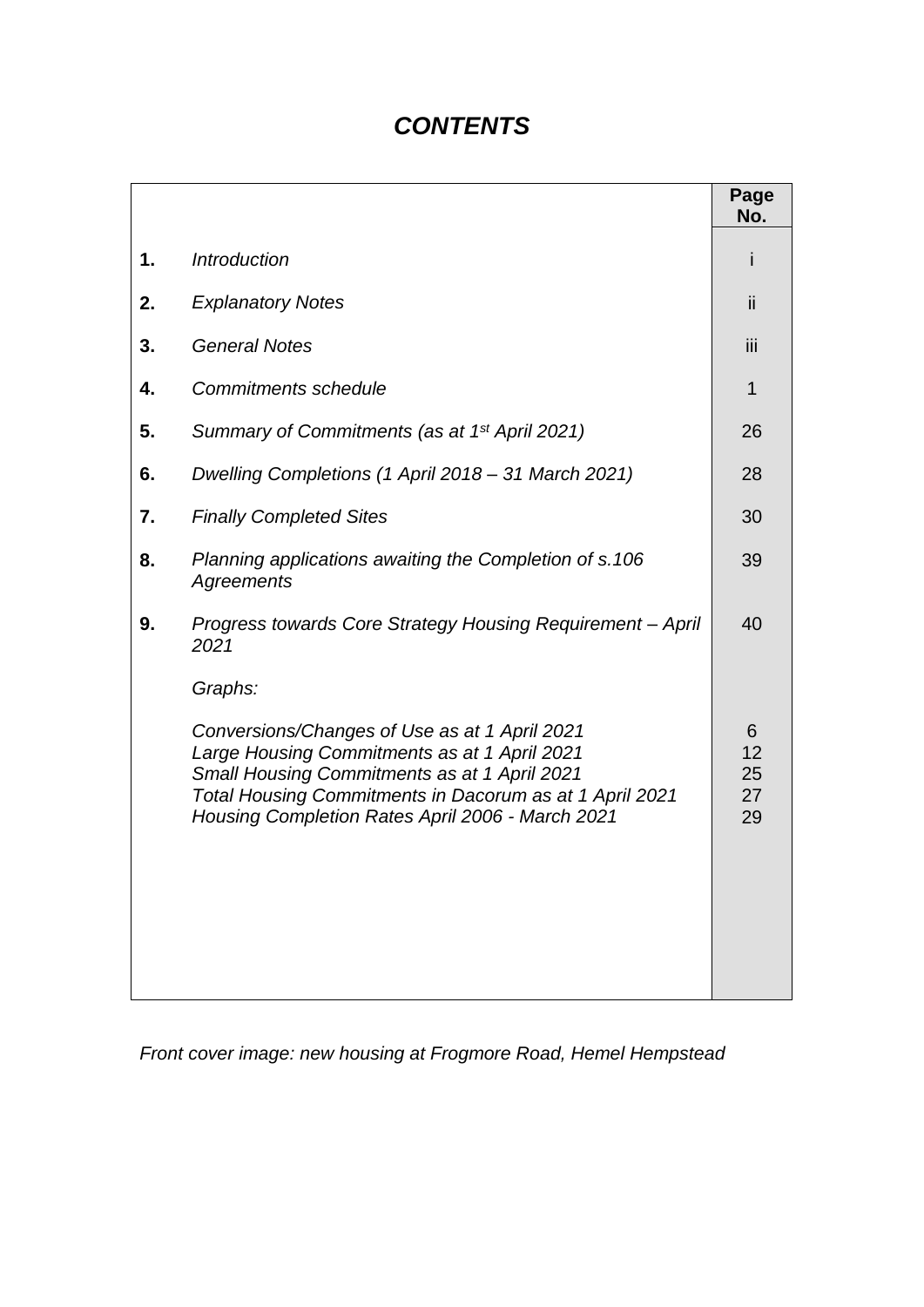# *CONTENTS*

| | | Page No. |
|---|---|---|
| **1.** | *Introduction* | i |
| **2.** | *Explanatory Notes* | ii |
| **3.** | *General Notes* | iii |
| **4.** | *Commitments schedule* | 1 |
| **5.** | *Summary of Commitments (as at 1st April 2021)* | 26 |
| **6.** | *Dwelling Completions (1 April 2018 – 31 March 2021)* | 28 |
| **7.** | *Finally Completed Sites* | 30 |
| **8.** | *Planning applications awaiting the Completion of s.106 Agreements* | 39 |
| **9.** | *Progress towards Core Strategy Housing Requirement – April 2021* | 40 |
| | *Graphs:* | |
| | *Conversions/Changes of Use as at 1 April 2021* | 6 |
| | *Large Housing Commitments as at 1 April 2021* | 12 |
| | *Small Housing Commitments as at 1 April 2021* | 25 |
| | *Total Housing Commitments in Dacorum as at 1 April 2021* | 27 |
| | *Housing Completion Rates April 2006 - March 2021* | 29 |

*Front cover image: new housing at Frogmore Road, Hemel Hempstead*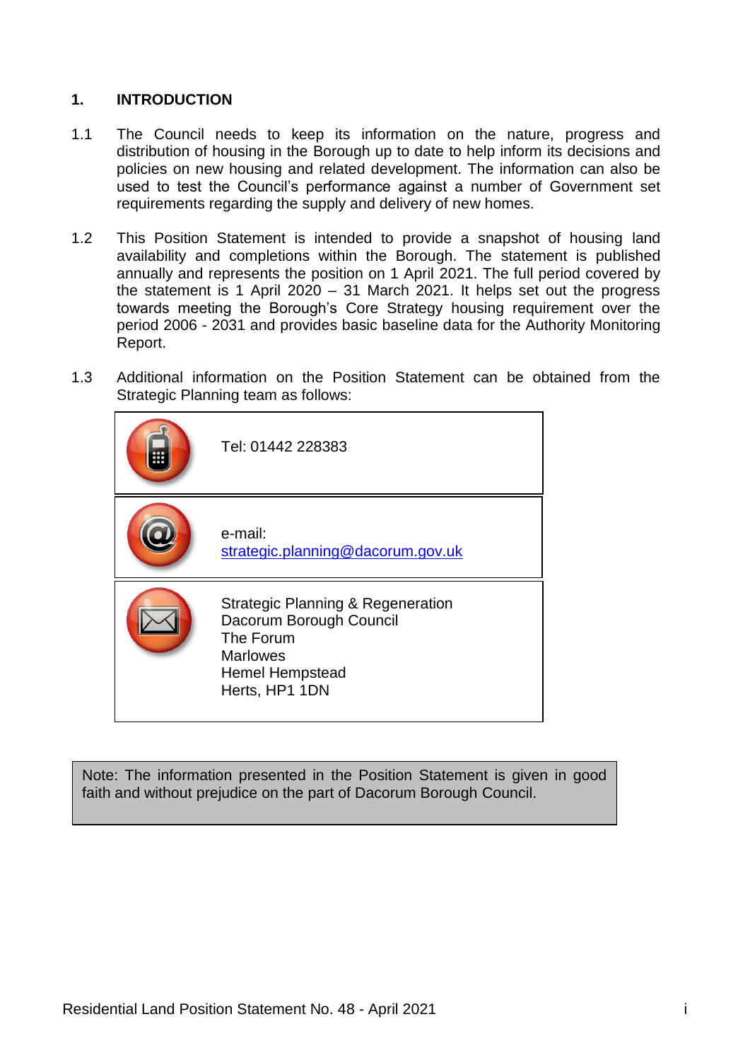# 1. INTRODUCTION

1.1 The Council needs to keep its information on the nature, progress and distribution of housing in the Borough up to date to help inform its decisions and policies on new housing and related development. The information can also be used to test the Council's performance against a number of Government set requirements regarding the supply and delivery of new homes.

1.2 This Position Statement is intended to provide a snapshot of housing land availability and completions within the Borough. The statement is published annually and represents the position on 1 April 2021. The full period covered by the statement is 1 April 2020 – 31 March 2021. It helps set out the progress towards meeting the Borough's Core Strategy housing requirement over the period 2006 - 2031 and provides basic baseline data for the Authority Monitoring Report.

1.3 Additional information on the Position Statement can be obtained from the Strategic Planning team as follows:

| |
|---|
| Tel: 01442 228383 |
| e-mail: strategic.planning@dacorum.gov.uk |
| Strategic Planning & Regeneration<br>Dacorum Borough Council<br>The Forum<br>Marlowes<br>Hemel Hempstead<br>Herts, HP1 1DN |

Note: The information presented in the Position Statement is given in good faith and without prejudice on the part of Dacorum Borough Council.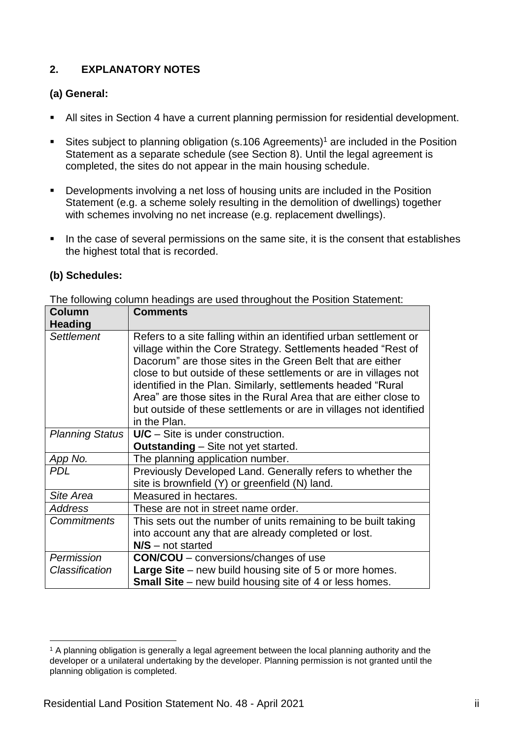## 2. EXPLANATORY NOTES

### (a) General:

- All sites in Section 4 have a current planning permission for residential development.
- Sites subject to planning obligation (s.106 Agreements)[1] are included in the Position Statement as a separate schedule (see Section 8). Until the legal agreement is completed, the sites do not appear in the main housing schedule.
- Developments involving a net loss of housing units are included in the Position Statement (e.g. a scheme solely resulting in the demolition of dwellings) together with schemes involving no net increase (e.g. replacement dwellings).
- In the case of several permissions on the same site, it is the consent that establishes the highest total that is recorded.

### (b) Schedules:

The following column headings are used throughout the Position Statement:

| Column Heading | Comments |
|---|---|
| *Settlement* | Refers to a site falling within an identified urban settlement or village within the Core Strategy. Settlements headed "Rest of Dacorum" are those sites in the Green Belt that are either close to but outside of these settlements or are in villages not identified in the Plan. Similarly, settlements headed "Rural Area" are those sites in the Rural Area that are either close to but outside of these settlements or are in villages not identified in the Plan. |
| *Planning Status* | **U/C** – Site is under construction.<br>**Outstanding** – Site not yet started. |
| *App No.* | The planning application number. |
| *PDL* | Previously Developed Land. Generally refers to whether the site is brownfield (Y) or greenfield (N) land. |
| *Site Area* | Measured in hectares. |
| *Address* | These are not in street name order. |
| *Commitments* | This sets out the number of units remaining to be built taking into account any that are already completed or lost.<br>**N/S** – not started |
| *Permission Classification* | **CON/COU** – conversions/changes of use<br>**Large Site** – new build housing site of 5 or more homes.<br>**Small Site** – new build housing site of 4 or less homes. |

[1] A planning obligation is generally a legal agreement between the local planning authority and the developer or a unilateral undertaking by the developer. Planning permission is not granted until the planning obligation is completed.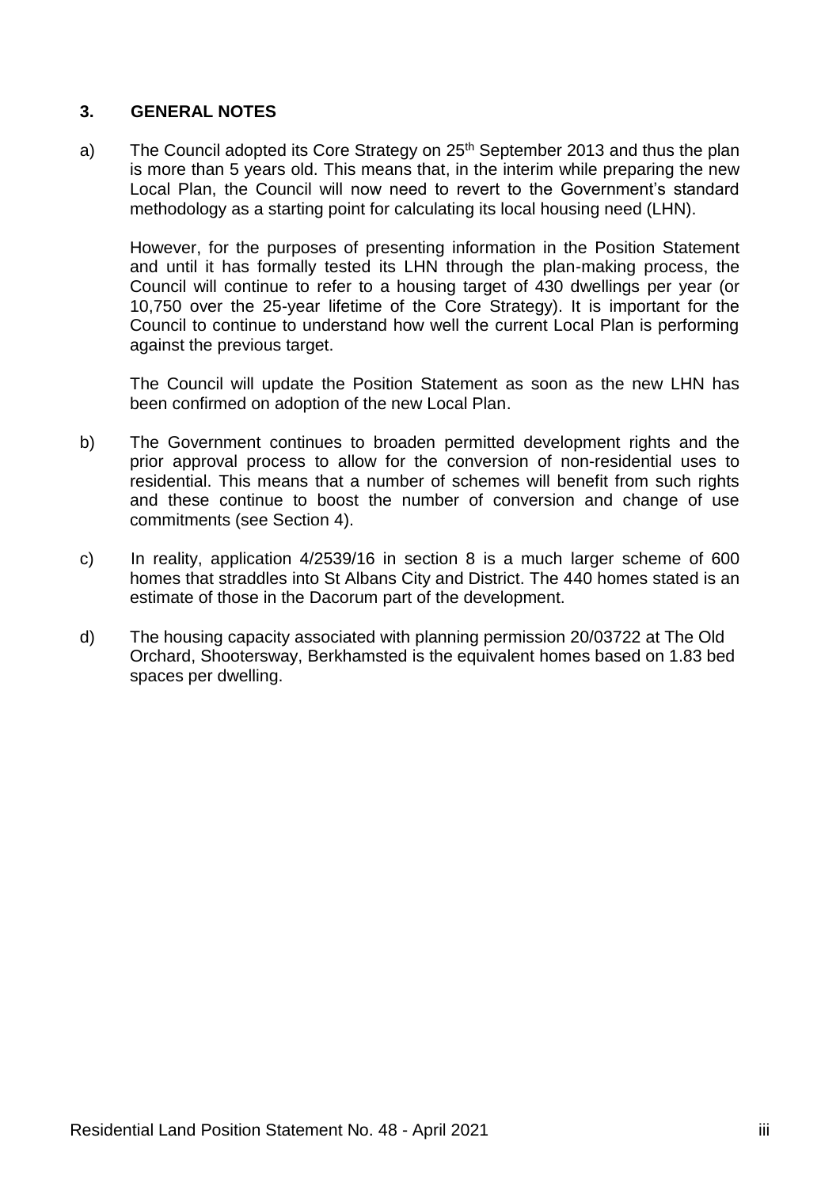## 3. GENERAL NOTES

a) The Council adopted its Core Strategy on 25th September 2013 and thus the plan is more than 5 years old. This means that, in the interim while preparing the new Local Plan, the Council will now need to revert to the Government's standard methodology as a starting point for calculating its local housing need (LHN).

However, for the purposes of presenting information in the Position Statement and until it has formally tested its LHN through the plan-making process, the Council will continue to refer to a housing target of 430 dwellings per year (or 10,750 over the 25-year lifetime of the Core Strategy). It is important for the Council to continue to understand how well the current Local Plan is performing against the previous target.

The Council will update the Position Statement as soon as the new LHN has been confirmed on adoption of the new Local Plan.

b) The Government continues to broaden permitted development rights and the prior approval process to allow for the conversion of non-residential uses to residential. This means that a number of schemes will benefit from such rights and these continue to boost the number of conversion and change of use commitments (see Section 4).

c) In reality, application 4/2539/16 in section 8 is a much larger scheme of 600 homes that straddles into St Albans City and District. The 440 homes stated is an estimate of those in the Dacorum part of the development.

d) The housing capacity associated with planning permission 20/03722 at The Old Orchard, Shootersway, Berkhamsted is the equivalent homes based on 1.83 bed spaces per dwelling.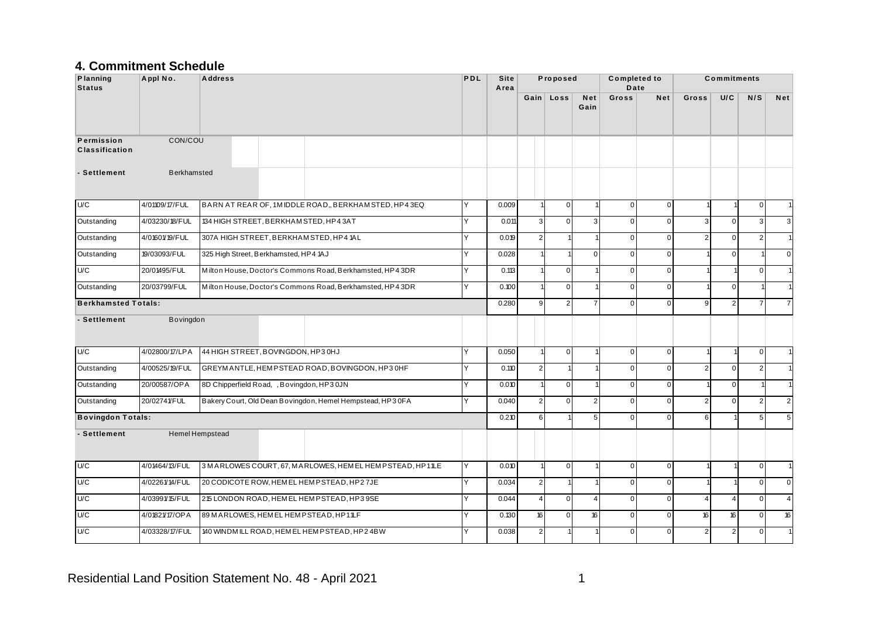## 4. Commitment Schedule

| Planning Status | Appl No. | Address | PDL | Site Area | Proposed | | | Completed to Date | | Commitments | | | |
|---|---|---|---|---|---|---|---|---|---|---|---|---|---|
| | | | | | Gain | Loss | Net Gain | Gross | Net | Gross | U/C | N/S | Net |
| **Permission Classification** | CON/COU | | | | | | | | | | | | |
| **- Settlement** | Berkhamsted | | | | | | | | | | | | |
| U/C | 4/01109/17/FUL | BARN AT REAR OF, 1 MIDDLE ROAD,, BERKHAMSTED, HP4 3EQ | Y | 0.009 | 1 | 0 | 1 | 0 | 0 | 1 | 1 | 0 | 1 |
| Outstanding | 4/03230/18/FUL | 134 HIGH STREET, BERKHAMSTED, HP4 3AT | Y | 0.011 | 3 | 0 | 3 | 0 | 0 | 3 | 0 | 3 | 3 |
| Outstanding | 4/01601/19/FUL | 307A HIGH STREET, BERKHAMSTED, HP4 1AL | Y | 0.019 | 2 | 1 | 1 | 0 | 0 | 2 | 0 | 2 | 1 |
| Outstanding | 19/03093/FUL | 325 High Street, Berkhamsted, HP4 1AJ | Y | 0.028 | 1 | 1 | 0 | 0 | 0 | 1 | 0 | 1 | 0 |
| U/C | 20/01495/FUL | Milton House, Doctor's Commons Road, Berkhamsted, HP4 3DR | Y | 0.113 | 1 | 0 | 1 | 0 | 0 | 1 | 1 | 0 | 1 |
| Outstanding | 20/03799/FUL | Milton House, Doctor's Commons Road, Berkhamsted, HP4 3DR | Y | 0.100 | 1 | 0 | 1 | 0 | 0 | 1 | 0 | 1 | 1 |
| **Berkhamsted Totals:** | | | | 0.280 | 9 | 2 | 7 | 0 | 0 | 9 | 2 | 7 | 7 |
| **- Settlement** | Bovingdon | | | | | | | | | | | | |
| U/C | 4/02800/17/LPA | 44 HIGH STREET, BOVINGDON, HP3 0HJ | Y | 0.050 | 1 | 0 | 1 | 0 | 0 | 1 | 1 | 0 | 1 |
| Outstanding | 4/00525/19/FUL | GREYMANTLE, HEMPSTEAD ROAD, BOVINGDON, HP3 0HF | Y | 0.110 | 2 | 1 | 1 | 0 | 0 | 2 | 0 | 2 | 1 |
| Outstanding | 20/00587/OPA | 8D Chipperfield Road, , Bovingdon, HP3 0JN | Y | 0.010 | 1 | 0 | 1 | 0 | 0 | 1 | 0 | 1 | 1 |
| Outstanding | 20/02741/FUL | Bakery Court, Old Dean Bovingdon, Hemel Hempstead, HP3 0FA | Y | 0.040 | 2 | 0 | 2 | 0 | 0 | 2 | 0 | 2 | 2 |
| **Bovingdon Totals:** | | | | 0.210 | 6 | 1 | 5 | 0 | 0 | 6 | 1 | 5 | 5 |
| **- Settlement** | Hemel Hempstead | | | | | | | | | | | | |
| U/C | 4/01464/13/FUL | 3 MARLOWES COURT, 67, MARLOWES, HEMEL HEMPSTEAD, HP1 1LE | Y | 0.010 | 1 | 0 | 1 | 0 | 0 | 1 | 1 | 0 | 1 |
| U/C | 4/02261/14/FUL | 20 CODICOTE ROW, HEMEL HEMPSTEAD, HP2 7JE | Y | 0.034 | 2 | 1 | 1 | 0 | 0 | 1 | 1 | 0 | 0 |
| U/C | 4/03991/15/FUL | 215 LONDON ROAD, HEMEL HEMPSTEAD, HP3 9SE | Y | 0.044 | 4 | 0 | 4 | 0 | 0 | 4 | 4 | 0 | 4 |
| U/C | 4/01821/17/OPA | 89 MARLOWES, HEMEL HEMPSTEAD, HP1 1LF | Y | 0.130 | 16 | 0 | 16 | 0 | 0 | 16 | 16 | 0 | 16 |
| U/C | 4/03328/17/FUL | 140 WINDMILL ROAD, HEMEL HEMPSTEAD, HP2 4BW | Y | 0.038 | 2 | 1 | 1 | 0 | 0 | 2 | 2 | 0 | 1 |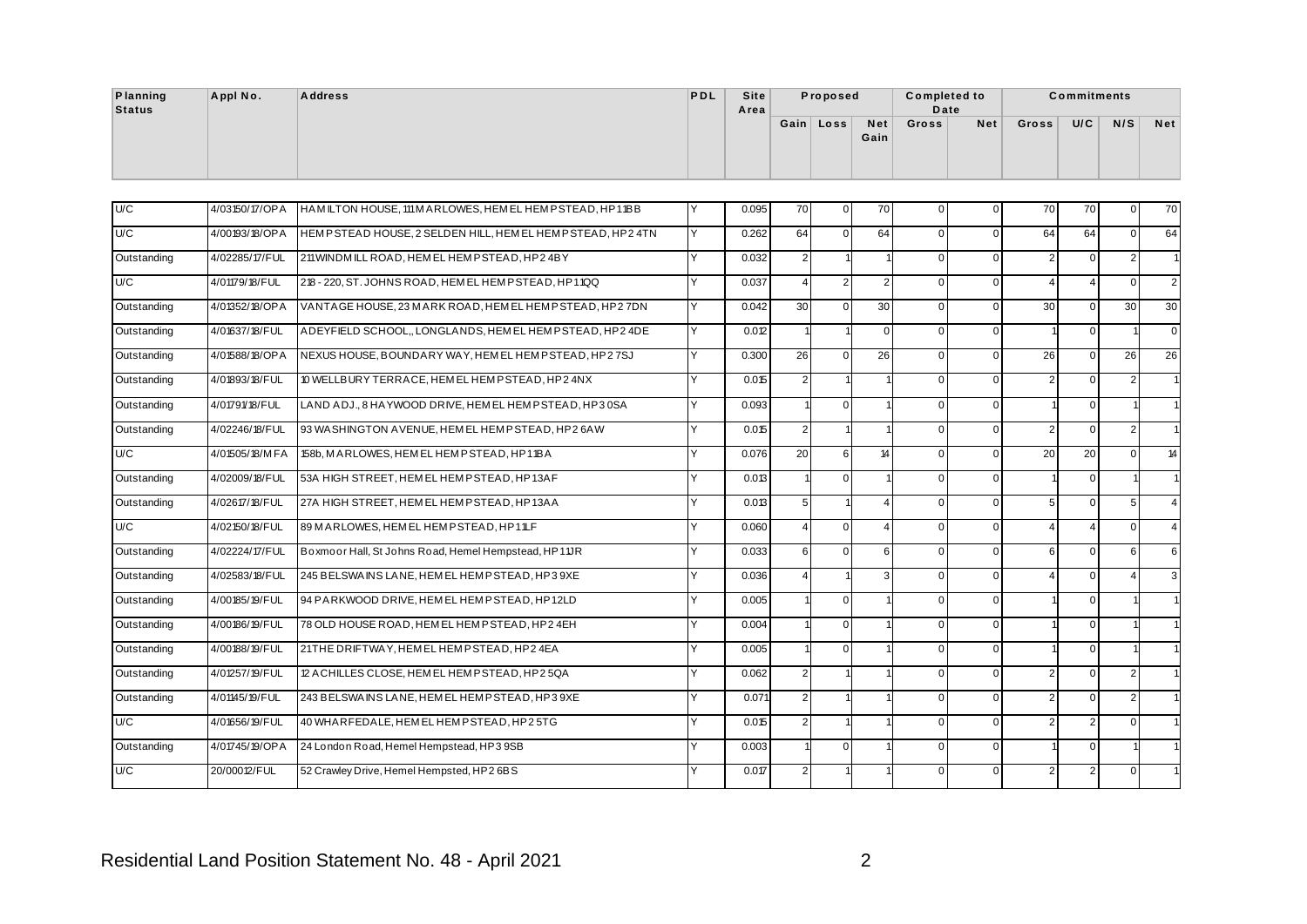| Planning Status | Appl No. | Address | PDL | Site Area | Proposed | | | Completed to Date | | Commitments | | | |
|---|---|---|---|---|---|---|---|---|---|---|---|---|---|
| | | | | | Gain | Loss | Net Gain | Gross | Net | Gross | U/C | N/S | Net |
| U/C | 4/03150/17/OPA | HAMILTON HOUSE, 111 MARLOWES, HEMEL HEMPSTEAD, HP1 1BB | Y | 0.095 | 70 | 0 | 70 | 0 | 0 | 70 | 70 | 0 | 70 |
| U/C | 4/00193/18/OPA | HEMPSTEAD HOUSE, 2 SELDEN HILL, HEMEL HEMPSTEAD, HP2 4TN | Y | 0.262 | 64 | 0 | 64 | 0 | 0 | 64 | 64 | 0 | 64 |
| Outstanding | 4/02285/17/FUL | 211 WINDMILL ROAD, HEMEL HEMPSTEAD, HP2 4BY | Y | 0.032 | 2 | 1 | 1 | 0 | 0 | 2 | 0 | 2 | 1 |
| U/C | 4/01179/18/FUL | 218 - 220, ST. JOHNS ROAD, HEMEL HEMPSTEAD, HP1 1QQ | Y | 0.037 | 4 | 2 | 2 | 0 | 0 | 4 | 4 | 0 | 2 |
| Outstanding | 4/01352/18/OPA | VANTAGE HOUSE, 23 MARK ROAD, HEMEL HEMPSTEAD, HP2 7DN | Y | 0.042 | 30 | 0 | 30 | 0 | 0 | 30 | 0 | 30 | 30 |
| Outstanding | 4/01637/18/FUL | ADEYFIELD SCHOOL,, LONGLANDS, HEMEL HEMPSTEAD, HP2 4DE | Y | 0.012 | 1 | 1 | 0 | 0 | 0 | 1 | 0 | 1 | 0 |
| Outstanding | 4/01588/18/OPA | NEXUS HOUSE, BOUNDARY WAY, HEMEL HEMPSTEAD, HP2 7SJ | Y | 0.300 | 26 | 0 | 26 | 0 | 0 | 26 | 0 | 26 | 26 |
| Outstanding | 4/01893/18/FUL | 10 WELLBURY TERRACE, HEMEL HEMPSTEAD, HP2 4NX | Y | 0.015 | 2 | 1 | 1 | 0 | 0 | 2 | 0 | 2 | 1 |
| Outstanding | 4/01791/18/FUL | LAND ADJ., 8 HAYWOOD DRIVE, HEMEL HEMPSTEAD, HP3 0SA | Y | 0.093 | 1 | 0 | 1 | 0 | 0 | 1 | 0 | 1 | 1 |
| Outstanding | 4/02246/18/FUL | 93 WASHINGTON AVENUE, HEMEL HEMPSTEAD, HP2 6AW | Y | 0.015 | 2 | 1 | 1 | 0 | 0 | 2 | 0 | 2 | 1 |
| U/C | 4/01505/18/MFA | 158b, MARLOWES, HEMEL HEMPSTEAD, HP1 1BA | Y | 0.076 | 20 | 6 | 14 | 0 | 0 | 20 | 20 | 0 | 14 |
| Outstanding | 4/02009/18/FUL | 53A HIGH STREET, HEMEL HEMPSTEAD, HP1 3AF | Y | 0.013 | 1 | 0 | 1 | 0 | 0 | 1 | 0 | 1 | 1 |
| Outstanding | 4/02617/18/FUL | 27A HIGH STREET, HEMEL HEMPSTEAD, HP1 3AA | Y | 0.013 | 5 | 1 | 4 | 0 | 0 | 5 | 0 | 5 | 4 |
| U/C | 4/02150/18/FUL | 89 MARLOWES, HEMEL HEMPSTEAD, HP1 1LF | Y | 0.060 | 4 | 0 | 4 | 0 | 0 | 4 | 4 | 0 | 4 |
| Outstanding | 4/02224/17/FUL | Boxmoor Hall, St Johns Road, Hemel Hempstead, HP1 1JR | Y | 0.033 | 6 | 0 | 6 | 0 | 0 | 6 | 0 | 6 | 6 |
| Outstanding | 4/02583/18/FUL | 245 BELSWAINS LANE, HEMEL HEMPSTEAD, HP3 9XE | Y | 0.036 | 4 | 1 | 3 | 0 | 0 | 4 | 0 | 4 | 3 |
| Outstanding | 4/00185/19/FUL | 94 PARKWOOD DRIVE, HEMEL HEMPSTEAD, HP1 2LD | Y | 0.005 | 1 | 0 | 1 | 0 | 0 | 1 | 0 | 1 | 1 |
| Outstanding | 4/00186/19/FUL | 78 OLD HOUSE ROAD, HEMEL HEMPSTEAD, HP2 4EH | Y | 0.004 | 1 | 0 | 1 | 0 | 0 | 1 | 0 | 1 | 1 |
| Outstanding | 4/00188/19/FUL | 21 THE DRIFTWAY, HEMEL HEMPSTEAD, HP2 4EA | Y | 0.005 | 1 | 0 | 1 | 0 | 0 | 1 | 0 | 1 | 1 |
| Outstanding | 4/01257/19/FUL | 12 ACHILLES CLOSE, HEMEL HEMPSTEAD, HP2 5QA | Y | 0.062 | 2 | 1 | 1 | 0 | 0 | 2 | 0 | 2 | 1 |
| Outstanding | 4/01145/19/FUL | 243 BELSWAINS LANE, HEMEL HEMPSTEAD, HP3 9XE | Y | 0.071 | 2 | 1 | 1 | 0 | 0 | 2 | 0 | 2 | 1 |
| U/C | 4/01656/19/FUL | 40 WHARFEDALE, HEMEL HEMPSTEAD, HP2 5TG | Y | 0.015 | 2 | 1 | 1 | 0 | 0 | 2 | 2 | 0 | 1 |
| Outstanding | 4/01745/19/OPA | 24 London Road, Hemel Hempstead, HP3 9SB | Y | 0.003 | 1 | 0 | 1 | 0 | 0 | 1 | 0 | 1 | 1 |
| U/C | 20/00012/FUL | 52 Crawley Drive, Hemel Hempsted, HP2 6BS | Y | 0.017 | 2 | 1 | 1 | 0 | 0 | 2 | 2 | 0 | 1 |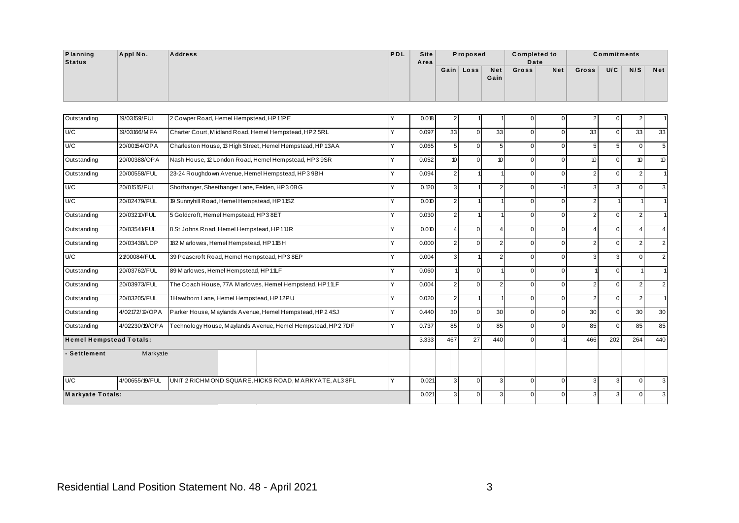| Planning Status | Appl No. | Address | PDL | Site Area | Proposed | | | Completed to Date | | Commitments | | | |
|---|---|---|---|---|---|---|---|---|---|---|---|---|---|
| | | | | | Gain | Loss | Net Gain | Gross | Net | Gross | U/C | N/S | Net |
| Outstanding | 19/03159/FUL | 2 Cowper Road, Hemel Hempstead, HP1 1PE | Y | 0.018 | 2 | 1 | 1 | 0 | 0 | 2 | 0 | 2 | 1 |
| U/C | 19/03166/MFA | Charter Court, Midland Road, Hemel Hempstead, HP2 5RL | Y | 0.097 | 33 | 0 | 33 | 0 | 0 | 33 | 0 | 33 | 33 |
| U/C | 20/00154/OPA | Charleston House, 13 High Street, Hemel Hempstead, HP1 3AA | Y | 0.065 | 5 | 0 | 5 | 0 | 0 | 5 | 5 | 0 | 5 |
| Outstanding | 20/00388/OPA | Nash House, 12 London Road, Hemel Hempstead, HP3 9SR | Y | 0.052 | 10 | 0 | 10 | 0 | 0 | 10 | 0 | 10 | 10 |
| Outstanding | 20/00558/FUL | 23-24 Roughdown Avenue, Hemel Hempstead, HP3 9BH | Y | 0.094 | 2 | 1 | 1 | 0 | 0 | 2 | 0 | 2 | 1 |
| U/C | 20/01515/FUL | Shothanger, Sheethanger Lane, Felden, HP3 0BG | Y | 0.120 | 3 | 1 | 2 | 0 | -1 | 3 | 3 | 0 | 3 |
| U/C | 20/02479/FUL | 19 Sunnyhill Road, Hemel Hempstead, HP1 1SZ | Y | 0.010 | 2 | 1 | 1 | 0 | 0 | 2 | 1 | 1 | 1 |
| Outstanding | 20/03210/FUL | 5 Goldcroft, Hemel Hempstead, HP3 8ET | Y | 0.030 | 2 | 1 | 1 | 0 | 0 | 2 | 0 | 2 | 1 |
| Outstanding | 20/03541/FUL | 8 St Johns Road, Hemel Hempstead, HP1 1JR | Y | 0.010 | 4 | 0 | 4 | 0 | 0 | 4 | 0 | 4 | 4 |
| Outstanding | 20/03438/LDP | 182 Marlowes, Hemel Hempstead, HP1 1BH | Y | 0.000 | 2 | 0 | 2 | 0 | 0 | 2 | 0 | 2 | 2 |
| U/C | 21/00084/FUL | 39 Peascroft Road, Hemel Hempstead, HP3 8EP | Y | 0.004 | 3 | 1 | 2 | 0 | 0 | 3 | 3 | 0 | 2 |
| Outstanding | 20/03762/FUL | 89 Marlowes, Hemel Hempstead, HP1 1LF | Y | 0.060 | 1 | 0 | 1 | 0 | 0 | 1 | 0 | 1 | 1 |
| Outstanding | 20/03973/FUL | The Coach House, 77A Marlowes, Hemel Hempstead, HP1 1LF | Y | 0.004 | 2 | 0 | 2 | 0 | 0 | 2 | 0 | 2 | 2 |
| Outstanding | 20/03205/FUL | 1 Hawthorn Lane, Hemel Hempstead, HP1 2PU | Y | 0.020 | 2 | 1 | 1 | 0 | 0 | 2 | 0 | 2 | 1 |
| Outstanding | 4/02172/19/OPA | Parker House, Maylands Avenue, Hemel Hempstead, HP2 4SJ | Y | 0.440 | 30 | 0 | 30 | 0 | 0 | 30 | 0 | 30 | 30 |
| Outstanding | 4/02230/19/OPA | Technology House, Maylands Avenue, Hemel Hempstead, HP2 7DF | Y | 0.737 | 85 | 0 | 85 | 0 | 0 | 85 | 0 | 85 | 85 |
| **Hemel Hempstead Totals:** | | | | 3.333 | 467 | 27 | 440 | 0 | -1 | 466 | 202 | 264 | 440 |
| **- Settlement** | Markyate | | | | | | | | | | | | |
| U/C | 4/00655/19/FUL | UNIT 2 RICHMOND SQUARE, HICKS ROAD, MARKYATE, AL3 8FL | Y | 0.021 | 3 | 0 | 3 | 0 | 0 | 3 | 3 | 0 | 3 |
| **Markyate Totals:** | | | | 0.021 | 3 | 0 | 3 | 0 | 0 | 3 | 3 | 0 | 3 |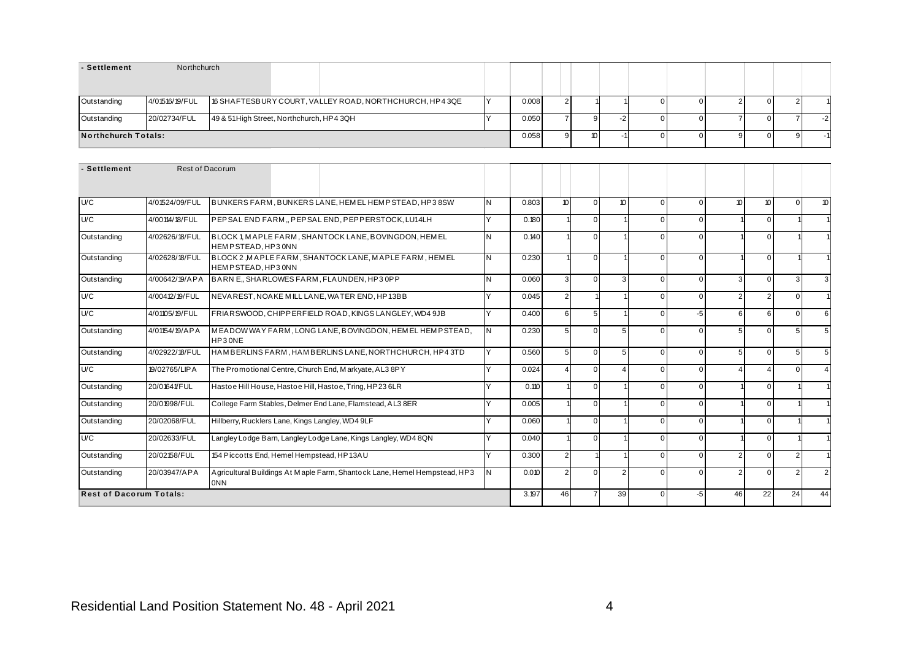| - Settlement | Northchurch | | | | | | | | | | | | |
|---|---|---|---|---|---|---|---|---|---|---|---|---|---|
| Outstanding | 4/01516/19/FUL | 16 SHAFTESBURY COURT, VALLEY ROAD, NORTHCHURCH, HP4 3QE | Y | 0.008 | 2 | 1 | 1 | 0 | 0 | 2 | 0 | 2 | 1 |
| Outstanding | 20/02734/FUL | 49 & 51 High Street, Northchurch, HP4 3QH | Y | 0.050 | 7 | 9 | -2 | 0 | 0 | 7 | 0 | 7 | -2 |
| **Northchurch Totals:** | | | | 0.058 | 9 | 10 | -1 | 0 | 0 | 9 | 0 | 9 | -1 |

| - Settlement | Rest of Dacorum | | | | | | | | | | | | |
|---|---|---|---|---|---|---|---|---|---|---|---|---|---|
| U/C | 4/01524/09/FUL | BUNKERS FARM, BUNKERS LANE, HEMEL HEMPSTEAD, HP3 8SW | N | 0.803 | 10 | 0 | 10 | 0 | 0 | 10 | 10 | 0 | 10 |
| U/C | 4/00114/18/FUL | PEPSAL END FARM,, PEPSAL END, PEPPERSTOCK, LU1 4LH | Y | 0.180 | 1 | 0 | 1 | 0 | 0 | 1 | 0 | 1 | 1 |
| Outstanding | 4/02626/18/FUL | BLOCK 1, MAPLE FARM, SHANTOCK LANE, BOVINGDON, HEMEL HEMPSTEAD, HP3 0NN | N | 0.140 | 1 | 0 | 1 | 0 | 0 | 1 | 0 | 1 | 1 |
| Outstanding | 4/02628/18/FUL | BLOCK 2 ,MAPLE FARM, SHANTOCK LANE, MAPLE FARM, HEMEL HEMPSTEAD, HP3 0NN | N | 0.230 | 1 | 0 | 1 | 0 | 0 | 1 | 0 | 1 | 1 |
| Outstanding | 4/00642/19/APA | BARN E,, SHARLOWES FARM, FLAUNDEN, HP3 0PP | N | 0.060 | 3 | 0 | 3 | 0 | 0 | 3 | 0 | 3 | 3 |
| U/C | 4/00412/19/FUL | NEVAREST, NOAKE MILL LANE, WATER END, HP1 3BB | Y | 0.045 | 2 | 1 | 1 | 0 | 0 | 2 | 2 | 0 | 1 |
| U/C | 4/01105/19/FUL | FRIARSWOOD, CHIPPERFIELD ROAD, KINGS LANGLEY, WD4 9JB | Y | 0.400 | 6 | 5 | 1 | 0 | -5 | 6 | 6 | 0 | 6 |
| Outstanding | 4/01154/19/APA | MEADOWWAY FARM, LONG LANE, BOVINGDON, HEMEL HEMPSTEAD, HP3 0NE | N | 0.230 | 5 | 0 | 5 | 0 | 0 | 5 | 0 | 5 | 5 |
| Outstanding | 4/02922/18/FUL | HAMBERLINS FARM, HAMBERLINS LANE, NORTHCHURCH, HP4 3TD | Y | 0.560 | 5 | 0 | 5 | 0 | 0 | 5 | 0 | 5 | 5 |
| U/C | 19/02765/LIPA | The Promotional Centre, Church End, Markyate, AL3 8PY | Y | 0.024 | 4 | 0 | 4 | 0 | 0 | 4 | 4 | 0 | 4 |
| Outstanding | 20/01641/FUL | Hastoe Hill House, Hastoe Hill, Hastoe, Tring, HP23 6LR | Y | 0.110 | 1 | 0 | 1 | 0 | 0 | 1 | 0 | 1 | 1 |
| Outstanding | 20/01998/FUL | College Farm Stables, Delmer End Lane, Flamstead, AL3 8ER | Y | 0.005 | 1 | 0 | 1 | 0 | 0 | 1 | 0 | 1 | 1 |
| Outstanding | 20/02068/FUL | Hillberry, Rucklers Lane, Kings Langley, WD4 9LF | Y | 0.060 | 1 | 0 | 1 | 0 | 0 | 1 | 0 | 1 | 1 |
| U/C | 20/02633/FUL | Langley Lodge Barn, Langley Lodge Lane, Kings Langley, WD4 8QN | Y | 0.040 | 1 | 0 | 1 | 0 | 0 | 1 | 0 | 1 | 1 |
| Outstanding | 20/02158/FUL | 154 Piccotts End, Hemel Hempstead, HP1 3AU | Y | 0.300 | 2 | 1 | 1 | 0 | 0 | 2 | 0 | 2 | 1 |
| Outstanding | 20/03947/APA | Agricultural Buildings At Maple Farm, Shantock Lane, Hemel Hempstead, HP3 0NN | N | 0.010 | 2 | 0 | 2 | 0 | 0 | 2 | 0 | 2 | 2 |
| **Rest of Dacorum Totals:** | | | | 3.197 | 46 | 7 | 39 | 0 | -5 | 46 | 22 | 24 | 44 |

Residential Land Position Statement No. 48 - April 2021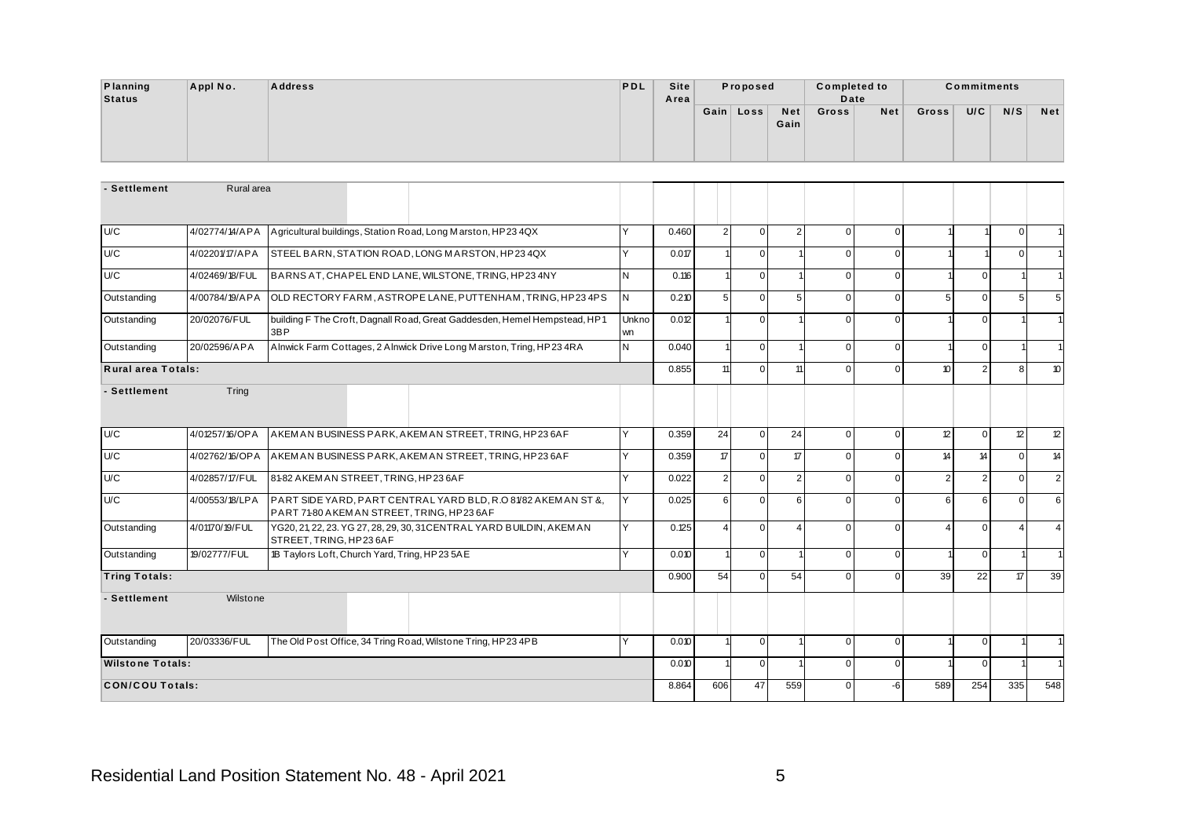| Planning Status | Appl No. | Address | PDL | Site Area | Proposed | | | Completed to Date | | Commitments | | | |
|---|---|---|---|---|---|---|---|---|---|---|---|---|---|
| | | | | | Gain | Loss | Net Gain | Gross | Net | Gross | U/C | N/S | Net |
| **- Settlement** | Rural area | | | | | | | | | | | | |
| U/C | 4/02774/14/APA | Agricultural buildings, Station Road, Long Marston, HP23 4QX | Y | 0.460 | 2 | 0 | 2 | 0 | 0 | 1 | 1 | 0 | 1 |
| U/C | 4/02201/17/APA | STEEL BARN, STATION ROAD, LONG MARSTON, HP23 4QX | Y | 0.017 | 1 | 0 | 1 | 0 | 0 | 1 | 1 | 0 | 1 |
| U/C | 4/02469/18/FUL | BARNS AT, CHAPEL END LANE, WILSTONE, TRING, HP23 4NY | N | 0.116 | 1 | 0 | 1 | 0 | 0 | 1 | 0 | 1 | 1 |
| Outstanding | 4/00784/19/APA | OLD RECTORY FARM, ASTROPE LANE, PUTTENHAM, TRING, HP23 4PS | N | 0.210 | 5 | 0 | 5 | 0 | 0 | 5 | 0 | 5 | 5 |
| Outstanding | 20/02076/FUL | building F The Croft, Dagnall Road, Great Gaddesden, Hemel Hempstead, HP1 3BP | Unknown | 0.012 | 1 | 0 | 1 | 0 | 0 | 1 | 0 | 1 | 1 |
| Outstanding | 20/02596/APA | Alnwick Farm Cottages, 2 Alnwick Drive Long Marston, Tring, HP23 4RA | N | 0.040 | 1 | 0 | 1 | 0 | 0 | 1 | 0 | 1 | 1 |
| **Rural area Totals:** | | | | 0.855 | 11 | 0 | 11 | 0 | 0 | 10 | 2 | 8 | 10 |
| **- Settlement** | Tring | | | | | | | | | | | | |
| U/C | 4/01257/16/OPA | AKEMAN BUSINESS PARK, AKEMAN STREET, TRING, HP23 6AF | Y | 0.359 | 24 | 0 | 24 | 0 | 0 | 12 | 0 | 12 | 12 |
| U/C | 4/02762/16/OPA | AKEMAN BUSINESS PARK, AKEMAN STREET, TRING, HP23 6AF | Y | 0.359 | 17 | 0 | 17 | 0 | 0 | 14 | 14 | 0 | 14 |
| U/C | 4/02857/17/FUL | 81-82 AKEMAN STREET, TRING, HP23 6AF | Y | 0.022 | 2 | 0 | 2 | 0 | 0 | 2 | 2 | 0 | 2 |
| U/C | 4/00553/18/LPA | PART SIDE YARD, PART CENTRAL YARD BLD, R.O 81/82 AKEMAN ST &, PART 71-80 AKEMAN STREET, TRING, HP23 6AF | Y | 0.025 | 6 | 0 | 6 | 0 | 0 | 6 | 6 | 0 | 6 |
| Outstanding | 4/01170/19/FUL | YG20, 21, 22, 23. YG 27, 28, 29, 30, 31 CENTRAL YARD BUILDIN, AKEMAN STREET, TRING, HP23 6AF | Y | 0.125 | 4 | 0 | 4 | 0 | 0 | 4 | 0 | 4 | 4 |
| Outstanding | 19/02777/FUL | 1B Taylors Loft, Church Yard, Tring, HP23 5AE | Y | 0.010 | 1 | 0 | 1 | 0 | 0 | 1 | 0 | 1 | 1 |
| **Tring Totals:** | | | | 0.900 | 54 | 0 | 54 | 0 | 0 | 39 | 22 | 17 | 39 |
| **- Settlement** | Wilstone | | | | | | | | | | | | |
| Outstanding | 20/03336/FUL | The Old Post Office, 34 Tring Road, Wilstone Tring, HP23 4PB | Y | 0.010 | 1 | 0 | 1 | 0 | 0 | 1 | 0 | 1 | 1 |
| **Wilstone Totals:** | | | | 0.010 | 1 | 0 | 1 | 0 | 0 | 1 | 0 | 1 | 1 |
| **CON/COU Totals:** | | | | 8.864 | 606 | 47 | 559 | 0 | -6 | 589 | 254 | 335 | 548 |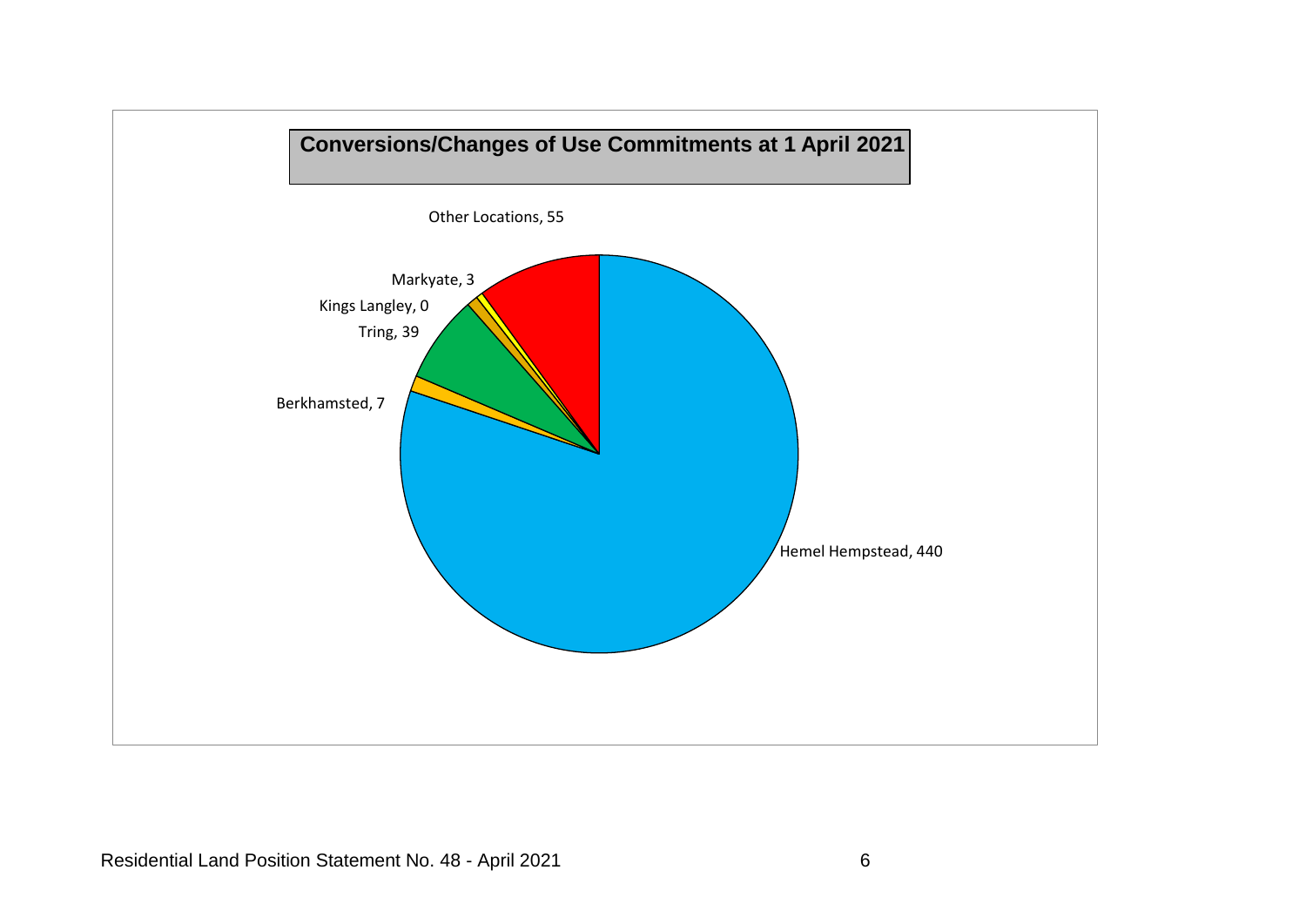## Conversions/Changes of Use Commitments at 1 April 2021

Other Locations, 55

Markyate, 3

Kings Langley, 0

Tring, 39

Berkhamsted, 7

Hemel Hempstead, 440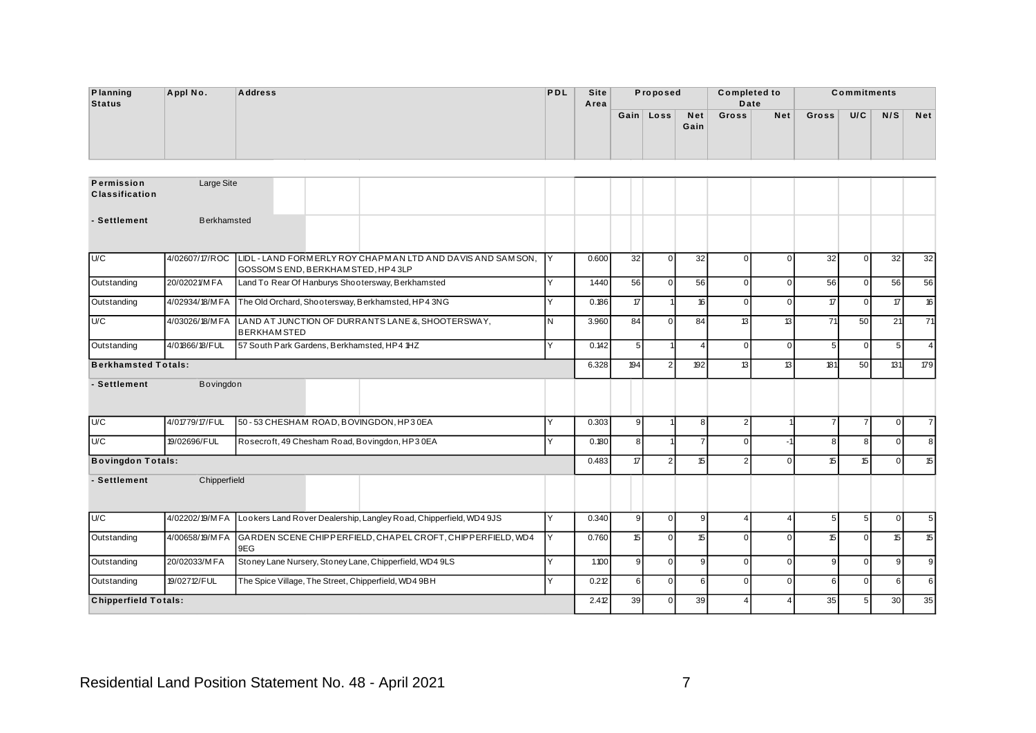| Planning Status | Appl No. | Address | PDL | Site Area | Proposed | | | Completed to Date | | Commitments | | | |
|---|---|---|---|---|---|---|---|---|---|---|---|---|---|
| | | | | | Gain | Loss | Net Gain | Gross | Net | Gross | U/C | N/S | Net |
| **Permission Classification** | Large Site | | | | | | | | | | | | |
| **- Settlement** | Berkhamsted | | | | | | | | | | | | |
| U/C | 4/02607/17/ROC | LIDL - LAND FORMERLY ROY CHAPMAN LTD AND DAVIS AND SAMSON, GOSSOMS END, BERKHAMSTED, HP4 3LP | Y | 0.600 | 32 | 0 | 32 | 0 | 0 | 32 | 0 | 32 | 32 |
| Outstanding | 20/02021/MFA | Land To Rear Of Hanburys Shootersway, Berkhamsted | Y | 1.440 | 56 | 0 | 56 | 0 | 0 | 56 | 0 | 56 | 56 |
| Outstanding | 4/02934/18/MFA | The Old Orchard, Shootersway, Berkhamsted, HP4 3NG | Y | 0.186 | 17 | 1 | 16 | 0 | 0 | 17 | 0 | 17 | 16 |
| U/C | 4/03026/18/MFA | LAND AT JUNCTION OF DURRANTS LANE &, SHOOTERSWAY, BERKHAMSTED | N | 3.960 | 84 | 0 | 84 | 13 | 13 | 71 | 50 | 21 | 71 |
| Outstanding | 4/01866/18/FUL | 57 South Park Gardens, Berkhamsted, HP4 1HZ | Y | 0.142 | 5 | 1 | 4 | 0 | 0 | 5 | 0 | 5 | 4 |
| **Berkhamsted Totals:** | | | | 6.328 | 194 | 2 | 192 | 13 | 13 | 181 | 50 | 131 | 179 |
| **- Settlement** | Bovingdon | | | | | | | | | | | | |
| U/C | 4/01779/17/FUL | 50 - 53 CHESHAM ROAD, BOVINGDON, HP3 0EA | Y | 0.303 | 9 | 1 | 8 | 2 | 1 | 7 | 7 | 0 | 7 |
| U/C | 19/02696/FUL | Rosecroft, 49 Chesham Road, Bovingdon, HP3 0EA | Y | 0.180 | 8 | 1 | 7 | 0 | -1 | 8 | 8 | 0 | 8 |
| **Bovingdon Totals:** | | | | 0.483 | 17 | 2 | 15 | 2 | 0 | 15 | 15 | 0 | 15 |
| **- Settlement** | Chipperfield | | | | | | | | | | | | |
| U/C | 4/02202/19/MFA | Lookers Land Rover Dealership, Langley Road, Chipperfield, WD4 9JS | Y | 0.340 | 9 | 0 | 9 | 4 | 4 | 5 | 5 | 0 | 5 |
| Outstanding | 4/00658/19/MFA | GARDEN SCENE CHIPPERFIELD, CHAPEL CROFT, CHIPPERFIELD, WD4 9EG | Y | 0.760 | 15 | 0 | 15 | 0 | 0 | 15 | 0 | 15 | 15 |
| Outstanding | 20/02033/MFA | Stoney Lane Nursery, Stoney Lane, Chipperfield, WD4 9LS | Y | 1.100 | 9 | 0 | 9 | 0 | 0 | 9 | 0 | 9 | 9 |
| Outstanding | 19/02712/FUL | The Spice Village, The Street, Chipperfield, WD4 9BH | Y | 0.212 | 6 | 0 | 6 | 0 | 0 | 6 | 0 | 6 | 6 |
| **Chipperfield Totals:** | | | | 2.412 | 39 | 0 | 39 | 4 | 4 | 35 | 5 | 30 | 35 |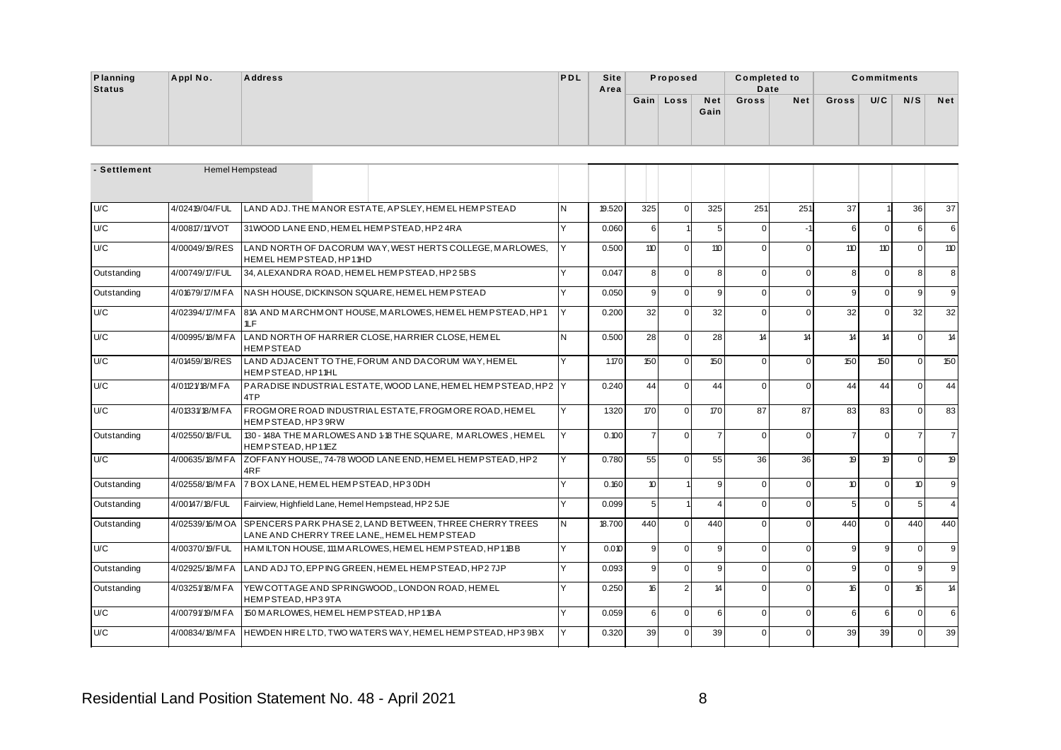| Planning Status | Appl No. | Address | PDL | Site Area | Proposed | | | Completed to Date | | Commitments | | | |
|---|---|---|---|---|---|---|---|---|---|---|---|---|---|
| | | | | | Gain | Loss | Net Gain | Gross | Net | Gross | U/C | N/S | Net |
| **- Settlement** | | Hemel Hempstead | | | | | | | | | | | |
| U/C | 4/02419/04/FUL | LAND ADJ. THE MANOR ESTATE, APSLEY, HEMEL HEMPSTEAD | N | 19.520 | 325 | 0 | 325 | 251 | 251 | 37 | 1 | 36 | 37 |
| U/C | 4/00817/11/VOT | 31 WOOD LANE END, HEMEL HEMPSTEAD, HP2 4RA | Y | 0.060 | 6 | 1 | 5 | 0 | -1 | 6 | 0 | 6 | 6 |
| U/C | 4/00049/19/RES | LAND NORTH OF DACORUM WAY, WEST HERTS COLLEGE, MARLOWES, HEMEL HEMPSTEAD, HP1 1HD | Y | 0.500 | 110 | 0 | 110 | 0 | 0 | 110 | 110 | 0 | 110 |
| Outstanding | 4/00749/17/FUL | 34, ALEXANDRA ROAD, HEMEL HEMPSTEAD, HP2 5BS | Y | 0.047 | 8 | 0 | 8 | 0 | 0 | 8 | 0 | 8 | 8 |
| Outstanding | 4/01679/17/MFA | NASH HOUSE, DICKINSON SQUARE, HEMEL HEMPSTEAD | Y | 0.050 | 9 | 0 | 9 | 0 | 0 | 9 | 0 | 9 | 9 |
| U/C | 4/02394/17/MFA | 81A AND MARCHMONT HOUSE, MARLOWES, HEMEL HEMPSTEAD, HP1 1LF | Y | 0.200 | 32 | 0 | 32 | 0 | 0 | 32 | 0 | 32 | 32 |
| U/C | 4/00995/18/MFA | LAND NORTH OF HARRIER CLOSE, HARRIER CLOSE, HEMEL HEMPSTEAD | N | 0.500 | 28 | 0 | 28 | 14 | 14 | 14 | 14 | 0 | 14 |
| U/C | 4/01459/18/RES | LAND ADJACENT TO THE, FORUM AND DACORUM WAY, HEMEL HEMPSTEAD, HP1 1HL | Y | 1.170 | 150 | 0 | 150 | 0 | 0 | 150 | 150 | 0 | 150 |
| U/C | 4/01121/18/MFA | PARADISE INDUSTRIAL ESTATE, WOOD LANE, HEMEL HEMPSTEAD, HP2 4TP | Y | 0.240 | 44 | 0 | 44 | 0 | 0 | 44 | 44 | 0 | 44 |
| U/C | 4/01331/18/MFA | FROGMORE ROAD INDUSTRIAL ESTATE, FROGMORE ROAD, HEMEL HEMPSTEAD, HP3 9RW | Y | 1.320 | 170 | 0 | 170 | 87 | 87 | 83 | 83 | 0 | 83 |
| Outstanding | 4/02550/18/FUL | 130 - 148A THE MARLOWES AND 1-18 THE SQUARE, MARLOWES, HEMEL HEMPSTEAD, HP1 1EZ | Y | 0.100 | 7 | 0 | 7 | 0 | 0 | 7 | 0 | 7 | 7 |
| U/C | 4/00635/18/MFA | ZOFFANY HOUSE,, 74-78 WOOD LANE END, HEMEL HEMPSTEAD, HP2 4RF | Y | 0.780 | 55 | 0 | 55 | 36 | 36 | 19 | 19 | 0 | 19 |
| Outstanding | 4/02558/18/MFA | 7 BOX LANE, HEMEL HEMPSTEAD, HP3 0DH | Y | 0.160 | 10 | 1 | 9 | 0 | 0 | 10 | 0 | 10 | 9 |
| Outstanding | 4/00147/18/FUL | Fairview, Highfield Lane, Hemel Hempstead, HP2 5JE | Y | 0.099 | 5 | 1 | 4 | 0 | 0 | 5 | 0 | 5 | 4 |
| Outstanding | 4/02539/16/MOA | SPENCERS PARK PHASE 2, LAND BETWEEN, THREE CHERRY TREES LANE AND CHERRY TREE LANE,, HEMEL HEMPSTEAD | N | 18.700 | 440 | 0 | 440 | 0 | 0 | 440 | 0 | 440 | 440 |
| U/C | 4/00370/19/FUL | HAMILTON HOUSE, 111 MARLOWES, HEMEL HEMPSTEAD, HP1 1BB | Y | 0.010 | 9 | 0 | 9 | 0 | 0 | 9 | 9 | 0 | 9 |
| Outstanding | 4/02925/18/MFA | LAND ADJ TO, EPPING GREEN, HEMEL HEMPSTEAD, HP2 7JP | Y | 0.093 | 9 | 0 | 9 | 0 | 0 | 9 | 0 | 9 | 9 |
| Outstanding | 4/03251/18/MFA | YEW COTTAGE AND SPRINGWOOD,, LONDON ROAD, HEMEL HEMPSTEAD, HP3 9TA | Y | 0.250 | 16 | 2 | 14 | 0 | 0 | 16 | 0 | 16 | 14 |
| U/C | 4/00791/19/MFA | 150 MARLOWES, HEMEL HEMPSTEAD, HP1 1BA | Y | 0.059 | 6 | 0 | 6 | 0 | 0 | 6 | 6 | 0 | 6 |
| U/C | 4/00834/18/MFA | HEWDEN HIRE LTD, TWO WATERS WAY, HEMEL HEMPSTEAD, HP3 9BX | Y | 0.320 | 39 | 0 | 39 | 0 | 0 | 39 | 39 | 0 | 39 |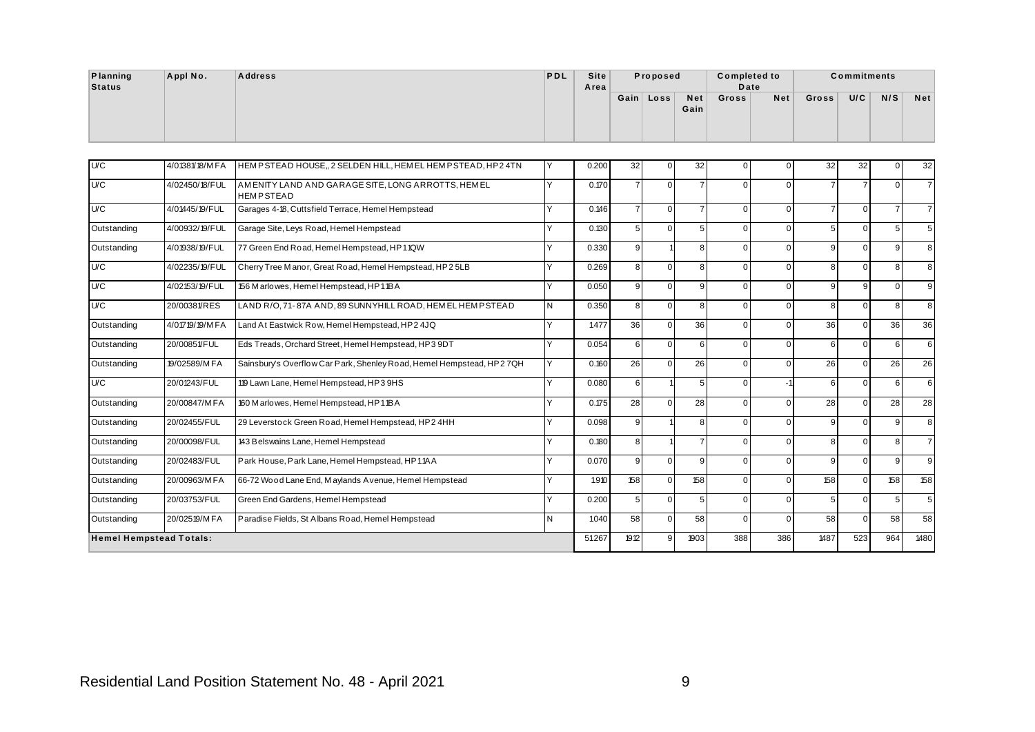| Planning Status | Appl No. | Address | PDL | Site Area | Proposed | | | Completed to Date | | Commitments | | | |
|---|---|---|---|---|---|---|---|---|---|---|---|---|---|
| | | | | | Gain | Loss | Net Gain | Gross | Net | Gross | U/C | N/S | Net |
| U/C | 4/01381/18/MFA | HEMPSTEAD HOUSE,, 2 SELDEN HILL, HEMEL HEMPSTEAD, HP2 4TN | Y | 0.200 | 32 | 0 | 32 | 0 | 0 | 32 | 32 | 0 | 32 |
| U/C | 4/02450/18/FUL | AMENITY LAND AND GARAGE SITE, LONG ARROTTS, HEMEL HEMPSTEAD | Y | 0.170 | 7 | 0 | 7 | 0 | 0 | 7 | 7 | 0 | 7 |
| U/C | 4/01445/19/FUL | Garages 4-18, Cuttsfield Terrace, Hemel Hempstead | Y | 0.146 | 7 | 0 | 7 | 0 | 0 | 7 | 0 | 7 | 7 |
| Outstanding | 4/00932/19/FUL | Garage Site, Leys Road, Hemel Hempstead | Y | 0.130 | 5 | 0 | 5 | 0 | 0 | 5 | 0 | 5 | 5 |
| Outstanding | 4/01938/19/FUL | 77 Green End Road, Hemel Hempstead, HP1 1QW | Y | 0.330 | 9 | 1 | 8 | 0 | 0 | 9 | 0 | 9 | 8 |
| U/C | 4/02235/19/FUL | Cherry Tree Manor, Great Road, Hemel Hempstead, HP2 5LB | Y | 0.269 | 8 | 0 | 8 | 0 | 0 | 8 | 0 | 8 | 8 |
| U/C | 4/02153/19/FUL | 156 Marlowes, Hemel Hempstead, HP1 1BA | Y | 0.050 | 9 | 0 | 9 | 0 | 0 | 9 | 9 | 0 | 9 |
| U/C | 20/00381/RES | LAND R/O, 71-87A AND, 89 SUNNYHILL ROAD, HEMEL HEMPSTEAD | N | 0.350 | 8 | 0 | 8 | 0 | 0 | 8 | 0 | 8 | 8 |
| Outstanding | 4/01719/19/MFA | Land At Eastwick Row, Hemel Hempstead, HP2 4JQ | Y | 1.477 | 36 | 0 | 36 | 0 | 0 | 36 | 0 | 36 | 36 |
| Outstanding | 20/00851/FUL | Eds Treads, Orchard Street, Hemel Hempstead, HP3 9DT | Y | 0.054 | 6 | 0 | 6 | 0 | 0 | 6 | 0 | 6 | 6 |
| Outstanding | 19/02589/MFA | Sainsbury's Overflow Car Park, Shenley Road, Hemel Hempstead, HP2 7QH | Y | 0.160 | 26 | 0 | 26 | 0 | 0 | 26 | 0 | 26 | 26 |
| U/C | 20/01243/FUL | 119 Lawn Lane, Hemel Hempstead, HP3 9HS | Y | 0.080 | 6 | 1 | 5 | 0 | -1 | 6 | 0 | 6 | 6 |
| Outstanding | 20/00847/MFA | 160 Marlowes, Hemel Hempstead, HP1 1BA | Y | 0.175 | 28 | 0 | 28 | 0 | 0 | 28 | 0 | 28 | 28 |
| Outstanding | 20/02455/FUL | 29 Leverstock Green Road, Hemel Hempstead, HP2 4HH | Y | 0.098 | 9 | 1 | 8 | 0 | 0 | 9 | 0 | 9 | 8 |
| Outstanding | 20/00098/FUL | 143 Belswains Lane, Hemel Hempstead | Y | 0.180 | 8 | 1 | 7 | 0 | 0 | 8 | 0 | 8 | 7 |
| Outstanding | 20/02483/FUL | Park House, Park Lane, Hemel Hempstead, HP1 1AA | Y | 0.070 | 9 | 0 | 9 | 0 | 0 | 9 | 0 | 9 | 9 |
| Outstanding | 20/00963/MFA | 66-72 Wood Lane End, Maylands Avenue, Hemel Hempstead | Y | 1.910 | 158 | 0 | 158 | 0 | 0 | 158 | 0 | 158 | 158 |
| Outstanding | 20/03753/FUL | Green End Gardens, Hemel Hempstead | Y | 0.200 | 5 | 0 | 5 | 0 | 0 | 5 | 0 | 5 | 5 |
| Outstanding | 20/02519/MFA | Paradise Fields, St Albans Road, Hemel Hempstead | N | 1.040 | 58 | 0 | 58 | 0 | 0 | 58 | 0 | 58 | 58 |
| **Hemel Hempstead Totals:** | | | | 51.267 | 1912 | 9 | 1903 | 388 | 386 | 1487 | 523 | 964 | 1480 |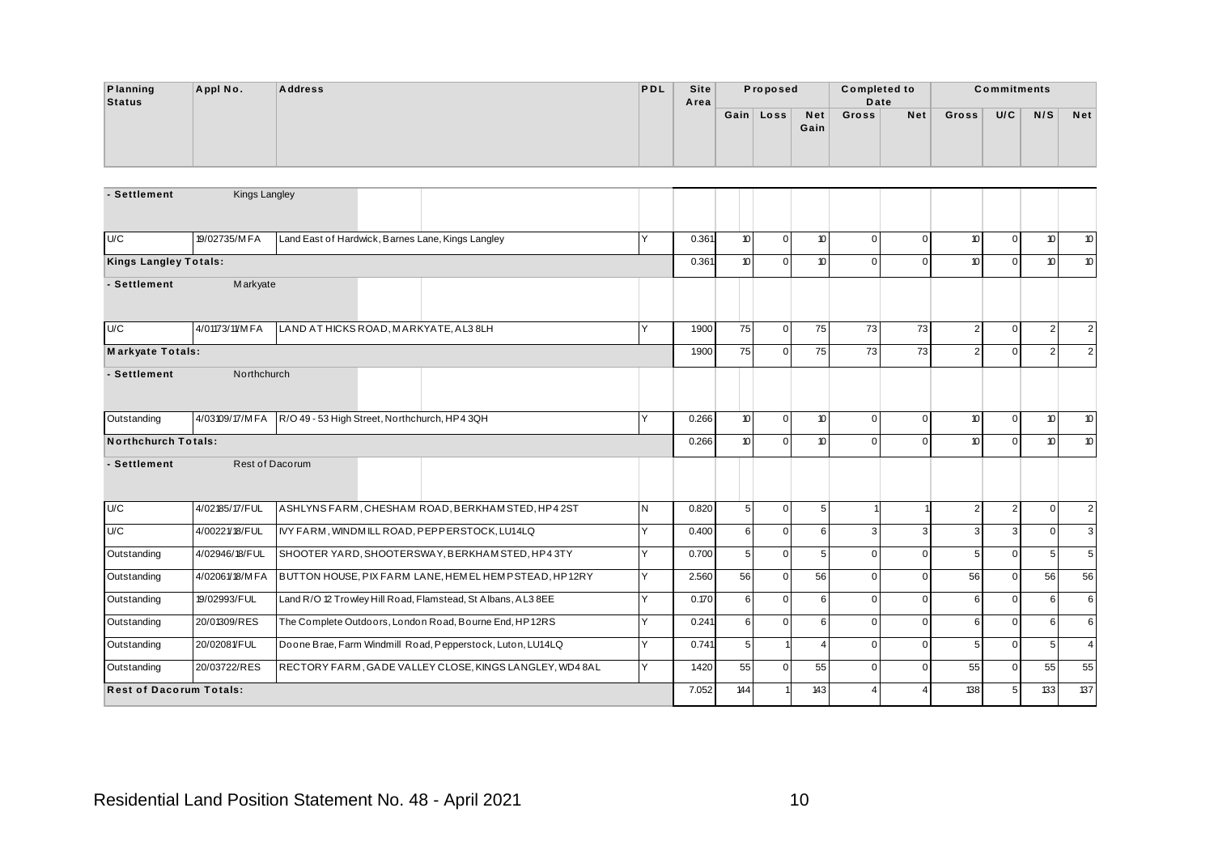| Planning Status | Appl No. | Address | PDL | Site Area | Proposed | | | Completed to Date | | Commitments | | | |
|---|---|---|---|---|---|---|---|---|---|---|---|---|---|
| | | | | | Gain | Loss | Net Gain | Gross | Net | Gross | U/C | N/S | Net |
| **- Settlement** | Kings Langley | | | | | | | | | | | | |
| U/C | 19/02735/MFA | Land East of Hardwick, Barnes Lane, Kings Langley | Y | 0.361 | 10 | 0 | 10 | 0 | 0 | 10 | 0 | 10 | 10 |
| **Kings Langley Totals:** | | | | 0.361 | 10 | 0 | 10 | 0 | 0 | 10 | 0 | 10 | 10 |
| **- Settlement** | Markyate | | | | | | | | | | | | |
| U/C | 4/01173/11/MFA | LAND AT HICKS ROAD, MARKYATE, AL3 8LH | Y | 1.900 | 75 | 0 | 75 | 73 | 73 | 2 | 0 | 2 | 2 |
| **Markyate Totals:** | | | | 1.900 | 75 | 0 | 75 | 73 | 73 | 2 | 0 | 2 | 2 |
| **- Settlement** | Northchurch | | | | | | | | | | | | |
| Outstanding | 4/03109/17/MFA | R/O 49 - 53 High Street, Northchurch, HP4 3QH | Y | 0.266 | 10 | 0 | 10 | 0 | 0 | 10 | 0 | 10 | 10 |
| **Northchurch Totals:** | | | | 0.266 | 10 | 0 | 10 | 0 | 0 | 10 | 0 | 10 | 10 |
| **- Settlement** | Rest of Dacorum | | | | | | | | | | | | |
| U/C | 4/02185/17/FUL | ASHLYNS FARM, CHESHAM ROAD, BERKHAMSTED, HP4 2ST | N | 0.820 | 5 | 0 | 5 | 1 | 1 | 2 | 2 | 0 | 2 |
| U/C | 4/00221/18/FUL | IVY FARM, WINDMILL ROAD, PEPPERSTOCK, LU1 4LQ | Y | 0.400 | 6 | 0 | 6 | 3 | 3 | 3 | 3 | 0 | 3 |
| Outstanding | 4/02946/18/FUL | SHOOTER YARD, SHOOTERSWAY, BERKHAMSTED, HP4 3TY | Y | 0.700 | 5 | 0 | 5 | 0 | 0 | 5 | 0 | 5 | 5 |
| Outstanding | 4/02061/18/MFA | BUTTON HOUSE, PIX FARM LANE, HEMEL HEMPSTEAD, HP1 2RY | Y | 2.560 | 56 | 0 | 56 | 0 | 0 | 56 | 0 | 56 | 56 |
| Outstanding | 19/02993/FUL | Land R/O 12 Trowley Hill Road, Flamstead, St Albans, AL3 8EE | Y | 0.170 | 6 | 0 | 6 | 0 | 0 | 6 | 0 | 6 | 6 |
| Outstanding | 20/01309/RES | The Complete Outdoors, London Road, Bourne End, HP1 2RS | Y | 0.241 | 6 | 0 | 6 | 0 | 0 | 6 | 0 | 6 | 6 |
| Outstanding | 20/02081/FUL | Doone Brae, Farm Windmill Road, Pepperstock, Luton, LU1 4LQ | Y | 0.741 | 5 | 1 | 4 | 0 | 0 | 5 | 0 | 5 | 4 |
| Outstanding | 20/03722/RES | RECTORY FARM, GADE VALLEY CLOSE, KINGS LANGLEY, WD4 8AL | Y | 1.420 | 55 | 0 | 55 | 0 | 0 | 55 | 0 | 55 | 55 |
| **Rest of Dacorum Totals:** | | | | 7.052 | 144 | 1 | 143 | 4 | 4 | 138 | 5 | 133 | 137 |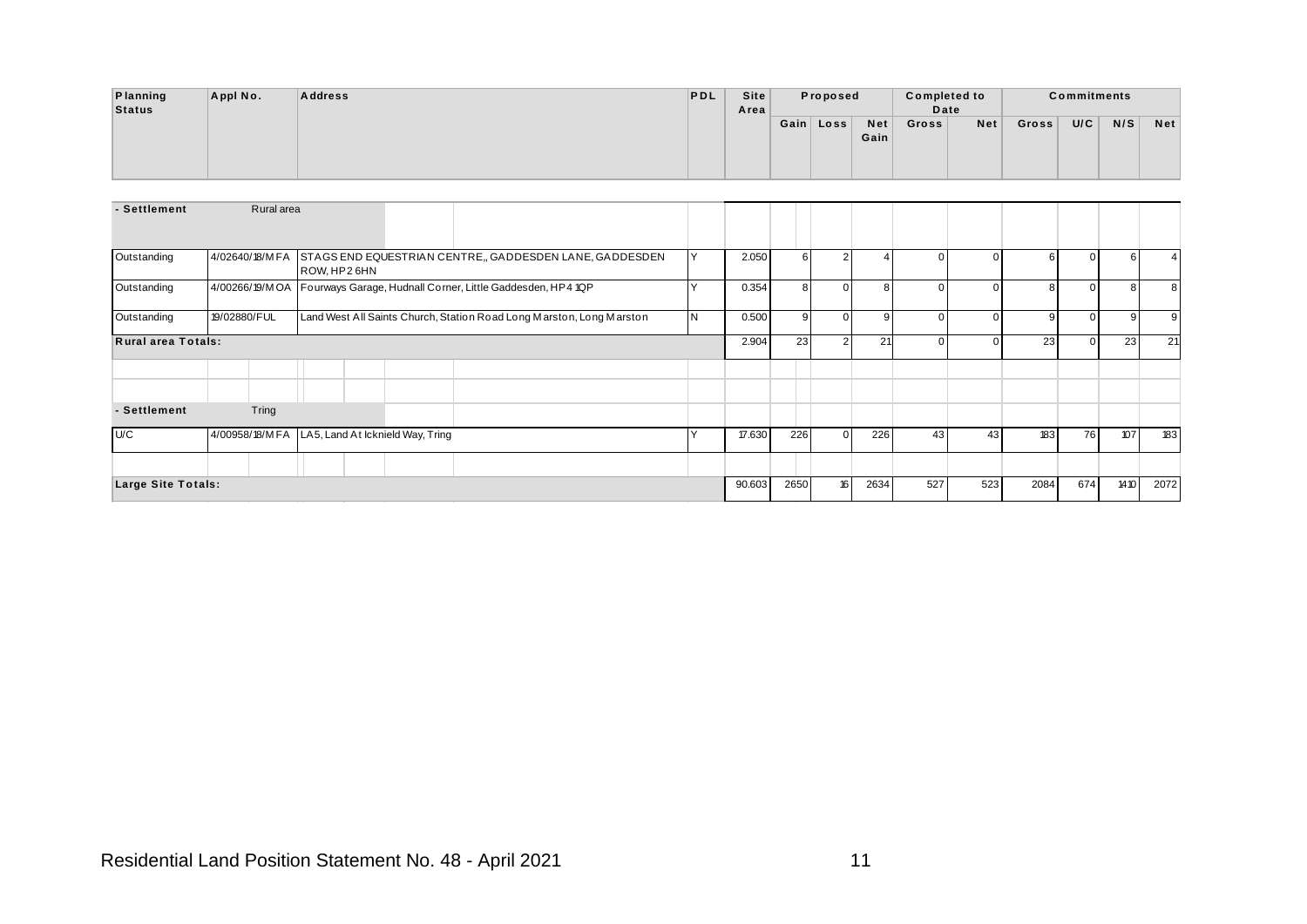| Planning Status | Appl No. | Address | PDL | Site Area | Proposed | | | Completed to Date | | Commitments | | | |
|---|---|---|---|---|---|---|---|---|---|---|---|---|---|
| | | | | | Gain | Loss | Net Gain | Gross | Net | Gross | U/C | N/S | Net |
| **- Settlement** | Rural area | | | | | | | | | | | | |
| Outstanding | 4/02640/18/MFA | STAGS END EQUESTRIAN CENTRE,, GADDESDEN LANE, GADDESDEN ROW, HP2 6HN | Y | 2.050 | 6 | 2 | 4 | 0 | 0 | 6 | 0 | 6 | 4 |
| Outstanding | 4/00266/19/MOA | Fourways Garage, Hudnall Corner, Little Gaddesden, HP4 1QP | Y | 0.354 | 8 | 0 | 8 | 0 | 0 | 8 | 0 | 8 | 8 |
| Outstanding | 19/02880/FUL | Land West All Saints Church, Station Road Long Marston, Long Marston | N | 0.500 | 9 | 0 | 9 | 0 | 0 | 9 | 0 | 9 | 9 |
| **Rural area Totals:** | | | | 2.904 | 23 | 2 | 21 | 0 | 0 | 23 | 0 | 23 | 21 |
| **- Settlement** | Tring | | | | | | | | | | | | |
| U/C | 4/00958/18/MFA | LA5, Land At Icknield Way, Tring | Y | 17.630 | 226 | 0 | 226 | 43 | 43 | 183 | 76 | 107 | 183 |
| **Large Site Totals:** | | | | 90.603 | 2650 | 16 | 2634 | 527 | 523 | 2084 | 674 | 1410 | 2072 |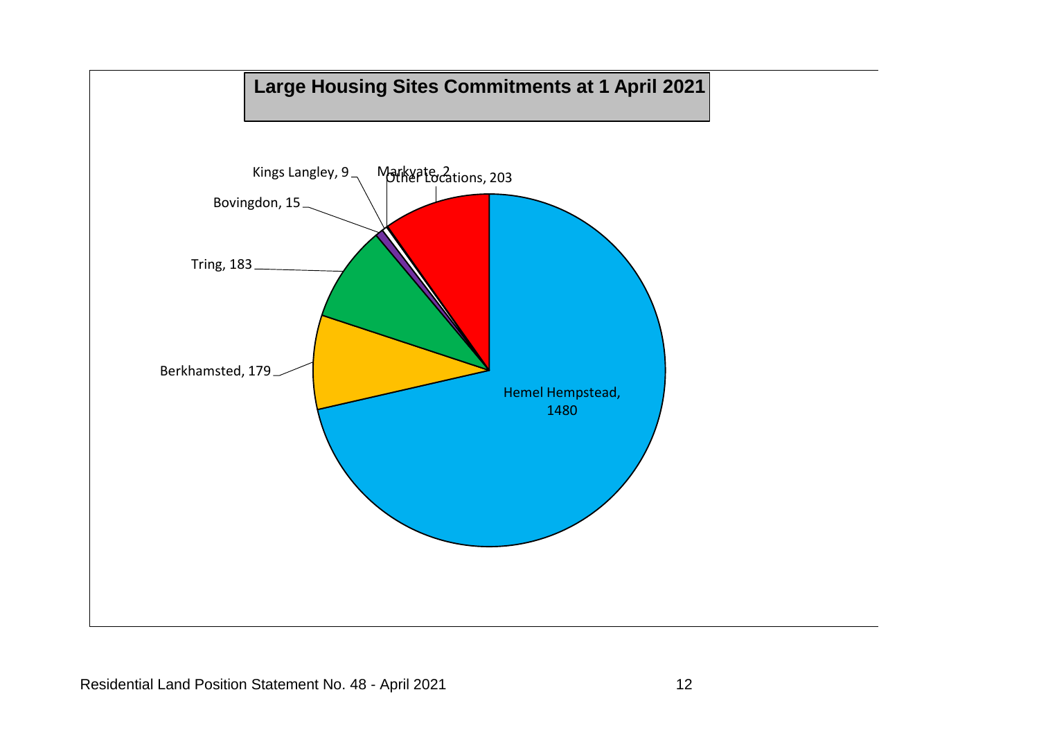## Large Housing Sites Commitments at 1 April 2021

Kings Langley, 9

Markyate, 2

Other Locations, 203

Bovingdon, 15

Tring, 183

Berkhamsted, 179

Hemel Hempstead, 1480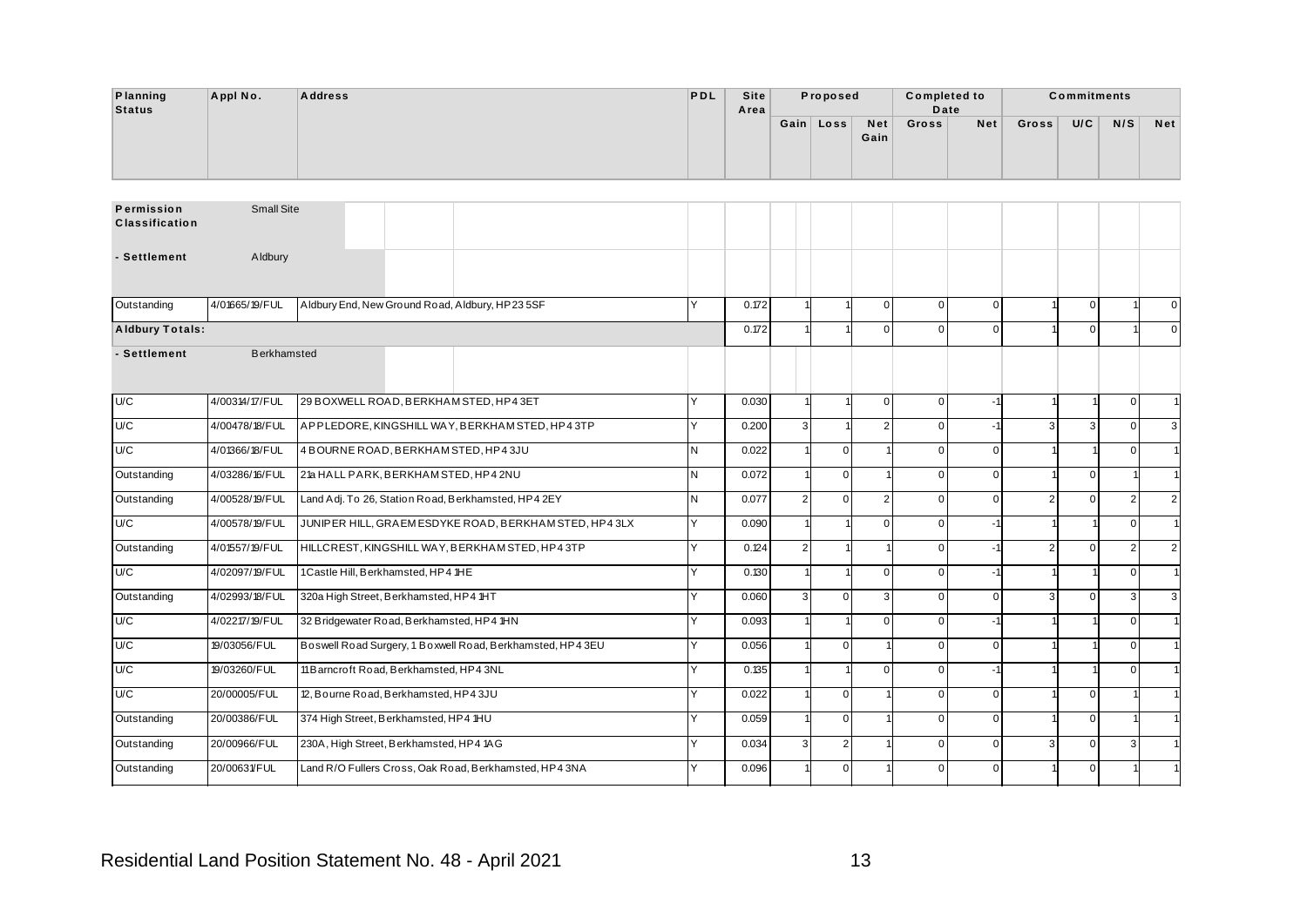| Planning Status | Appl No. | Address | PDL | Site Area | Proposed | | | Completed to Date | | Commitments | | | |
|---|---|---|---|---|---|---|---|---|---|---|---|---|---|
| | | | | | Gain | Loss | Net Gain | Gross | Net | Gross | U/C | N/S | Net |
| **Permission Classification** | Small Site | | | | | | | | | | | | |
| **- Settlement** | Aldbury | | | | | | | | | | | | |
| Outstanding | 4/01665/19/FUL | Aldbury End, New Ground Road, Aldbury, HP23 5SF | Y | 0.172 | 1 | 1 | 0 | 0 | 0 | 1 | 0 | 1 | 0 |
| **Aldbury Totals:** | | | | 0.172 | 1 | 1 | 0 | 0 | 0 | 1 | 0 | 1 | 0 |
| **- Settlement** | Berkhamsted | | | | | | | | | | | | |
| U/C | 4/00314/17/FUL | 29 BOXWELL ROAD, BERKHAMSTED, HP4 3ET | Y | 0.030 | 1 | 1 | 0 | 0 | -1 | 1 | 1 | 0 | 1 |
| U/C | 4/00478/18/FUL | APPLEDORE, KINGSHILL WAY, BERKHAMSTED, HP4 3TP | Y | 0.200 | 3 | 1 | 2 | 0 | -1 | 3 | 3 | 0 | 3 |
| U/C | 4/01366/18/FUL | 4 BOURNE ROAD, BERKHAMSTED, HP4 3JU | N | 0.022 | 1 | 0 | 1 | 0 | 0 | 1 | 1 | 0 | 1 |
| Outstanding | 4/03286/16/FUL | 21a HALL PARK, BERKHAMSTED, HP4 2NU | N | 0.072 | 1 | 0 | 1 | 0 | 0 | 1 | 0 | 1 | 1 |
| Outstanding | 4/00528/19/FUL | Land Adj. To 26, Station Road, Berkhamsted, HP4 2EY | N | 0.077 | 2 | 0 | 2 | 0 | 0 | 2 | 0 | 2 | 2 |
| U/C | 4/00578/19/FUL | JUNIPER HILL, GRAEMESDYKE ROAD, BERKHAMSTED, HP4 3LX | Y | 0.090 | 1 | 1 | 0 | 0 | -1 | 1 | 1 | 0 | 1 |
| Outstanding | 4/01557/19/FUL | HILLCREST, KINGSHILL WAY, BERKHAMSTED, HP4 3TP | Y | 0.124 | 2 | 1 | 1 | 0 | -1 | 2 | 0 | 2 | 2 |
| U/C | 4/02097/19/FUL | 1 Castle Hill, Berkhamsted, HP4 1HE | Y | 0.130 | 1 | 1 | 0 | 0 | -1 | 1 | 1 | 0 | 1 |
| Outstanding | 4/02993/18/FUL | 320a High Street, Berkhamsted, HP4 1HT | Y | 0.060 | 3 | 0 | 3 | 0 | 0 | 3 | 0 | 3 | 3 |
| U/C | 4/02217/19/FUL | 32 Bridgewater Road, Berkhamsted, HP4 1HN | Y | 0.093 | 1 | 1 | 0 | 0 | -1 | 1 | 1 | 0 | 1 |
| U/C | 19/03056/FUL | Boswell Road Surgery, 1 Boxwell Road, Berkhamsted, HP4 3EU | Y | 0.056 | 1 | 0 | 1 | 0 | 0 | 1 | 1 | 0 | 1 |
| U/C | 19/03260/FUL | 11 Barncroft Road, Berkhamsted, HP4 3NL | Y | 0.135 | 1 | 1 | 0 | 0 | -1 | 1 | 1 | 0 | 1 |
| U/C | 20/00005/FUL | 12, Bourne Road, Berkhamsted, HP4 3JU | Y | 0.022 | 1 | 0 | 1 | 0 | 0 | 1 | 0 | 1 | 1 |
| Outstanding | 20/00386/FUL | 374 High Street, Berkhamsted, HP4 1HU | Y | 0.059 | 1 | 0 | 1 | 0 | 0 | 1 | 0 | 1 | 1 |
| Outstanding | 20/00966/FUL | 230A, High Street, Berkhamsted, HP4 1AG | Y | 0.034 | 3 | 2 | 1 | 0 | 0 | 3 | 0 | 3 | 1 |
| Outstanding | 20/00631/FUL | Land R/O Fullers Cross, Oak Road, Berkhamsted, HP4 3NA | Y | 0.096 | 1 | 0 | 1 | 0 | 0 | 1 | 0 | 1 | 1 |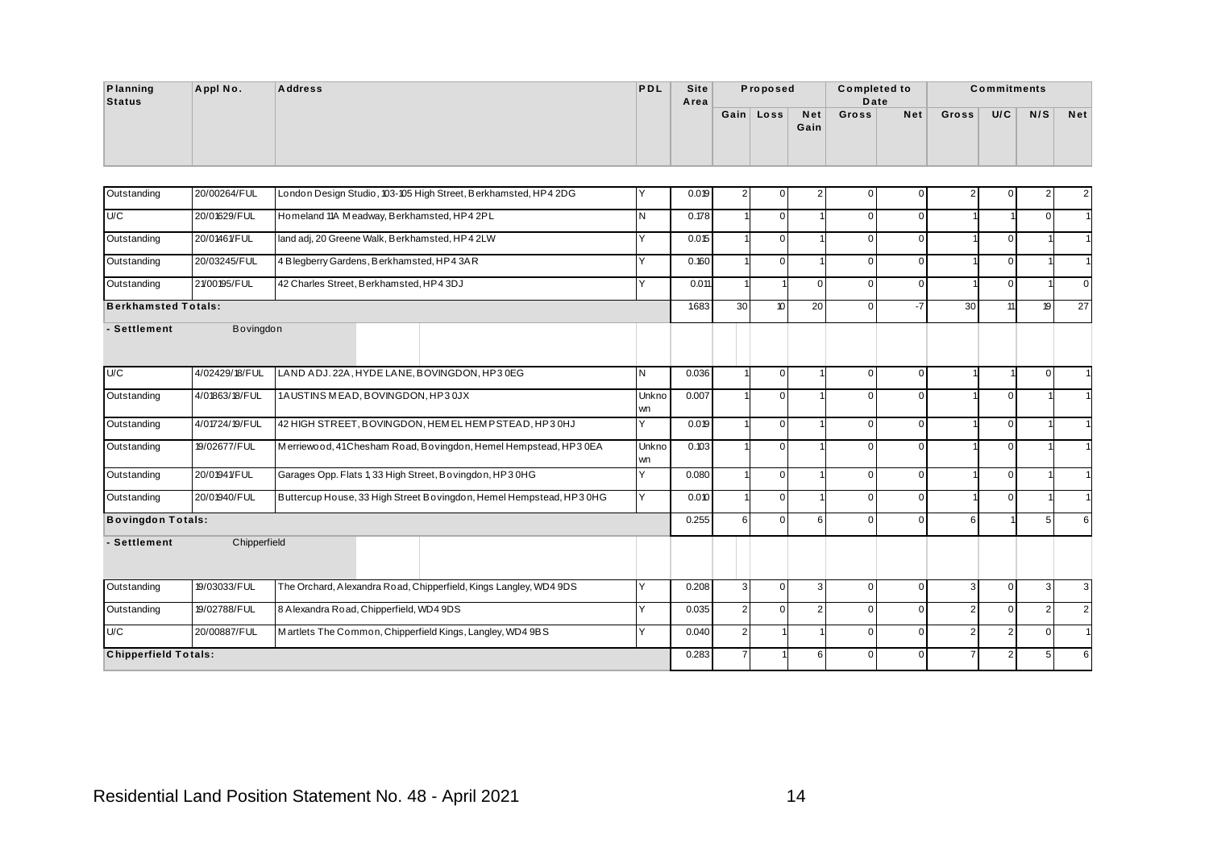| Planning Status | Appl No. | Address | PDL | Site Area | Proposed | | | Completed to Date | | Commitments | | | |
|---|---|---|---|---|---|---|---|---|---|---|---|---|---|
| | | | | | Gain | Loss | Net Gain | Gross | Net | Gross | U/C | N/S | Net |
| Outstanding | 20/00264/FUL | London Design Studio, 103-105 High Street, Berkhamsted, HP4 2DG | Y | 0.019 | 2 | 0 | 2 | 0 | 0 | 2 | 0 | 2 | 2 |
| U/C | 20/01629/FUL | Homeland 11A Meadway, Berkhamsted, HP4 2PL | N | 0.178 | 1 | 0 | 1 | 0 | 0 | 1 | 1 | 0 | 1 |
| Outstanding | 20/01461/FUL | land adj, 20 Greene Walk, Berkhamsted, HP4 2LW | Y | 0.015 | 1 | 0 | 1 | 0 | 0 | 1 | 0 | 1 | 1 |
| Outstanding | 20/03245/FUL | 4 Blegberry Gardens, Berkhamsted, HP4 3AR | Y | 0.160 | 1 | 0 | 1 | 0 | 0 | 1 | 0 | 1 | 1 |
| Outstanding | 21/00195/FUL | 42 Charles Street, Berkhamsted, HP4 3DJ | Y | 0.011 | 1 | 1 | 0 | 0 | 0 | 1 | 0 | 1 | 0 |
| **Berkhamsted Totals:** | | | | 1.683 | 30 | 10 | 20 | 0 | -7 | 30 | 11 | 19 | 27 |
| **- Settlement** | Bovingdon | | | | | | | | | | | | |
| U/C | 4/02429/18/FUL | LAND ADJ. 22A, HYDE LANE, BOVINGDON, HP3 0EG | N | 0.036 | 1 | 0 | 1 | 0 | 0 | 1 | 1 | 0 | 1 |
| Outstanding | 4/01863/18/FUL | 1 AUSTINS MEAD, BOVINGDON, HP3 0JX | Unknown | 0.007 | 1 | 0 | 1 | 0 | 0 | 1 | 0 | 1 | 1 |
| Outstanding | 4/01724/19/FUL | 42 HIGH STREET, BOVINGDON, HEMEL HEMPSTEAD, HP3 0HJ | Y | 0.019 | 1 | 0 | 1 | 0 | 0 | 1 | 0 | 1 | 1 |
| Outstanding | 19/02677/FUL | Merriewood, 41 Chesham Road, Bovingdon, Hemel Hempstead, HP3 0EA | Unknown | 0.103 | 1 | 0 | 1 | 0 | 0 | 1 | 0 | 1 | 1 |
| Outstanding | 20/01941/FUL | Garages Opp. Flats 1, 33 High Street, Bovingdon, HP3 0HG | Y | 0.080 | 1 | 0 | 1 | 0 | 0 | 1 | 0 | 1 | 1 |
| Outstanding | 20/01940/FUL | Buttercup House, 33 High Street Bovingdon, Hemel Hempstead, HP3 0HG | Y | 0.010 | 1 | 0 | 1 | 0 | 0 | 1 | 0 | 1 | 1 |
| **Bovingdon Totals:** | | | | 0.255 | 6 | 0 | 6 | 0 | 0 | 6 | 1 | 5 | 6 |
| **- Settlement** | Chipperfield | | | | | | | | | | | | |
| Outstanding | 19/03033/FUL | The Orchard, Alexandra Road, Chipperfield, Kings Langley, WD4 9DS | Y | 0.208 | 3 | 0 | 3 | 0 | 0 | 3 | 0 | 3 | 3 |
| Outstanding | 19/02788/FUL | 8 Alexandra Road, Chipperfield, WD4 9DS | Y | 0.035 | 2 | 0 | 2 | 0 | 0 | 2 | 0 | 2 | 2 |
| U/C | 20/00887/FUL | Martlets The Common, Chipperfield Kings, Langley, WD4 9BS | Y | 0.040 | 2 | 1 | 1 | 0 | 0 | 2 | 2 | 0 | 1 |
| **Chipperfield Totals:** | | | | 0.283 | 7 | 1 | 6 | 0 | 0 | 7 | 2 | 5 | 6 |

Residential Land Position Statement No. 48 - April 2021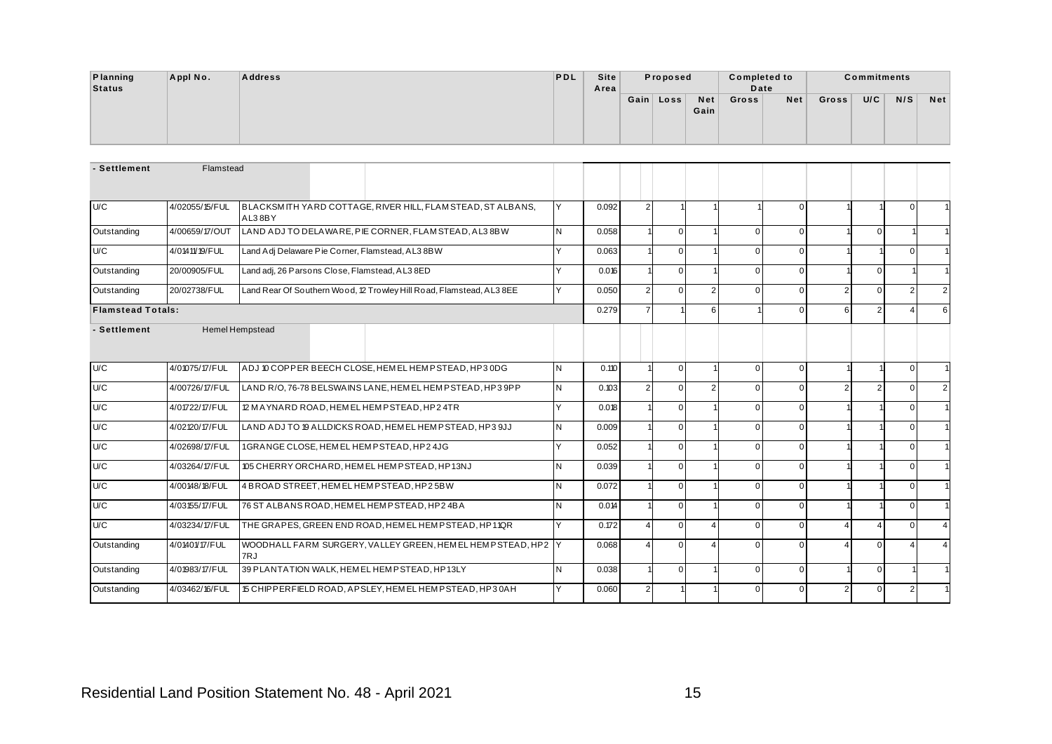| Planning Status | Appl No. | Address | PDL | Site Area | Proposed | | | Completed to Date | | Commitments | | | |
|---|---|---|---|---|---|---|---|---|---|---|---|---|---|
| | | | | | Gain | Loss | Net Gain | Gross | Net | Gross | U/C | N/S | Net |
| **- Settlement** | Flamstead | | | | | | | | | | | | |
| U/C | 4/02055/15/FUL | BLACKSMITH YARD COTTAGE, RIVER HILL, FLAMSTEAD, ST ALBANS, AL3 8BY | Y | 0.092 | 2 | 1 | 1 | 1 | 0 | 1 | 1 | 0 | 1 |
| Outstanding | 4/00659/17/OUT | LAND ADJ TO DELAWARE, PIE CORNER, FLAMSTEAD, AL3 8BW | N | 0.058 | 1 | 0 | 1 | 0 | 0 | 1 | 0 | 1 | 1 |
| U/C | 4/01411/19/FUL | Land Adj Delaware Pie Corner, Flamstead, AL3 8BW | Y | 0.063 | 1 | 0 | 1 | 0 | 0 | 1 | 1 | 0 | 1 |
| Outstanding | 20/00905/FUL | Land adj, 26 Parsons Close, Flamstead, AL3 8ED | Y | 0.016 | 1 | 0 | 1 | 0 | 0 | 1 | 0 | 1 | 1 |
| Outstanding | 20/02738/FUL | Land Rear Of Southern Wood, 12 Trowley Hill Road, Flamstead, AL3 8EE | Y | 0.050 | 2 | 0 | 2 | 0 | 0 | 2 | 0 | 2 | 2 |
| **Flamstead Totals:** | | | | 0.279 | 7 | 1 | 6 | 1 | 0 | 6 | 2 | 4 | 6 |
| **- Settlement** | Hemel Hempstead | | | | | | | | | | | | |
| U/C | 4/01075/17/FUL | ADJ 10 COPPER BEECH CLOSE, HEMEL HEMPSTEAD, HP3 0DG | N | 0.110 | 1 | 0 | 1 | 0 | 0 | 1 | 1 | 0 | 1 |
| U/C | 4/00726/17/FUL | LAND R/O, 76-78 BELSWAINS LANE, HEMEL HEMPSTEAD, HP3 9PP | N | 0.103 | 2 | 0 | 2 | 0 | 0 | 2 | 2 | 0 | 2 |
| U/C | 4/01722/17/FUL | 12 MAYNARD ROAD, HEMEL HEMPSTEAD, HP2 4TR | Y | 0.018 | 1 | 0 | 1 | 0 | 0 | 1 | 1 | 0 | 1 |
| U/C | 4/02120/17/FUL | LAND ADJ TO 19 ALLDICKS ROAD, HEMEL HEMPSTEAD, HP3 9JJ | N | 0.009 | 1 | 0 | 1 | 0 | 0 | 1 | 1 | 0 | 1 |
| U/C | 4/02698/17/FUL | 1 GRANGE CLOSE, HEMEL HEMPSTEAD, HP2 4JG | Y | 0.052 | 1 | 0 | 1 | 0 | 0 | 1 | 1 | 0 | 1 |
| U/C | 4/03264/17/FUL | 105 CHERRY ORCHARD, HEMEL HEMPSTEAD, HP1 3NJ | N | 0.039 | 1 | 0 | 1 | 0 | 0 | 1 | 1 | 0 | 1 |
| U/C | 4/00148/18/FUL | 4 BROAD STREET, HEMEL HEMPSTEAD, HP2 5BW | N | 0.072 | 1 | 0 | 1 | 0 | 0 | 1 | 1 | 0 | 1 |
| U/C | 4/03155/17/FUL | 76 ST ALBANS ROAD, HEMEL HEMPSTEAD, HP2 4BA | N | 0.014 | 1 | 0 | 1 | 0 | 0 | 1 | 1 | 0 | 1 |
| U/C | 4/03234/17/FUL | THE GRAPES, GREEN END ROAD, HEMEL HEMPSTEAD, HP1 1QR | Y | 0.172 | 4 | 0 | 4 | 0 | 0 | 4 | 4 | 0 | 4 |
| Outstanding | 4/01401/17/FUL | WOODHALL FARM SURGERY, VALLEY GREEN, HEMEL HEMPSTEAD, HP2 7RJ | Y | 0.068 | 4 | 0 | 4 | 0 | 0 | 4 | 0 | 4 | 4 |
| Outstanding | 4/01983/17/FUL | 39 PLANTATION WALK, HEMEL HEMPSTEAD, HP1 3LY | N | 0.038 | 1 | 0 | 1 | 0 | 0 | 1 | 0 | 1 | 1 |
| Outstanding | 4/03462/16/FUL | 15 CHIPPERFIELD ROAD, APSLEY, HEMEL HEMPSTEAD, HP3 0AH | Y | 0.060 | 2 | 1 | 1 | 0 | 0 | 2 | 0 | 2 | 1 |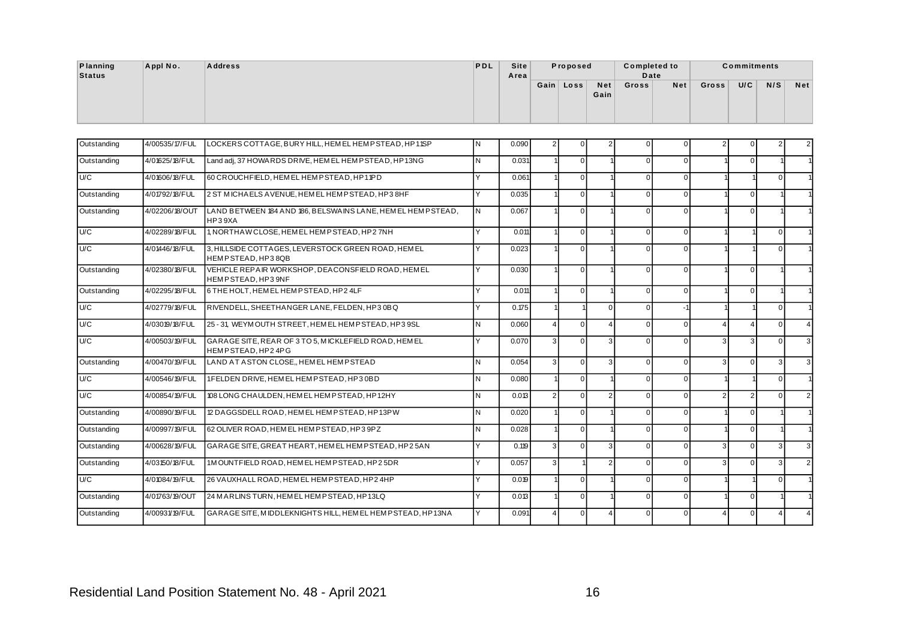| Planning Status | Appl No. | Address | PDL | Site Area | Proposed | | | Completed to Date | | Commitments | | | |
|---|---|---|---|---|---|---|---|---|---|---|---|---|---|
| | | | | | Gain | Loss | Net Gain | Gross | Net | Gross | U/C | N/S | Net |
| Outstanding | 4/00535/17/FUL | LOCKERS COTTAGE, BURY HILL, HEMEL HEMPSTEAD, HP1 1SP | N | 0.090 | 2 | 0 | 2 | 0 | 0 | 2 | 0 | 2 | 2 |
| Outstanding | 4/01625/18/FUL | Land adj, 37 HOWARDS DRIVE, HEMEL HEMPSTEAD, HP1 3NG | N | 0.031 | 1 | 0 | 1 | 0 | 0 | 1 | 0 | 1 | 1 |
| U/C | 4/01606/18/FUL | 60 CROUCHFIELD, HEMEL HEMPSTEAD, HP1 1PD | Y | 0.061 | 1 | 0 | 1 | 0 | 0 | 1 | 1 | 0 | 1 |
| Outstanding | 4/01792/18/FUL | 2 ST MICHAELS AVENUE, HEMEL HEMPSTEAD, HP3 8HF | Y | 0.035 | 1 | 0 | 1 | 0 | 0 | 1 | 0 | 1 | 1 |
| Outstanding | 4/02206/18/OUT | LAND BETWEEN 184 AND 186, BELSWAINS LANE, HEMEL HEMPSTEAD, HP3 9XA | N | 0.067 | 1 | 0 | 1 | 0 | 0 | 1 | 0 | 1 | 1 |
| U/C | 4/02289/18/FUL | 1, NORTHAW CLOSE, HEMEL HEMPSTEAD, HP2 7NH | Y | 0.011 | 1 | 0 | 1 | 0 | 0 | 1 | 1 | 0 | 1 |
| U/C | 4/01446/18/FUL | 3, HILLSIDE COTTAGES, LEVERSTOCK GREEN ROAD, HEMEL HEMPSTEAD, HP3 8QB | Y | 0.023 | 1 | 0 | 1 | 0 | 0 | 1 | 1 | 0 | 1 |
| Outstanding | 4/02380/18/FUL | VEHICLE REPAIR WORKSHOP, DEACONSFIELD ROAD, HEMEL HEMPSTEAD, HP3 9NF | Y | 0.030 | 1 | 0 | 1 | 0 | 0 | 1 | 0 | 1 | 1 |
| Outstanding | 4/02295/18/FUL | 6 THE HOLT, HEMEL HEMPSTEAD, HP2 4LF | Y | 0.011 | 1 | 0 | 1 | 0 | 0 | 1 | 0 | 1 | 1 |
| U/C | 4/02779/18/FUL | RIVENDELL, SHEETHANGER LANE, FELDEN, HP3 0BQ | Y | 0.175 | 1 | 1 | 0 | 0 | -1 | 1 | 1 | 0 | 1 |
| U/C | 4/03019/18/FUL | 25 - 31, WEYMOUTH STREET, HEMEL HEMPSTEAD, HP3 9SL | N | 0.060 | 4 | 0 | 4 | 0 | 0 | 4 | 4 | 0 | 4 |
| U/C | 4/00503/19/FUL | GARAGE SITE, REAR OF 3 TO 5, MICKLEFIELD ROAD, HEMEL HEMPSTEAD, HP2 4PG | Y | 0.070 | 3 | 0 | 3 | 0 | 0 | 3 | 3 | 0 | 3 |
| Outstanding | 4/00470/19/FUL | LAND AT ASTON CLOSE,, HEMEL HEMPSTEAD | N | 0.054 | 3 | 0 | 3 | 0 | 0 | 3 | 0 | 3 | 3 |
| U/C | 4/00546/19/FUL | 1 FELDEN DRIVE, HEMEL HEMPSTEAD, HP3 0BD | N | 0.080 | 1 | 0 | 1 | 0 | 0 | 1 | 1 | 0 | 1 |
| U/C | 4/00854/19/FUL | 108 LONG CHAULDEN, HEMEL HEMPSTEAD, HP1 2HY | N | 0.013 | 2 | 0 | 2 | 0 | 0 | 2 | 2 | 0 | 2 |
| Outstanding | 4/00890/19/FUL | 12 DAGGSDELL ROAD, HEMEL HEMPSTEAD, HP1 3PW | N | 0.020 | 1 | 0 | 1 | 0 | 0 | 1 | 0 | 1 | 1 |
| Outstanding | 4/00997/19/FUL | 62 OLIVER ROAD, HEMEL HEMPSTEAD, HP3 9PZ | N | 0.028 | 1 | 0 | 1 | 0 | 0 | 1 | 0 | 1 | 1 |
| Outstanding | 4/00628/19/FUL | GARAGE SITE, GREAT HEART, HEMEL HEMPSTEAD, HP2 5AN | Y | 0.119 | 3 | 0 | 3 | 0 | 0 | 3 | 0 | 3 | 3 |
| Outstanding | 4/03150/18/FUL | 1 MOUNTFIELD ROAD, HEMEL HEMPSTEAD, HP2 5DR | Y | 0.057 | 3 | 1 | 2 | 0 | 0 | 3 | 0 | 3 | 2 |
| U/C | 4/01084/19/FUL | 26 VAUXHALL ROAD, HEMEL HEMPSTEAD, HP2 4HP | Y | 0.019 | 1 | 0 | 1 | 0 | 0 | 1 | 1 | 0 | 1 |
| Outstanding | 4/01763/19/OUT | 24 MARLINS TURN, HEMEL HEMPSTEAD, HP1 3LQ | Y | 0.013 | 1 | 0 | 1 | 0 | 0 | 1 | 0 | 1 | 1 |
| Outstanding | 4/00931/19/FUL | GARAGE SITE, MIDDLEKNIGHTS HILL, HEMEL HEMPSTEAD, HP1 3NA | Y | 0.091 | 4 | 0 | 4 | 0 | 0 | 4 | 0 | 4 | 4 |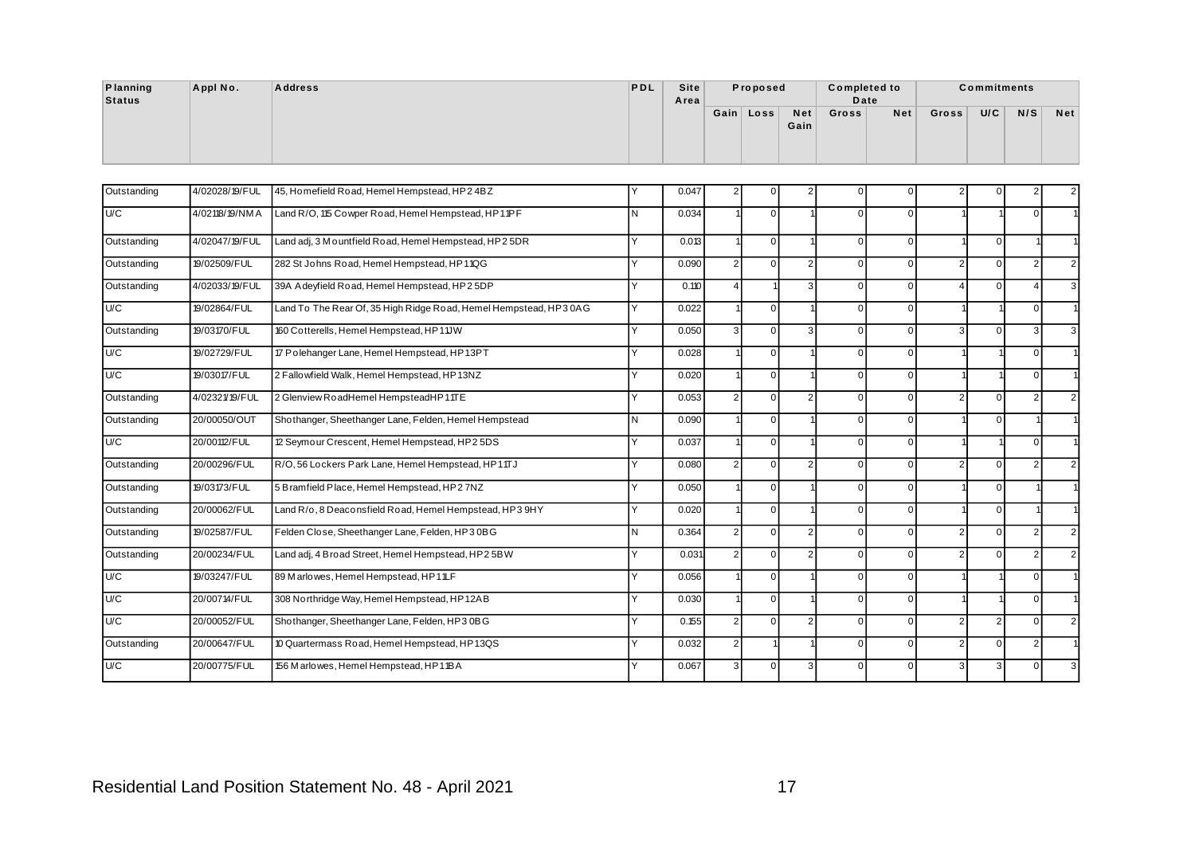| Planning Status | Appl No. | Address | PDL | Site Area | Proposed | | | Completed to Date | | Commitments | | | |
|---|---|---|---|---|---|---|---|---|---|---|---|---|---|
| | | | | | Gain | Loss | Net Gain | Gross | Net | Gross | U/C | N/S | Net |
| Outstanding | 4/02028/19/FUL | 45, Homefield Road, Hemel Hempstead, HP2 4BZ | Y | 0.047 | 2 | 0 | 2 | 0 | 0 | 2 | 0 | 2 | 2 |
| U/C | 4/02118/19/NMA | Land R/O, 115 Cowper Road, Hemel Hempstead, HP1 1PF | N | 0.034 | 1 | 0 | 1 | 0 | 0 | 1 | 1 | 0 | 1 |
| Outstanding | 4/02047/19/FUL | Land adj, 3 Mountfield Road, Hemel Hempstead, HP2 5DR | Y | 0.013 | 1 | 0 | 1 | 0 | 0 | 1 | 0 | 1 | 1 |
| Outstanding | 19/02509/FUL | 282 St Johns Road, Hemel Hempstead, HP1 1QG | Y | 0.090 | 2 | 0 | 2 | 0 | 0 | 2 | 0 | 2 | 2 |
| Outstanding | 4/02033/19/FUL | 39A Adeyfield Road, Hemel Hempstead, HP2 5DP | Y | 0.110 | 4 | 1 | 3 | 0 | 0 | 4 | 0 | 4 | 3 |
| U/C | 19/02864/FUL | Land To The Rear Of, 35 High Ridge Road, Hemel Hempstead, HP3 0AG | Y | 0.022 | 1 | 0 | 1 | 0 | 0 | 1 | 1 | 0 | 1 |
| Outstanding | 19/03170/FUL | 160 Cotterells, Hemel Hempstead, HP1 1JW | Y | 0.050 | 3 | 0 | 3 | 0 | 0 | 3 | 0 | 3 | 3 |
| U/C | 19/02729/FUL | 17 Polehanger Lane, Hemel Hempstead, HP1 3PT | Y | 0.028 | 1 | 0 | 1 | 0 | 0 | 1 | 1 | 0 | 1 |
| U/C | 19/03017/FUL | 2 Fallowfield Walk, Hemel Hempstead, HP1 3NZ | Y | 0.020 | 1 | 0 | 1 | 0 | 0 | 1 | 1 | 0 | 1 |
| Outstanding | 4/02321/19/FUL | 2 Glenview RoadHemel HempsteadHP1 1TE | Y | 0.053 | 2 | 0 | 2 | 0 | 0 | 2 | 0 | 2 | 2 |
| Outstanding | 20/00050/OUT | Shothanger, Sheethanger Lane, Felden, Hemel Hempstead | N | 0.090 | 1 | 0 | 1 | 0 | 0 | 1 | 0 | 1 | 1 |
| U/C | 20/00112/FUL | 12 Seymour Crescent, Hemel Hempstead, HP2 5DS | Y | 0.037 | 1 | 0 | 1 | 0 | 0 | 1 | 1 | 0 | 1 |
| Outstanding | 20/00296/FUL | R/O, 56 Lockers Park Lane, Hemel Hempstead, HP1 1TJ | Y | 0.080 | 2 | 0 | 2 | 0 | 0 | 2 | 0 | 2 | 2 |
| Outstanding | 19/03173/FUL | 5 Bramfield Place, Hemel Hempstead, HP2 7NZ | Y | 0.050 | 1 | 0 | 1 | 0 | 0 | 1 | 0 | 1 | 1 |
| Outstanding | 20/00062/FUL | Land R/o, 8 Deaconsfield Road, Hemel Hempstead, HP3 9HY | Y | 0.020 | 1 | 0 | 1 | 0 | 0 | 1 | 0 | 1 | 1 |
| Outstanding | 19/02587/FUL | Felden Close, Sheethanger Lane, Felden, HP3 0BG | N | 0.364 | 2 | 0 | 2 | 0 | 0 | 2 | 0 | 2 | 2 |
| Outstanding | 20/00234/FUL | Land adj, 4 Broad Street, Hemel Hempstead, HP2 5BW | Y | 0.031 | 2 | 0 | 2 | 0 | 0 | 2 | 0 | 2 | 2 |
| U/C | 19/03247/FUL | 89 Marlowes, Hemel Hempstead, HP1 1LF | Y | 0.056 | 1 | 0 | 1 | 0 | 0 | 1 | 1 | 0 | 1 |
| U/C | 20/00714/FUL | 308 Northridge Way, Hemel Hempstead, HP1 2AB | Y | 0.030 | 1 | 0 | 1 | 0 | 0 | 1 | 1 | 0 | 1 |
| U/C | 20/00052/FUL | Shothanger, Sheethanger Lane, Felden, HP3 0BG | Y | 0.155 | 2 | 0 | 2 | 0 | 0 | 2 | 2 | 0 | 2 |
| Outstanding | 20/00647/FUL | 10 Quartermass Road, Hemel Hempstead, HP1 3QS | Y | 0.032 | 2 | 1 | 1 | 0 | 0 | 2 | 0 | 2 | 1 |
| U/C | 20/00775/FUL | 156 Marlowes, Hemel Hempstead, HP1 1BA | Y | 0.067 | 3 | 0 | 3 | 0 | 0 | 3 | 3 | 0 | 3 |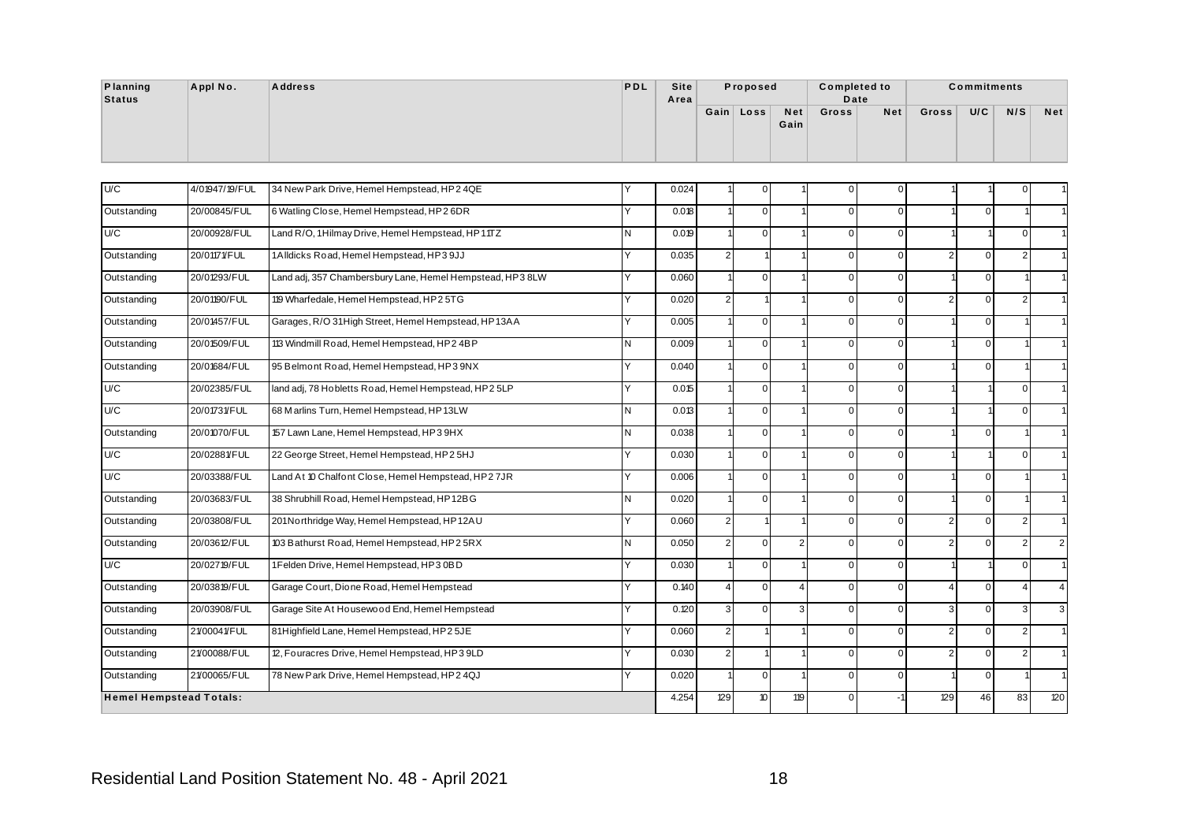| Planning Status | Appl No. | Address | PDL | Site Area | Proposed | | | Completed to Date | | Commitments | | | |
|---|---|---|---|---|---|---|---|---|---|---|---|---|---|
| | | | | | Gain | Loss | Net Gain | Gross | Net | Gross | U/C | N/S | Net |
| U/C | 4/01947/19/FUL | 34 New Park Drive, Hemel Hempstead, HP2 4QE | Y | 0.024 | 1 | 0 | 1 | 0 | 0 | 1 | 1 | 0 | 1 |
| Outstanding | 20/00845/FUL | 6 Watling Close, Hemel Hempstead, HP2 6DR | Y | 0.018 | 1 | 0 | 1 | 0 | 0 | 1 | 0 | 1 | 1 |
| U/C | 20/00928/FUL | Land R/O, 1 Hilmay Drive, Hemel Hempstead, HP1 1TZ | N | 0.019 | 1 | 0 | 1 | 0 | 0 | 1 | 1 | 0 | 1 |
| Outstanding | 20/01171/FUL | 1 Alldicks Road, Hemel Hempstead, HP3 9JJ | Y | 0.035 | 2 | 1 | 1 | 0 | 0 | 2 | 0 | 2 | 1 |
| Outstanding | 20/01293/FUL | Land adj, 357 Chambersbury Lane, Hemel Hempstead, HP3 8LW | Y | 0.060 | 1 | 0 | 1 | 0 | 0 | 1 | 0 | 1 | 1 |
| Outstanding | 20/01190/FUL | 119 Wharfedale, Hemel Hempstead, HP2 5TG | Y | 0.020 | 2 | 1 | 1 | 0 | 0 | 2 | 0 | 2 | 1 |
| Outstanding | 20/01457/FUL | Garages, R/O 31 High Street, Hemel Hempstead, HP1 3AA | Y | 0.005 | 1 | 0 | 1 | 0 | 0 | 1 | 0 | 1 | 1 |
| Outstanding | 20/01509/FUL | 113 Windmill Road, Hemel Hempstead, HP2 4BP | N | 0.009 | 1 | 0 | 1 | 0 | 0 | 1 | 0 | 1 | 1 |
| Outstanding | 20/01684/FUL | 95 Belmont Road, Hemel Hempstead, HP3 9NX | Y | 0.040 | 1 | 0 | 1 | 0 | 0 | 1 | 0 | 1 | 1 |
| U/C | 20/02385/FUL | land adj, 78 Hobletts Road, Hemel Hempstead, HP2 5LP | Y | 0.015 | 1 | 0 | 1 | 0 | 0 | 1 | 1 | 0 | 1 |
| U/C | 20/01731/FUL | 68 Marlins Turn, Hemel Hempstead, HP1 3LW | N | 0.013 | 1 | 0 | 1 | 0 | 0 | 1 | 1 | 0 | 1 |
| Outstanding | 20/01070/FUL | 157 Lawn Lane, Hemel Hempstead, HP3 9HX | N | 0.038 | 1 | 0 | 1 | 0 | 0 | 1 | 0 | 1 | 1 |
| U/C | 20/02881/FUL | 22 George Street, Hemel Hempstead, HP2 5HJ | Y | 0.030 | 1 | 0 | 1 | 0 | 0 | 1 | 1 | 0 | 1 |
| U/C | 20/03388/FUL | Land At 10 Chalfont Close, Hemel Hempstead, HP2 7JR | Y | 0.006 | 1 | 0 | 1 | 0 | 0 | 1 | 0 | 1 | 1 |
| Outstanding | 20/03683/FUL | 38 Shrubhill Road, Hemel Hempstead, HP1 2BG | N | 0.020 | 1 | 0 | 1 | 0 | 0 | 1 | 0 | 1 | 1 |
| Outstanding | 20/03808/FUL | 201 Northridge Way, Hemel Hempstead, HP1 2AU | Y | 0.060 | 2 | 1 | 1 | 0 | 0 | 2 | 0 | 2 | 1 |
| Outstanding | 20/03612/FUL | 103 Bathurst Road, Hemel Hempstead, HP2 5RX | N | 0.050 | 2 | 0 | 2 | 0 | 0 | 2 | 0 | 2 | 2 |
| U/C | 20/02719/FUL | 1 Felden Drive, Hemel Hempstead, HP3 0BD | Y | 0.030 | 1 | 0 | 1 | 0 | 0 | 1 | 1 | 0 | 1 |
| Outstanding | 20/03819/FUL | Garage Court, Dione Road, Hemel Hempstead | Y | 0.140 | 4 | 0 | 4 | 0 | 0 | 4 | 0 | 4 | 4 |
| Outstanding | 20/03908/FUL | Garage Site At Housewood End, Hemel Hempstead | Y | 0.120 | 3 | 0 | 3 | 0 | 0 | 3 | 0 | 3 | 3 |
| Outstanding | 21/00041/FUL | 81 Highfield Lane, Hemel Hempstead, HP2 5JE | Y | 0.060 | 2 | 1 | 1 | 0 | 0 | 2 | 0 | 2 | 1 |
| Outstanding | 21/00088/FUL | 12, Fouracres Drive, Hemel Hempstead, HP3 9LD | Y | 0.030 | 2 | 1 | 1 | 0 | 0 | 2 | 0 | 2 | 1 |
| Outstanding | 21/00065/FUL | 78 New Park Drive, Hemel Hempstead, HP2 4QJ | Y | 0.020 | 1 | 0 | 1 | 0 | 0 | 1 | 0 | 1 | 1 |
| **Hemel Hempstead Totals:** | | | | 4.254 | 129 | 10 | 119 | 0 | -1 | 129 | 46 | 83 | 120 |

Residential Land Position Statement No. 48 - April 2021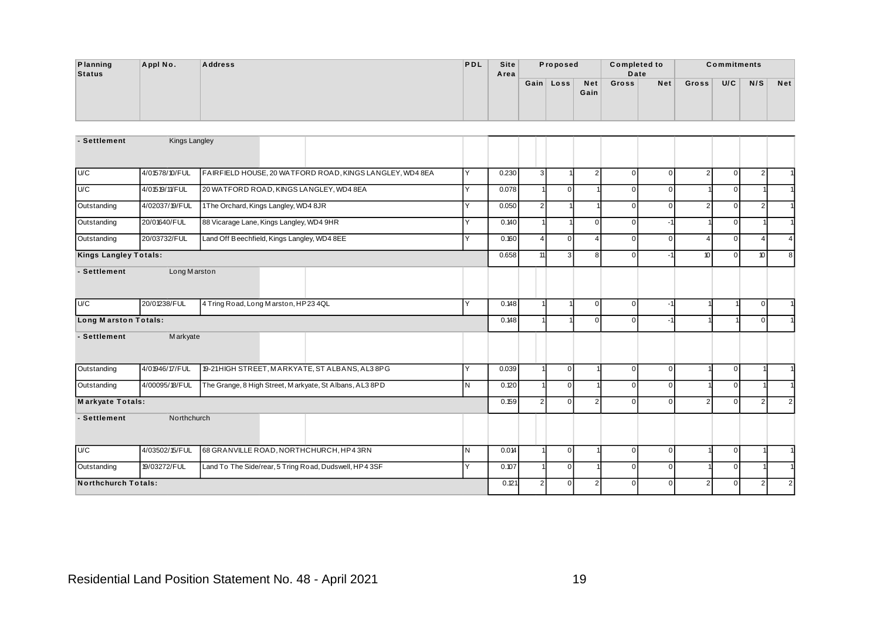| Planning Status | Appl No. | Address | PDL | Site Area | Proposed | | | Completed to Date | | Commitments | | | |
|---|---|---|---|---|---|---|---|---|---|---|---|---|---|
| | | | | | Gain | Loss | Net Gain | Gross | Net | Gross | U/C | N/S | Net |
| **- Settlement** | Kings Langley | | | | | | | | | | | | |
| U/C | 4/01578/10/FUL | FAIRFIELD HOUSE, 20 WATFORD ROAD, KINGS LANGLEY, WD4 8EA | Y | 0.230 | 3 | 1 | 2 | 0 | 0 | 2 | 0 | 2 | 1 |
| U/C | 4/01519/11/FUL | 20 WATFORD ROAD, KINGS LANGLEY, WD4 8EA | Y | 0.078 | 1 | 0 | 1 | 0 | 0 | 1 | 0 | 1 | 1 |
| Outstanding | 4/02037/19/FUL | 1 The Orchard, Kings Langley, WD4 8JR | Y | 0.050 | 2 | 1 | 1 | 0 | 0 | 2 | 0 | 2 | 1 |
| Outstanding | 20/01640/FUL | 88 Vicarage Lane, Kings Langley, WD4 9HR | Y | 0.140 | 1 | 1 | 0 | 0 | -1 | 1 | 0 | 1 | 1 |
| Outstanding | 20/03732/FUL | Land Off Beechfield, Kings Langley, WD4 8EE | Y | 0.160 | 4 | 0 | 4 | 0 | 0 | 4 | 0 | 4 | 4 |
| **Kings Langley Totals:** | | | | 0.658 | 11 | 3 | 8 | 0 | -1 | 10 | 0 | 10 | 8 |
| **- Settlement** | Long Marston | | | | | | | | | | | | |
| U/C | 20/01238/FUL | 4 Tring Road, Long Marston, HP23 4QL | Y | 0.148 | 1 | 1 | 0 | 0 | -1 | 1 | 1 | 0 | 1 |
| **Long Marston Totals:** | | | | 0.148 | 1 | 1 | 0 | 0 | -1 | 1 | 1 | 0 | 1 |
| **- Settlement** | Markyate | | | | | | | | | | | | |
| Outstanding | 4/01946/17/FUL | 19-21 HIGH STREET, MARKYATE, ST ALBANS, AL3 8PG | Y | 0.039 | 1 | 0 | 1 | 0 | 0 | 1 | 0 | 1 | 1 |
| Outstanding | 4/00095/18/FUL | The Grange, 8 High Street, Markyate, St Albans, AL3 8PD | N | 0.120 | 1 | 0 | 1 | 0 | 0 | 1 | 0 | 1 | 1 |
| **Markyate Totals:** | | | | 0.159 | 2 | 0 | 2 | 0 | 0 | 2 | 0 | 2 | 2 |
| **- Settlement** | Northchurch | | | | | | | | | | | | |
| U/C | 4/03502/15/FUL | 68 GRANVILLE ROAD, NORTHCHURCH, HP4 3RN | N | 0.014 | 1 | 0 | 1 | 0 | 0 | 1 | 0 | 1 | 1 |
| Outstanding | 19/03272/FUL | Land To The Side/rear, 5 Tring Road, Dudswell, HP4 3SF | Y | 0.107 | 1 | 0 | 1 | 0 | 0 | 1 | 0 | 1 | 1 |
| **Northchurch Totals:** | | | | 0.121 | 2 | 0 | 2 | 0 | 0 | 2 | 0 | 2 | 2 |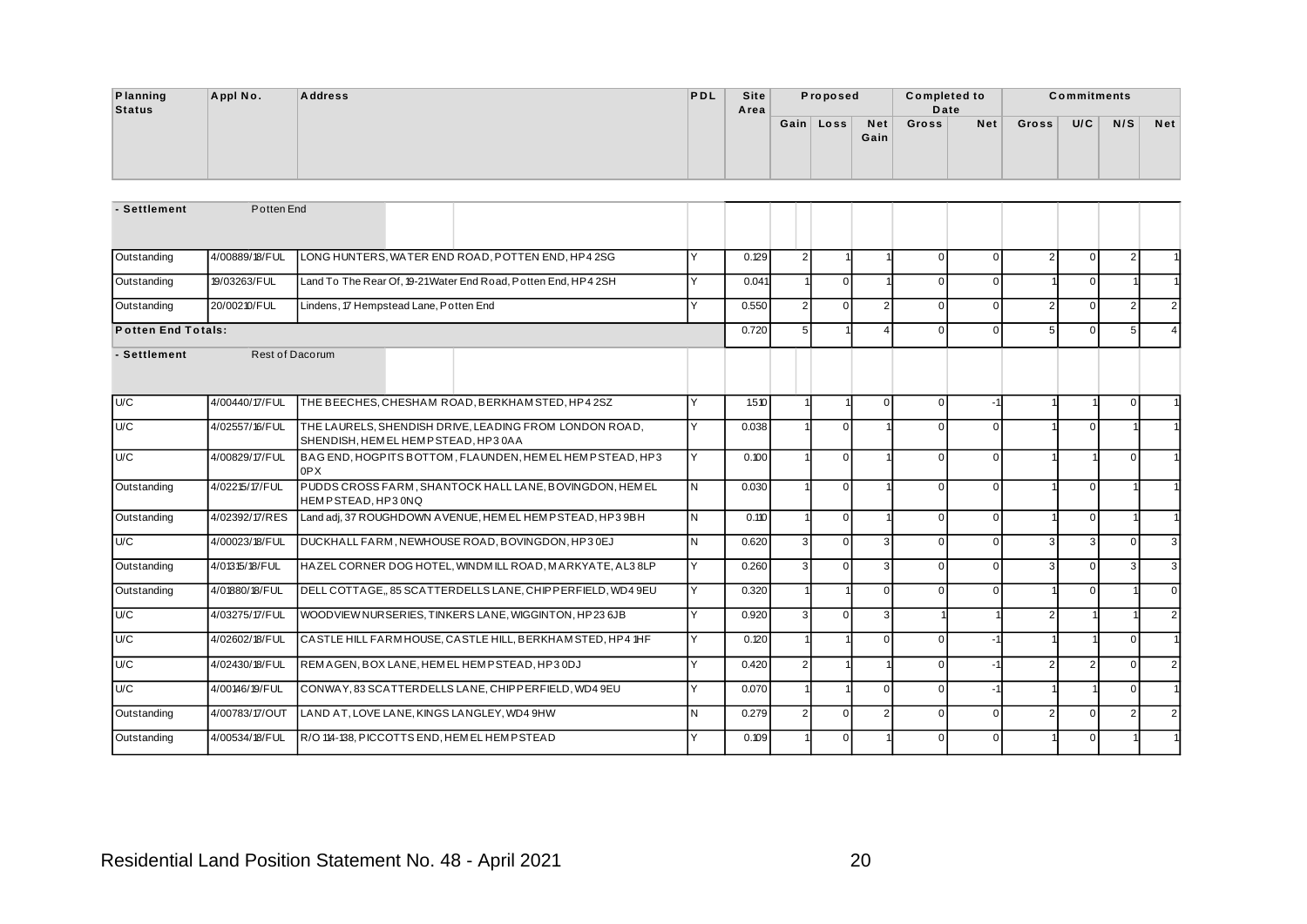| Planning Status | Appl No. | Address | PDL | Site Area | Proposed | | | Completed to Date | | Commitments | | | |
|---|---|---|---|---|---|---|---|---|---|---|---|---|---|
| | | | | | Gain | Loss | Net Gain | Gross | Net | Gross | U/C | N/S | Net |
| **- Settlement** | Potten End | | | | | | | | | | | | |
| Outstanding | 4/00889/18/FUL | LONG HUNTERS, WATER END ROAD, POTTEN END, HP4 2SG | Y | 0.129 | 2 | 1 | 1 | 0 | 0 | 2 | 0 | 2 | 1 |
| Outstanding | 19/03263/FUL | Land To The Rear Of, 19-21 Water End Road, Potten End, HP4 2SH | Y | 0.041 | 1 | 0 | 1 | 0 | 0 | 1 | 0 | 1 | 1 |
| Outstanding | 20/00210/FUL | Lindens, 17 Hempstead Lane, Potten End | Y | 0.550 | 2 | 0 | 2 | 0 | 0 | 2 | 0 | 2 | 2 |
| **Potten End Totals:** | | | | 0.720 | 5 | 1 | 4 | 0 | 0 | 5 | 0 | 5 | 4 |
| **- Settlement** | Rest of Dacorum | | | | | | | | | | | | |
| U/C | 4/00440/17/FUL | THE BEECHES, CHESHAM ROAD, BERKHAMSTED, HP4 2SZ | Y | 1.510 | 1 | 1 | 0 | 0 | -1 | 1 | 1 | 0 | 1 |
| U/C | 4/02557/16/FUL | THE LAURELS, SHENDISH DRIVE, LEADING FROM LONDON ROAD, SHENDISH, HEMEL HEMPSTEAD, HP3 0AA | Y | 0.038 | 1 | 0 | 1 | 0 | 0 | 1 | 0 | 1 | 1 |
| U/C | 4/00829/17/FUL | BAG END, HOGPITS BOTTOM, FLAUNDEN, HEMEL HEMPSTEAD, HP3 0PX | Y | 0.100 | 1 | 0 | 1 | 0 | 0 | 1 | 1 | 0 | 1 |
| Outstanding | 4/02215/17/FUL | PUDDS CROSS FARM, SHANTOCK HALL LANE, BOVINGDON, HEMEL HEMPSTEAD, HP3 0NQ | N | 0.030 | 1 | 0 | 1 | 0 | 0 | 1 | 0 | 1 | 1 |
| Outstanding | 4/02392/17/RES | Land adj, 37 ROUGHDOWN AVENUE, HEMEL HEMPSTEAD, HP3 9BH | N | 0.110 | 1 | 0 | 1 | 0 | 0 | 1 | 0 | 1 | 1 |
| U/C | 4/00023/18/FUL | DUCKHALL FARM, NEWHOUSE ROAD, BOVINGDON, HP3 0EJ | N | 0.620 | 3 | 0 | 3 | 0 | 0 | 3 | 3 | 0 | 3 |
| Outstanding | 4/01315/18/FUL | HAZEL CORNER DOG HOTEL, WINDMILL ROAD, MARKYATE, AL3 8LP | Y | 0.260 | 3 | 0 | 3 | 0 | 0 | 3 | 0 | 3 | 3 |
| Outstanding | 4/01880/18/FUL | DELL COTTAGE,, 85 SCATTERDELLS LANE, CHIPPERFIELD, WD4 9EU | Y | 0.320 | 1 | 1 | 0 | 0 | 0 | 1 | 0 | 1 | 0 |
| U/C | 4/03275/17/FUL | WOODVIEW NURSERIES, TINKERS LANE, WIGGINTON, HP23 6JB | Y | 0.920 | 3 | 0 | 3 | 1 | 1 | 2 | 1 | 1 | 2 |
| U/C | 4/02602/18/FUL | CASTLE HILL FARMHOUSE, CASTLE HILL, BERKHAMSTED, HP4 1HF | Y | 0.120 | 1 | 1 | 0 | 0 | -1 | 1 | 1 | 0 | 1 |
| U/C | 4/02430/18/FUL | REMAGEN, BOX LANE, HEMEL HEMPSTEAD, HP3 0DJ | Y | 0.420 | 2 | 1 | 1 | 0 | -1 | 2 | 2 | 0 | 2 |
| U/C | 4/00146/19/FUL | CONWAY, 83 SCATTERDELLS LANE, CHIPPERFIELD, WD4 9EU | Y | 0.070 | 1 | 1 | 0 | 0 | -1 | 1 | 1 | 0 | 1 |
| Outstanding | 4/00783/17/OUT | LAND AT, LOVE LANE, KINGS LANGLEY, WD4 9HW | N | 0.279 | 2 | 0 | 2 | 0 | 0 | 2 | 0 | 2 | 2 |
| Outstanding | 4/00534/18/FUL | R/O 114-138, PICCOTTS END, HEMEL HEMPSTEAD | Y | 0.109 | 1 | 0 | 1 | 0 | 0 | 1 | 0 | 1 | 1 |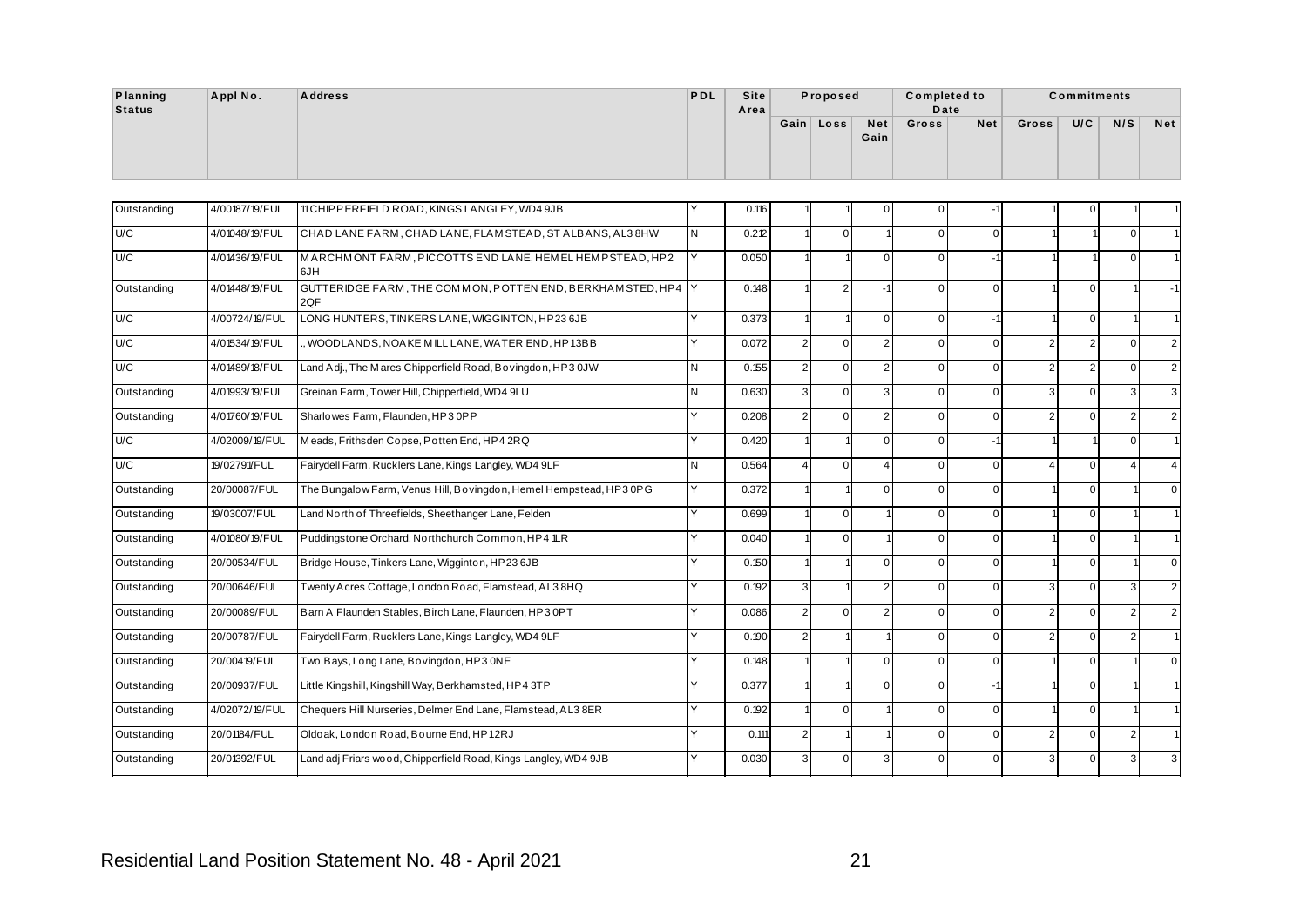| Planning Status | Appl No. | Address | PDL | Site Area | Proposed | | | Completed to Date | | Commitments | | | |
|---|---|---|---|---|---|---|---|---|---|---|---|---|---|
| | | | | | Gain | Loss | Net Gain | Gross | Net | Gross | U/C | N/S | Net |
| Outstanding | 4/00187/19/FUL | 11 CHIPPERFIELD ROAD, KINGS LANGLEY, WD4 9JB | Y | 0.116 | 1 | 1 | 0 | 0 | -1 | 1 | 0 | 1 | 1 |
| U/C | 4/01048/19/FUL | CHAD LANE FARM, CHAD LANE, FLAMSTEAD, ST ALBANS, AL3 8HW | N | 0.212 | 1 | 0 | 1 | 0 | 0 | 1 | 1 | 0 | 1 |
| U/C | 4/01436/19/FUL | MARCHMONT FARM, PICCOTTS END LANE, HEMEL HEMPSTEAD, HP2 6JH | Y | 0.050 | 1 | 1 | 0 | 0 | -1 | 1 | 1 | 0 | 1 |
| Outstanding | 4/01448/19/FUL | GUTTERIDGE FARM, THE COMMON, POTTEN END, BERKHAMSTED, HP4 2QF | Y | 0.148 | 1 | 2 | -1 | 0 | 0 | 1 | 0 | 1 | -1 |
| U/C | 4/00724/19/FUL | LONG HUNTERS, TINKERS LANE, WIGGINTON, HP23 6JB | Y | 0.373 | 1 | 1 | 0 | 0 | -1 | 1 | 0 | 1 | 1 |
| U/C | 4/01534/19/FUL | ., WOODLANDS, NOAKE MILL LANE, WATER END, HP1 3BB | Y | 0.072 | 2 | 0 | 2 | 0 | 0 | 2 | 2 | 0 | 2 |
| U/C | 4/01489/18/FUL | Land Adj., The Mares Chipperfield Road, Bovingdon, HP3 0JW | N | 0.155 | 2 | 0 | 2 | 0 | 0 | 2 | 2 | 0 | 2 |
| Outstanding | 4/01993/19/FUL | Greinan Farm, Tower Hill, Chipperfield, WD4 9LU | N | 0.630 | 3 | 0 | 3 | 0 | 0 | 3 | 0 | 3 | 3 |
| Outstanding | 4/01760/19/FUL | Sharlowes Farm, Flaunden, HP3 0PP | Y | 0.208 | 2 | 0 | 2 | 0 | 0 | 2 | 0 | 2 | 2 |
| U/C | 4/02009/19/FUL | Meads, Frithsden Copse, Potten End, HP4 2RQ | Y | 0.420 | 1 | 1 | 0 | 0 | -1 | 1 | 1 | 0 | 1 |
| U/C | 19/02791/FUL | Fairydell Farm, Rucklers Lane, Kings Langley, WD4 9LF | N | 0.564 | 4 | 0 | 4 | 0 | 0 | 4 | 0 | 4 | 4 |
| Outstanding | 20/00087/FUL | The Bungalow Farm, Venus Hill, Bovingdon, Hemel Hempstead, HP3 0PG | Y | 0.372 | 1 | 1 | 0 | 0 | 0 | 1 | 0 | 1 | 0 |
| Outstanding | 19/03007/FUL | Land North of Threefields, Sheethanger Lane, Felden | Y | 0.699 | 1 | 0 | 1 | 0 | 0 | 1 | 0 | 1 | 1 |
| Outstanding | 4/01080/19/FUL | Puddingstone Orchard, Northchurch Common, HP4 1LR | Y | 0.040 | 1 | 0 | 1 | 0 | 0 | 1 | 0 | 1 | 1 |
| Outstanding | 20/00534/FUL | Bridge House, Tinkers Lane, Wigginton, HP23 6JB | Y | 0.150 | 1 | 1 | 0 | 0 | 0 | 1 | 0 | 1 | 0 |
| Outstanding | 20/00646/FUL | Twenty Acres Cottage, London Road, Flamstead, AL3 8HQ | Y | 0.192 | 3 | 1 | 2 | 0 | 0 | 3 | 0 | 3 | 2 |
| Outstanding | 20/00089/FUL | Barn A Flaunden Stables, Birch Lane, Flaunden, HP3 0PT | Y | 0.086 | 2 | 0 | 2 | 0 | 0 | 2 | 0 | 2 | 2 |
| Outstanding | 20/00787/FUL | Fairydell Farm, Rucklers Lane, Kings Langley, WD4 9LF | Y | 0.190 | 2 | 1 | 1 | 0 | 0 | 2 | 0 | 2 | 1 |
| Outstanding | 20/00419/FUL | Two Bays, Long Lane, Bovingdon, HP3 0NE | Y | 0.148 | 1 | 1 | 0 | 0 | 0 | 1 | 0 | 1 | 0 |
| Outstanding | 20/00937/FUL | Little Kingshill, Kingshill Way, Berkhamsted, HP4 3TP | Y | 0.377 | 1 | 1 | 0 | 0 | -1 | 1 | 0 | 1 | 1 |
| Outstanding | 4/02072/19/FUL | Chequers Hill Nurseries, Delmer End Lane, Flamstead, AL3 8ER | Y | 0.192 | 1 | 0 | 1 | 0 | 0 | 1 | 0 | 1 | 1 |
| Outstanding | 20/01184/FUL | Oldoak, London Road, Bourne End, HP1 2RJ | Y | 0.111 | 2 | 1 | 1 | 0 | 0 | 2 | 0 | 2 | 1 |
| Outstanding | 20/01392/FUL | Land adj Friars wood, Chipperfield Road, Kings Langley, WD4 9JB | Y | 0.030 | 3 | 0 | 3 | 0 | 0 | 3 | 0 | 3 | 3 |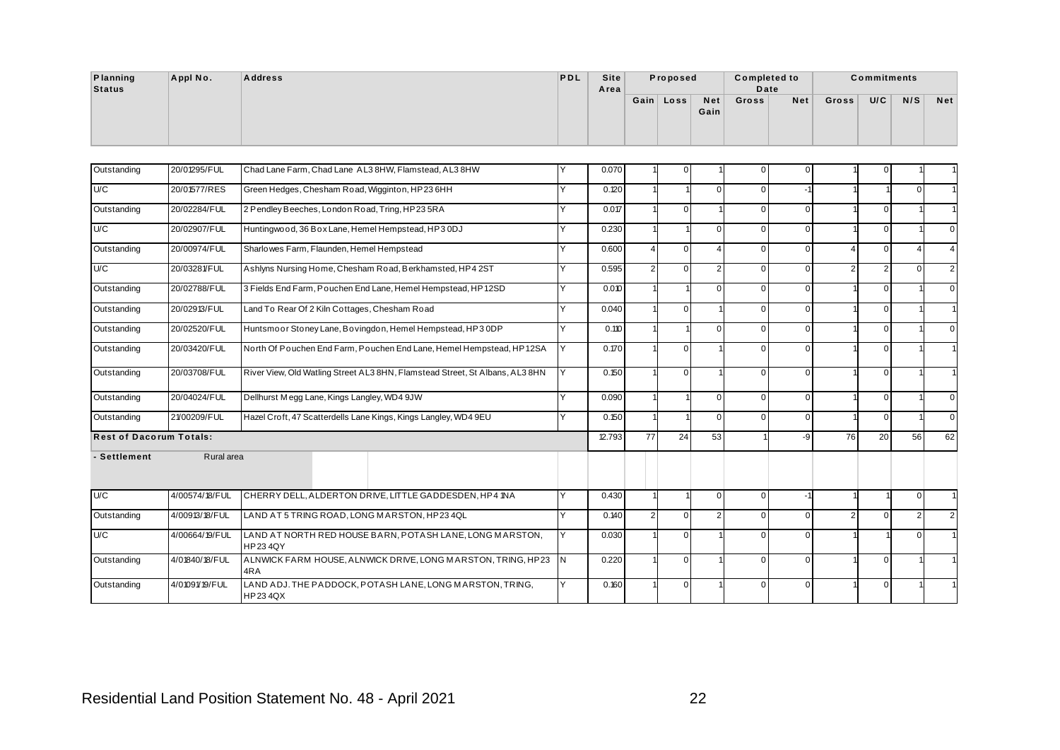| Planning Status | Appl No. | Address | PDL | Site Area | Proposed | | | Completed to Date | | Commitments | | | |
|---|---|---|---|---|---|---|---|---|---|---|---|---|---|
| | | | | | Gain | Loss | Net Gain | Gross | Net | Gross | U/C | N/S | Net |
| Outstanding | 20/01295/FUL | Chad Lane Farm, Chad Lane AL3 8HW, Flamstead, AL3 8HW | Y | 0.070 | 1 | 0 | 1 | 0 | 0 | 1 | 0 | 1 | 1 |
| U/C | 20/01577/RES | Green Hedges, Chesham Road, Wigginton, HP23 6HH | Y | 0.120 | 1 | 1 | 0 | 0 | -1 | 1 | 1 | 0 | 1 |
| Outstanding | 20/02284/FUL | 2 Pendley Beeches, London Road, Tring, HP23 5RA | Y | 0.017 | 1 | 0 | 1 | 0 | 0 | 1 | 0 | 1 | 1 |
| U/C | 20/02907/FUL | Huntingwood, 36 Box Lane, Hemel Hempstead, HP3 0DJ | Y | 0.230 | 1 | 1 | 0 | 0 | 0 | 1 | 0 | 1 | 0 |
| Outstanding | 20/00974/FUL | Sharlowes Farm, Flaunden, Hemel Hempstead | Y | 0.600 | 4 | 0 | 4 | 0 | 0 | 4 | 0 | 4 | 4 |
| U/C | 20/03281/FUL | Ashlyns Nursing Home, Chesham Road, Berkhamsted, HP4 2ST | Y | 0.595 | 2 | 0 | 2 | 0 | 0 | 2 | 2 | 0 | 2 |
| Outstanding | 20/02788/FUL | 3 Fields End Farm, Pouchen End Lane, Hemel Hempstead, HP1 2SD | Y | 0.010 | 1 | 1 | 0 | 0 | 0 | 1 | 0 | 1 | 0 |
| Outstanding | 20/02913/FUL | Land To Rear Of 2 Kiln Cottages, Chesham Road | Y | 0.040 | 1 | 0 | 1 | 0 | 0 | 1 | 0 | 1 | 1 |
| Outstanding | 20/02520/FUL | Huntsmoor Stoney Lane, Bovingdon, Hemel Hempstead, HP3 0DP | Y | 0.110 | 1 | 1 | 0 | 0 | 0 | 1 | 0 | 1 | 0 |
| Outstanding | 20/03420/FUL | North Of Pouchen End Farm, Pouchen End Lane, Hemel Hempstead, HP1 2SA | Y | 0.170 | 1 | 0 | 1 | 0 | 0 | 1 | 0 | 1 | 1 |
| Outstanding | 20/03708/FUL | River View, Old Watling Street AL3 8HN, Flamstead Street, St Albans, AL3 8HN | Y | 0.150 | 1 | 0 | 1 | 0 | 0 | 1 | 0 | 1 | 1 |
| Outstanding | 20/04024/FUL | Dellhurst Megg Lane, Kings Langley, WD4 9JW | Y | 0.090 | 1 | 1 | 0 | 0 | 0 | 1 | 0 | 1 | 0 |
| Outstanding | 21/00209/FUL | Hazel Croft, 47 Scatterdells Lane Kings, Kings Langley, WD4 9EU | Y | 0.150 | 1 | 1 | 0 | 0 | 0 | 1 | 0 | 1 | 0 |
| **Rest of Dacorum Totals:** | | | | 12.793 | 77 | 24 | 53 | 1 | -9 | 76 | 20 | 56 | 62 |
| **- Settlement** | Rural area | | | | | | | | | | | | |
| U/C | 4/00574/18/FUL | CHERRY DELL, ALDERTON DRIVE, LITTLE GADDESDEN, HP4 1NA | Y | 0.430 | 1 | 1 | 0 | 0 | -1 | 1 | 1 | 0 | 1 |
| Outstanding | 4/00913/18/FUL | LAND AT 5 TRING ROAD, LONG MARSTON, HP23 4QL | Y | 0.140 | 2 | 0 | 2 | 0 | 0 | 2 | 0 | 2 | 2 |
| U/C | 4/00664/19/FUL | LAND AT NORTH RED HOUSE BARN, POTASH LANE, LONG MARSTON, HP23 4QY | Y | 0.030 | 1 | 0 | 1 | 0 | 0 | 1 | 1 | 0 | 1 |
| Outstanding | 4/01840/18/FUL | ALNWICK FARM HOUSE, ALNWICK DRIVE, LONG MARSTON, TRING, HP23 4RA | N | 0.220 | 1 | 0 | 1 | 0 | 0 | 1 | 0 | 1 | 1 |
| Outstanding | 4/01091/19/FUL | LAND ADJ. THE PADDOCK, POTASH LANE, LONG MARSTON, TRING, HP23 4QX | Y | 0.160 | 1 | 0 | 1 | 0 | 0 | 1 | 0 | 1 | 1 |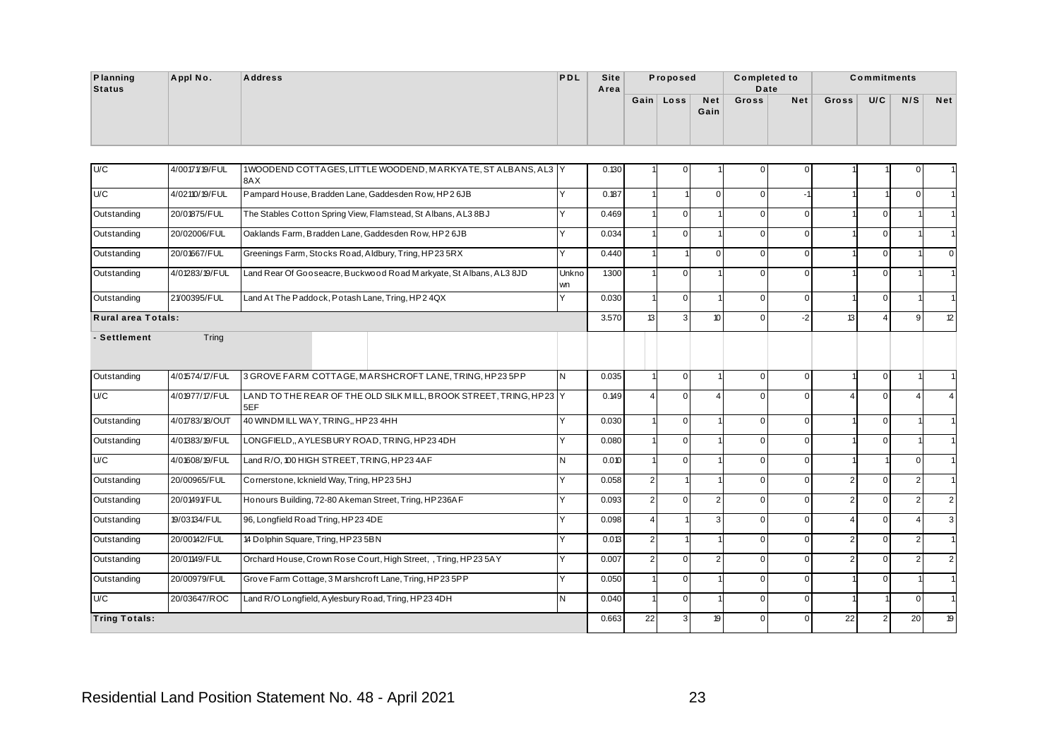| Planning Status | Appl No. | Address | PDL | Site Area | Proposed | | | Completed to Date | | Commitments | | | |
|---|---|---|---|---|---|---|---|---|---|---|---|---|---|
| | | | | | Gain | Loss | Net Gain | Gross | Net | Gross | U/C | N/S | Net |
| U/C | 4/00171/19/FUL | 1WOODEND COTTAGES, LITTLE WOODEND, MARKYATE, ST ALBANS, AL3 8AX | Y | 0.130 | 1 | 0 | 1 | 0 | 0 | 1 | 1 | 0 | 1 |
| U/C | 4/02110/19/FUL | Pampard House, Bradden Lane, Gaddesden Row, HP2 6JB | Y | 0.187 | 1 | 1 | 0 | 0 | -1 | 1 | 1 | 0 | 1 |
| Outstanding | 20/01875/FUL | The Stables Cotton Spring View, Flamstead, St Albans, AL3 8BJ | Y | 0.469 | 1 | 0 | 1 | 0 | 0 | 1 | 0 | 1 | 1 |
| Outstanding | 20/02006/FUL | Oaklands Farm, Bradden Lane, Gaddesden Row, HP2 6JB | Y | 0.034 | 1 | 0 | 1 | 0 | 0 | 1 | 0 | 1 | 1 |
| Outstanding | 20/01667/FUL | Greenings Farm, Stocks Road, Aldbury, Tring, HP23 5RX | Y | 0.440 | 1 | 1 | 0 | 0 | 0 | 1 | 0 | 1 | 0 |
| Outstanding | 4/01283/19/FUL | Land Rear Of Gooseacre, Buckwood Road Markyate, St Albans, AL3 8JD | Unknown | 1.300 | 1 | 0 | 1 | 0 | 0 | 1 | 0 | 1 | 1 |
| Outstanding | 21/00395/FUL | Land At The Paddock, Potash Lane, Tring, HP2 4QX | Y | 0.030 | 1 | 0 | 1 | 0 | 0 | 1 | 0 | 1 | 1 |
| **Rural area Totals:** | | | | 3.570 | 13 | 3 | 10 | 0 | -2 | 13 | 4 | 9 | 12 |
| **- Settlement** | Tring | | | | | | | | | | | | |
| Outstanding | 4/01574/17/FUL | 3 GROVE FARM COTTAGE, MARSHCROFT LANE, TRING, HP23 5PP | N | 0.035 | 1 | 0 | 1 | 0 | 0 | 1 | 0 | 1 | 1 |
| U/C | 4/01977/17/FUL | LAND TO THE REAR OF THE OLD SILK MILL, BROOK STREET, TRING, HP23 5EF | Y | 0.149 | 4 | 0 | 4 | 0 | 0 | 4 | 0 | 4 | 4 |
| Outstanding | 4/01783/18/OUT | 40 WINDMILL WAY, TRING,, HP23 4HH | Y | 0.030 | 1 | 0 | 1 | 0 | 0 | 1 | 0 | 1 | 1 |
| Outstanding | 4/01383/19/FUL | LONGFIELD,, AYLESBURY ROAD, TRING, HP23 4DH | Y | 0.080 | 1 | 0 | 1 | 0 | 0 | 1 | 0 | 1 | 1 |
| U/C | 4/01608/19/FUL | Land R/O, 100 HIGH STREET, TRING, HP23 4AF | N | 0.010 | 1 | 0 | 1 | 0 | 0 | 1 | 1 | 0 | 1 |
| Outstanding | 20/00965/FUL | Cornerstone, Icknield Way, Tring, HP23 5HJ | Y | 0.058 | 2 | 1 | 1 | 0 | 0 | 2 | 0 | 2 | 1 |
| Outstanding | 20/01491/FUL | Honours Building, 72-80 Akeman Street, Tring, HP236AF | Y | 0.093 | 2 | 0 | 2 | 0 | 0 | 2 | 0 | 2 | 2 |
| Outstanding | 19/03134/FUL | 96, Longfield Road Tring, HP23 4DE | Y | 0.098 | 4 | 1 | 3 | 0 | 0 | 4 | 0 | 4 | 3 |
| Outstanding | 20/00142/FUL | 14 Dolphin Square, Tring, HP23 5BN | Y | 0.013 | 2 | 1 | 1 | 0 | 0 | 2 | 0 | 2 | 1 |
| Outstanding | 20/01149/FUL | Orchard House, Crown Rose Court, High Street, , Tring, HP23 5AY | Y | 0.007 | 2 | 0 | 2 | 0 | 0 | 2 | 0 | 2 | 2 |
| Outstanding | 20/00979/FUL | Grove Farm Cottage, 3 Marshcroft Lane, Tring, HP23 5PP | Y | 0.050 | 1 | 0 | 1 | 0 | 0 | 1 | 0 | 1 | 1 |
| U/C | 20/03647/ROC | Land R/O Longfield, Aylesbury Road, Tring, HP23 4DH | N | 0.040 | 1 | 0 | 1 | 0 | 0 | 1 | 1 | 0 | 1 |
| **Tring Totals:** | | | | 0.663 | 22 | 3 | 19 | 0 | 0 | 22 | 2 | 20 | 19 |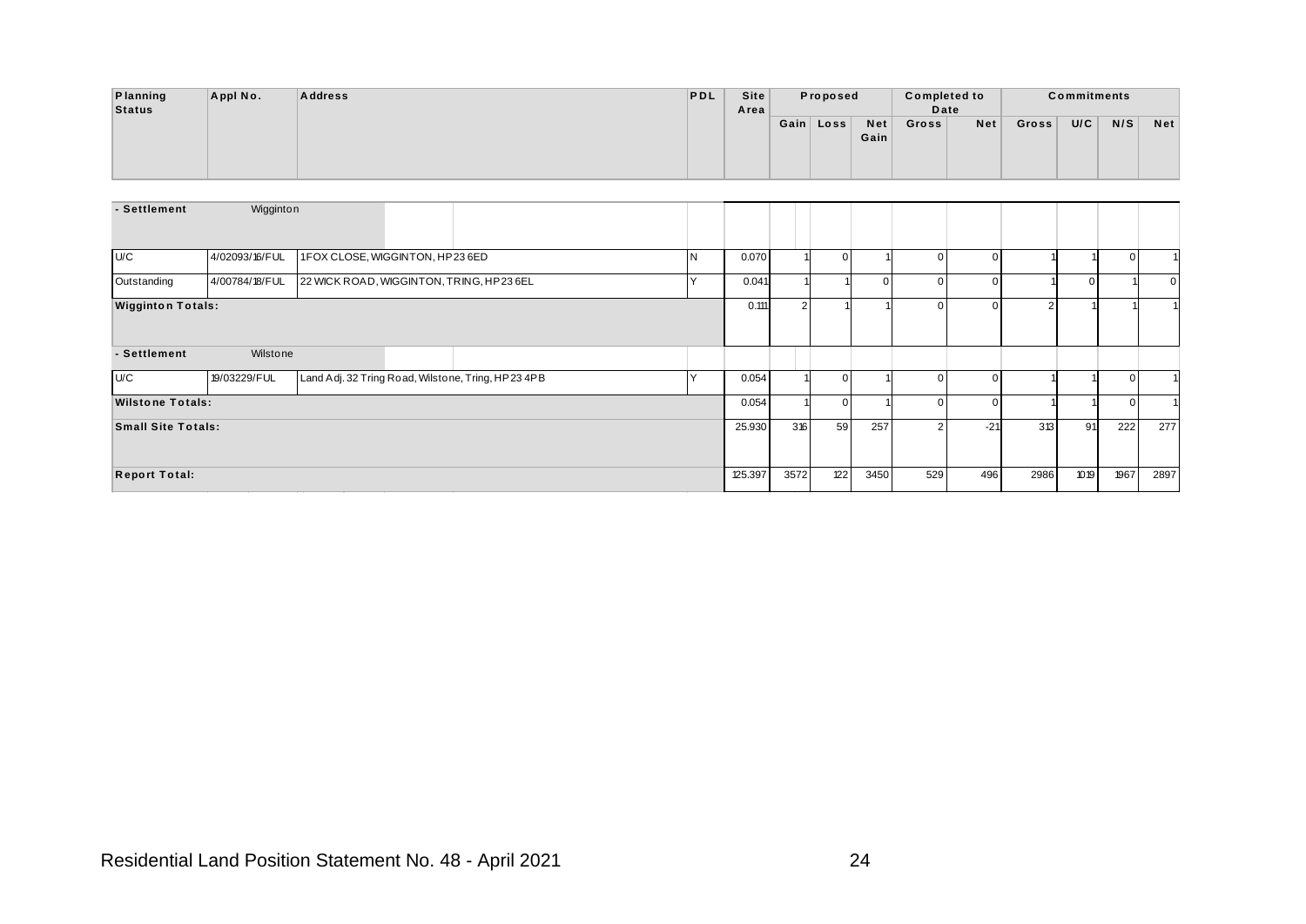| Planning Status | Appl No. | Address | PDL | Site Area | Proposed | | | Completed to Date | | Commitments | | | |
|---|---|---|---|---|---|---|---|---|---|---|---|---|---|
| | | | | | Gain | Loss | Net Gain | Gross | Net | Gross | U/C | N/S | Net |
| **- Settlement** | Wigginton | | | | | | | | | | | | |
| U/C | 4/02093/16/FUL | 1 FOX CLOSE, WIGGINTON, HP23 6ED | N | 0.070 | 1 | 0 | 1 | 0 | 0 | 1 | 1 | 0 | 1 |
| Outstanding | 4/00784/18/FUL | 22 WICK ROAD, WIGGINTON, TRING, HP23 6EL | Y | 0.041 | 1 | 1 | 0 | 0 | 0 | 1 | 0 | 1 | 0 |
| **Wigginton Totals:** | | | | 0.111 | 2 | 1 | 1 | 0 | 0 | 2 | 1 | 1 | 1 |
| **- Settlement** | Wilstone | | | | | | | | | | | | |
| U/C | 19/03229/FUL | Land Adj. 32 Tring Road, Wilstone, Tring, HP23 4PB | Y | 0.054 | 1 | 0 | 1 | 0 | 0 | 1 | 1 | 0 | 1 |
| **Wilstone Totals:** | | | | 0.054 | 1 | 0 | 1 | 0 | 0 | 1 | 1 | 0 | 1 |
| **Small Site Totals:** | | | | 25.930 | 316 | 59 | 257 | 2 | -21 | 313 | 91 | 222 | 277 |
| **Report Total:** | | | | 125.397 | 3572 | 122 | 3450 | 529 | 496 | 2986 | 1019 | 1967 | 2897 |

Residential Land Position Statement No. 48 - April 2021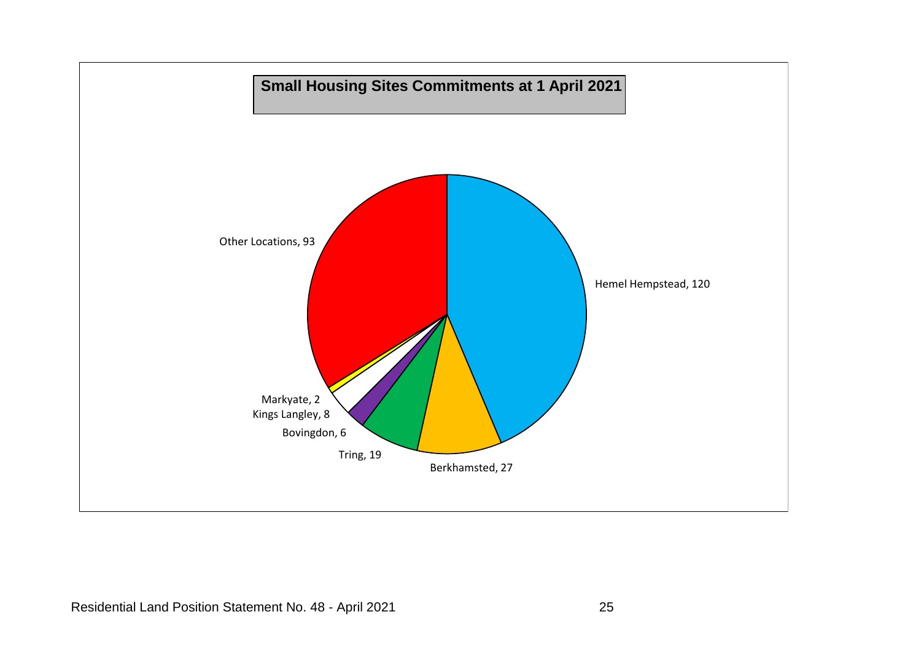## Small Housing Sites Commitments at 1 April 2021

| Location | Commitments |
|---|---|
| Hemel Hempstead | 120 |
| Berkhamsted | 27 |
| Tring | 19 |
| Bovingdon | 6 |
| Kings Langley | 8 |
| Markyate | 2 |
| Other Locations | 93 |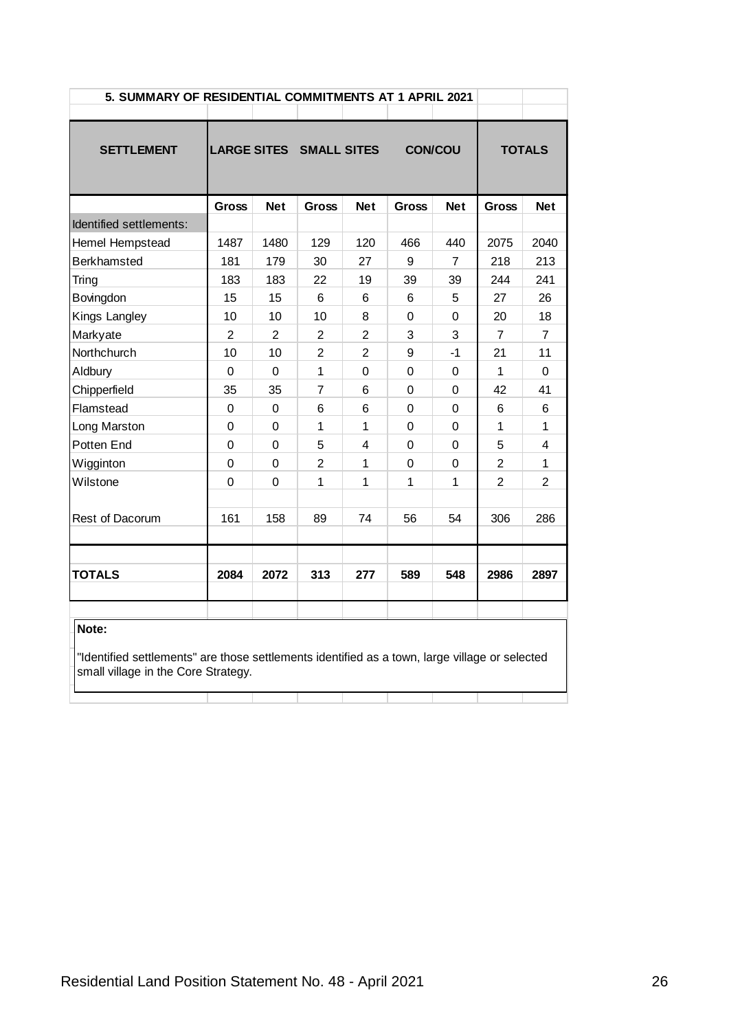## 5. SUMMARY OF RESIDENTIAL COMMITMENTS AT 1 APRIL 2021

| SETTLEMENT | LARGE SITES | | SMALL SITES | | CON/COU | | TOTALS | |
|---|---|---|---|---|---|---|---|---|
| | Gross | Net | Gross | Net | Gross | Net | Gross | Net |
| Identified settlements: | | | | | | | | |
| Hemel Hempstead | 1487 | 1480 | 129 | 120 | 466 | 440 | 2075 | 2040 |
| Berkhamsted | 181 | 179 | 30 | 27 | 9 | 7 | 218 | 213 |
| Tring | 183 | 183 | 22 | 19 | 39 | 39 | 244 | 241 |
| Bovingdon | 15 | 15 | 6 | 6 | 6 | 5 | 27 | 26 |
| Kings Langley | 10 | 10 | 10 | 8 | 0 | 0 | 20 | 18 |
| Markyate | 2 | 2 | 2 | 2 | 3 | 3 | 7 | 7 |
| Northchurch | 10 | 10 | 2 | 2 | 9 | -1 | 21 | 11 |
| Aldbury | 0 | 0 | 1 | 0 | 0 | 0 | 1 | 0 |
| Chipperfield | 35 | 35 | 7 | 6 | 0 | 0 | 42 | 41 |
| Flamstead | 0 | 0 | 6 | 6 | 0 | 0 | 6 | 6 |
| Long Marston | 0 | 0 | 1 | 1 | 0 | 0 | 1 | 1 |
| Potten End | 0 | 0 | 5 | 4 | 0 | 0 | 5 | 4 |
| Wigginton | 0 | 0 | 2 | 1 | 0 | 0 | 2 | 1 |
| Wilstone | 0 | 0 | 1 | 1 | 1 | 1 | 2 | 2 |
| Rest of Dacorum | 161 | 158 | 89 | 74 | 56 | 54 | 306 | 286 |
| **TOTALS** | **2084** | **2072** | **313** | **277** | **589** | **548** | **2986** | **2897** |

**Note:**

"Identified settlements" are those settlements identified as a town, large village or selected small village in the Core Strategy.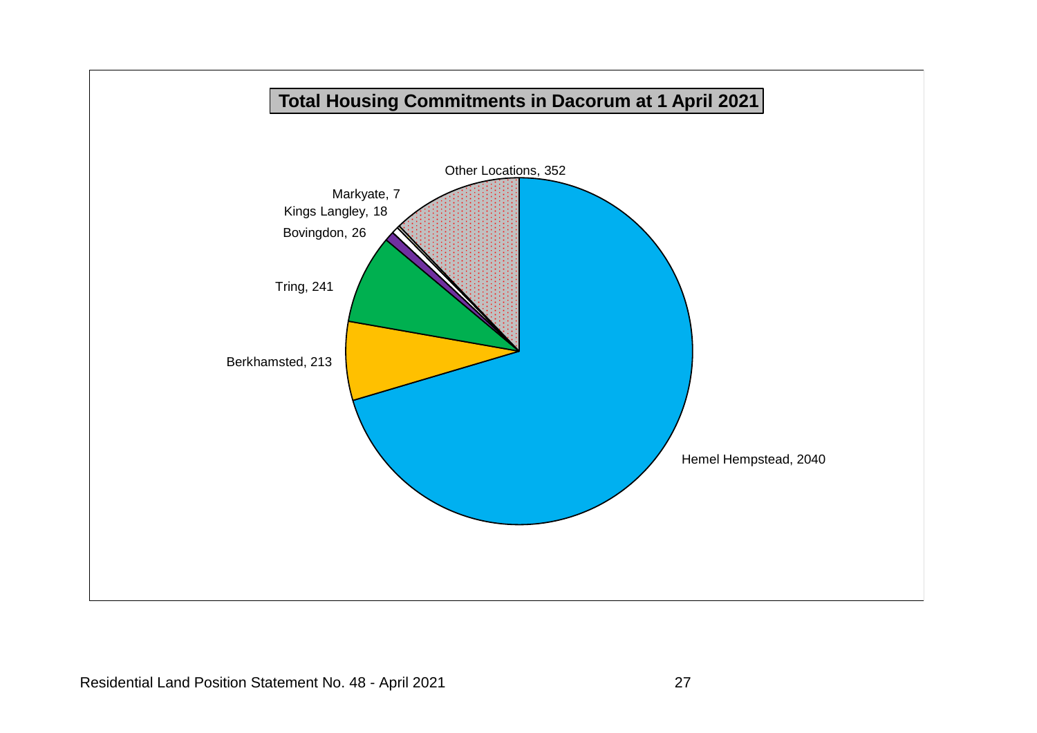**Total Housing Commitments in Dacorum at 1 April 2021**

Other Locations, 352

Markyate, 7

Kings Langley, 18

Bovingdon, 26

Tring, 241

Berkhamsted, 213

Hemel Hempstead, 2040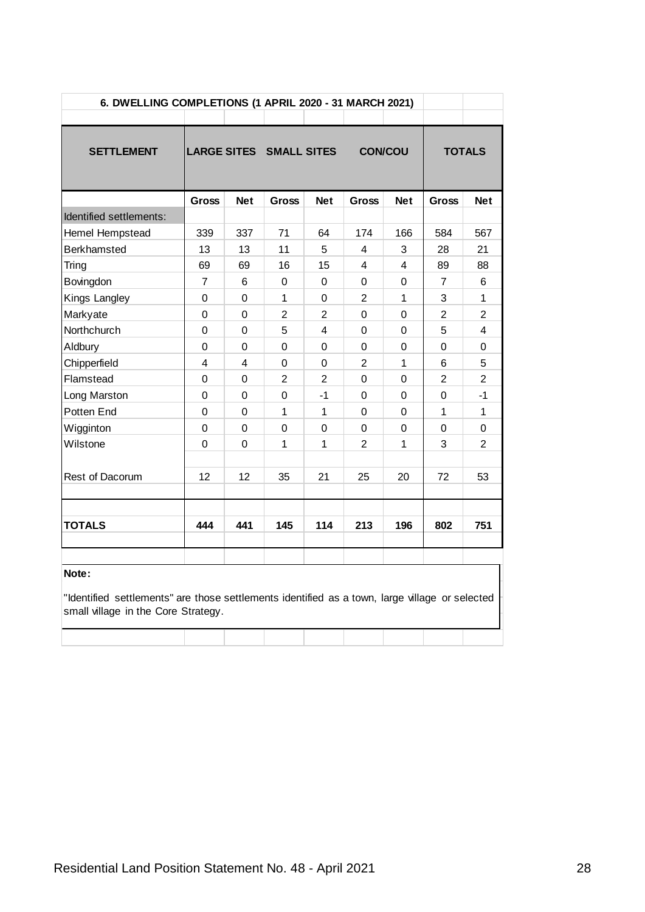## 6. DWELLING COMPLETIONS (1 APRIL 2020 - 31 MARCH 2021)

| SETTLEMENT | LARGE SITES | | SMALL SITES | | CON/COU | | TOTALS | |
|---|---|---|---|---|---|---|---|---|
| | Gross | Net | Gross | Net | Gross | Net | Gross | Net |
| Identified settlements: | | | | | | | | |
| Hemel Hempstead | 339 | 337 | 71 | 64 | 174 | 166 | 584 | 567 |
| Berkhamsted | 13 | 13 | 11 | 5 | 4 | 3 | 28 | 21 |
| Tring | 69 | 69 | 16 | 15 | 4 | 4 | 89 | 88 |
| Bovingdon | 7 | 6 | 0 | 0 | 0 | 0 | 7 | 6 |
| Kings Langley | 0 | 0 | 1 | 0 | 2 | 1 | 3 | 1 |
| Markyate | 0 | 0 | 2 | 2 | 0 | 0 | 2 | 2 |
| Northchurch | 0 | 0 | 5 | 4 | 0 | 0 | 5 | 4 |
| Aldbury | 0 | 0 | 0 | 0 | 0 | 0 | 0 | 0 |
| Chipperfield | 4 | 4 | 0 | 0 | 2 | 1 | 6 | 5 |
| Flamstead | 0 | 0 | 2 | 2 | 0 | 0 | 2 | 2 |
| Long Marston | 0 | 0 | 0 | -1 | 0 | 0 | 0 | -1 |
| Potten End | 0 | 0 | 1 | 1 | 0 | 0 | 1 | 1 |
| Wigginton | 0 | 0 | 0 | 0 | 0 | 0 | 0 | 0 |
| Wilstone | 0 | 0 | 1 | 1 | 2 | 1 | 3 | 2 |
| Rest of Dacorum | 12 | 12 | 35 | 21 | 25 | 20 | 72 | 53 |
| **TOTALS** | **444** | **441** | **145** | **114** | **213** | **196** | **802** | **751** |

**Note:**

"Identified settlements" are those settlements identified as a town, large village or selected small village in the Core Strategy.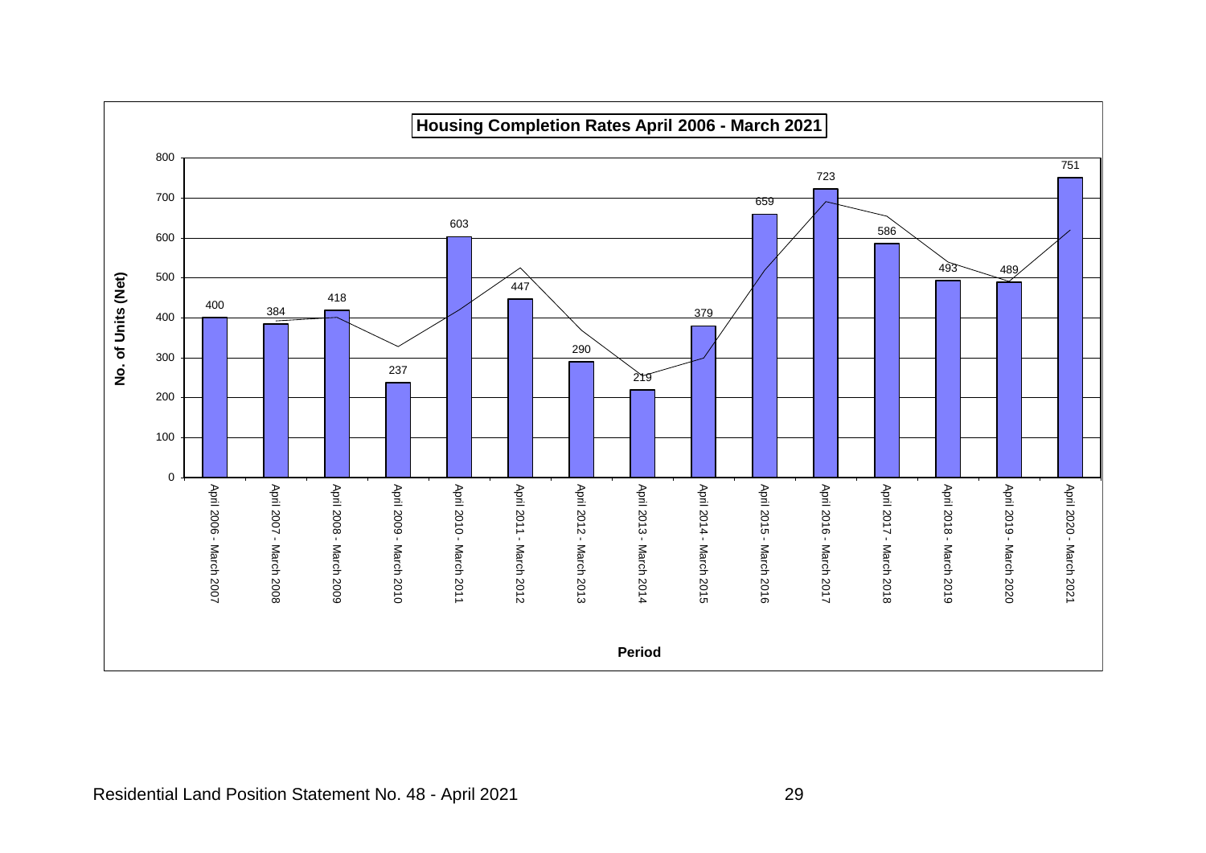**Housing Completion Rates April 2006 - March 2021**

| Period | No. of Units (Net) |
|---|---|
| April 2006 - March 2007 | 400 |
| April 2007 - March 2008 | 384 |
| April 2008 - March 2009 | 418 |
| April 2009 - March 2010 | 237 |
| April 2010 - March 2011 | 603 |
| April 2011 - March 2012 | 447 |
| April 2012 - March 2013 | 290 |
| April 2013 - March 2014 | 219 |
| April 2014 - March 2015 | 379 |
| April 2015 - March 2016 | 659 |
| April 2016 - March 2017 | 723 |
| April 2017 - March 2018 | 586 |
| April 2018 - March 2019 | 493 |
| April 2019 - March 2020 | 489 |
| April 2020 - March 2021 | 751 |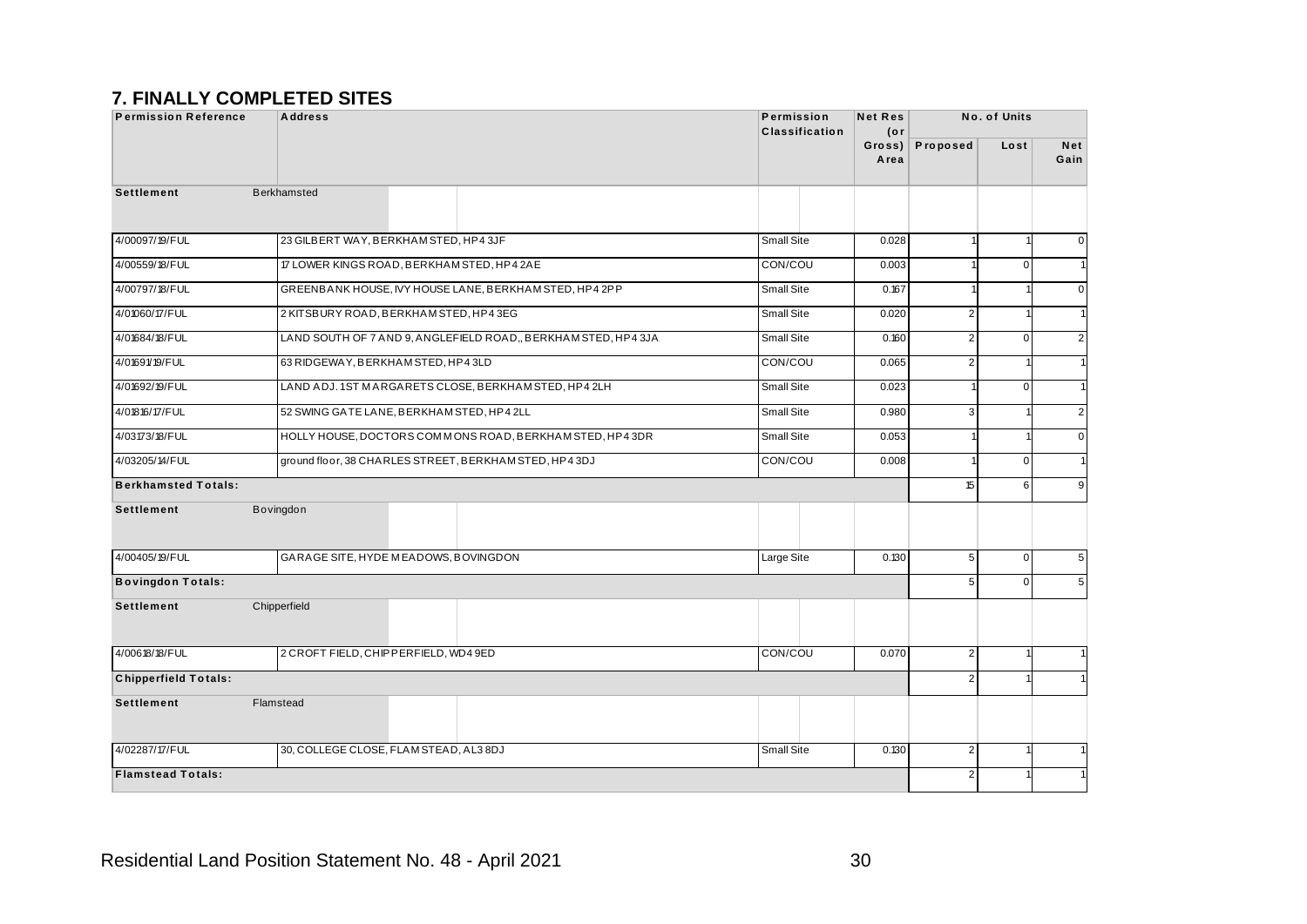## 7. FINALLY COMPLETED SITES

| Permission Reference | Address | Permission Classification | Net Res (or Gross) Area | No. of Units | | |
|---|---|---|---|---|---|---|
| | | | | Proposed | Lost | Net Gain |
| **Settlement** | Berkhamsted | | | | | |
| 4/00097/19/FUL | 23 GILBERT WAY, BERKHAMSTED, HP4 3JF | Small Site | 0.028 | 1 | 1 | 0 |
| 4/00559/18/FUL | 17 LOWER KINGS ROAD, BERKHAMSTED, HP4 2AE | CON/COU | 0.003 | 1 | 0 | 1 |
| 4/00797/18/FUL | GREENBANK HOUSE, IVY HOUSE LANE, BERKHAMSTED, HP4 2PP | Small Site | 0.167 | 1 | 1 | 0 |
| 4/01060/17/FUL | 2 KITSBURY ROAD, BERKHAMSTED, HP4 3EG | Small Site | 0.020 | 2 | 1 | 1 |
| 4/01684/18/FUL | LAND SOUTH OF 7 AND 9, ANGLEFIELD ROAD,, BERKHAMSTED, HP4 3JA | Small Site | 0.160 | 2 | 0 | 2 |
| 4/01691/19/FUL | 63 RIDGEWAY, BERKHAMSTED, HP4 3LD | CON/COU | 0.065 | 2 | 1 | 1 |
| 4/01692/19/FUL | LAND ADJ. 1ST MARGARETS CLOSE, BERKHAMSTED, HP4 2LH | Small Site | 0.023 | 1 | 0 | 1 |
| 4/01816/17/FUL | 52 SWING GATE LANE, BERKHAMSTED, HP4 2LL | Small Site | 0.980 | 3 | 1 | 2 |
| 4/03173/18/FUL | HOLLY HOUSE, DOCTORS COMMONS ROAD, BERKHAMSTED, HP4 3DR | Small Site | 0.053 | 1 | 1 | 0 |
| 4/03205/14/FUL | ground floor, 38 CHARLES STREET, BERKHAMSTED, HP4 3DJ | CON/COU | 0.008 | 1 | 0 | 1 |
| **Berkhamsted Totals:** | | | | 15 | 6 | 9 |
| **Settlement** | Bovingdon | | | | | |
| 4/00405/19/FUL | GARAGE SITE, HYDE MEADOWS, BOVINGDON | Large Site | 0.130 | 5 | 0 | 5 |
| **Bovingdon Totals:** | | | | 5 | 0 | 5 |
| **Settlement** | Chipperfield | | | | | |
| 4/00618/18/FUL | 2 CROFT FIELD, CHIPPERFIELD, WD4 9ED | CON/COU | 0.070 | 2 | 1 | 1 |
| **Chipperfield Totals:** | | | | 2 | 1 | 1 |
| **Settlement** | Flamstead | | | | | |
| 4/02287/17/FUL | 30, COLLEGE CLOSE, FLAMSTEAD, AL3 8DJ | Small Site | 0.130 | 2 | 1 | 1 |
| **Flamstead Totals:** | | | | 2 | 1 | 1 |

Residential Land Position Statement No. 48 - April 2021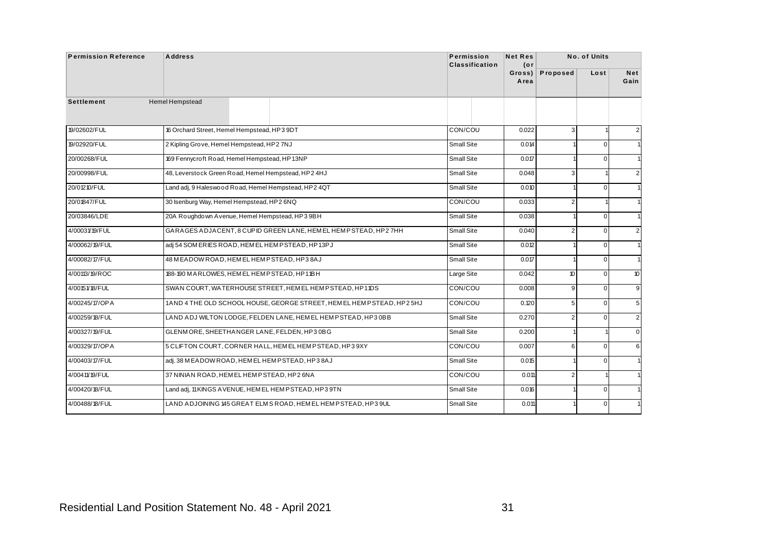| Permission Reference | Address | Permission Classification | Net Res (or Gross) Area | No. of Units | | |
|---|---|---|---|---|---|---|
| | | | | Proposed | Lost | Net Gain |
| **Settlement** | Hemel Hempstead | | | | | |
| 19/02602/FUL | 16 Orchard Street, Hemel Hempstead, HP3 9DT | CON/COU | 0.022 | 3 | 1 | 2 |
| 19/02920/FUL | 2 Kipling Grove, Hemel Hempstead, HP2 7NJ | Small Site | 0.014 | 1 | 0 | 1 |
| 20/00268/FUL | 169 Fennycroft Road, Hemel Hempstead, HP1 3NP | Small Site | 0.017 | 1 | 0 | 1 |
| 20/00998/FUL | 48, Leverstock Green Road, Hemel Hempstead, HP2 4HJ | Small Site | 0.048 | 3 | 1 | 2 |
| 20/01210/FUL | Land adj, 9 Haleswood Road, Hemel Hempstead, HP2 4QT | Small Site | 0.010 | 1 | 0 | 1 |
| 20/01847/FUL | 30 Isenburg Way, Hemel Hempstead, HP2 6NQ | CON/COU | 0.033 | 2 | 1 | 1 |
| 20/03846/LDE | 20A Roughdown Avenue, Hemel Hempstead, HP3 9BH | Small Site | 0.038 | 1 | 0 | 1 |
| 4/00031/19/FUL | GARAGES ADJACENT, 8 CUPID GREEN LANE, HEMEL HEMPSTEAD, HP2 7HH | Small Site | 0.040 | 2 | 0 | 2 |
| 4/00062/19/FUL | adj 54 SOMERIES ROAD, HEMEL HEMPSTEAD, HP1 3PJ | Small Site | 0.012 | 1 | 0 | 1 |
| 4/00082/17/FUL | 48 MEADOW ROAD, HEMEL HEMPSTEAD, HP3 8AJ | Small Site | 0.017 | 1 | 0 | 1 |
| 4/00113/19/ROC | 188-190 MARLOWES, HEMEL HEMPSTEAD, HP1 1BH | Large Site | 0.042 | 10 | 0 | 10 |
| 4/00151/18/FUL | SWAN COURT, WATERHOUSE STREET, HEMEL HEMPSTEAD, HP1 1DS | CON/COU | 0.008 | 9 | 0 | 9 |
| 4/00245/17/OPA | 1 AND 4 THE OLD SCHOOL HOUSE, GEORGE STREET, HEMEL HEMPSTEAD, HP2 5HJ | CON/COU | 0.120 | 5 | 0 | 5 |
| 4/00259/18/FUL | LAND ADJ WILTON LODGE, FELDEN LANE, HEMEL HEMPSTEAD, HP3 0BB | Small Site | 0.270 | 2 | 0 | 2 |
| 4/00327/19/FUL | GLENMORE, SHEETHANGER LANE, FELDEN, HP3 0BG | Small Site | 0.200 | 1 | 1 | 0 |
| 4/00329/17/OPA | 5 CLIFTON COURT, CORNER HALL, HEMEL HEMPSTEAD, HP3 9XY | CON/COU | 0.007 | 6 | 0 | 6 |
| 4/00403/17/FUL | adj. 38 MEADOW ROAD, HEMEL HEMPSTEAD, HP3 8AJ | Small Site | 0.015 | 1 | 0 | 1 |
| 4/00411/19/FUL | 37 NINIAN ROAD, HEMEL HEMPSTEAD, HP2 6NA | CON/COU | 0.011 | 2 | 1 | 1 |
| 4/00420/18/FUL | Land adj, 11 KINGS AVENUE, HEMEL HEMPSTEAD, HP3 9TN | Small Site | 0.016 | 1 | 0 | 1 |
| 4/00488/18/FUL | LAND ADJOINING 145 GREAT ELMS ROAD, HEMEL HEMPSTEAD, HP3 9UL | Small Site | 0.011 | 1 | 0 | 1 |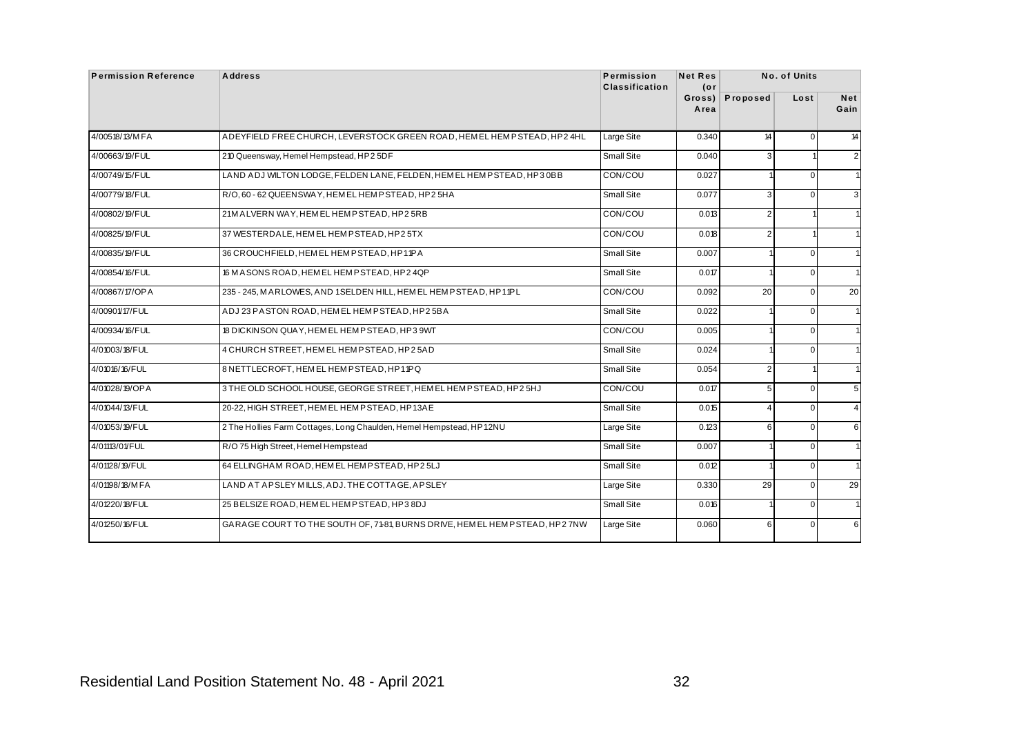| Permission Reference | Address | Permission Classification | Net Res (or Gross) Area | No. of Units | | |
|---|---|---|---|---|---|---|
| | | | | Proposed | Lost | Net Gain |
| 4/00518/13/MFA | ADEYFIELD FREE CHURCH, LEVERSTOCK GREEN ROAD, HEMEL HEMPSTEAD, HP2 4HL | Large Site | 0.340 | 14 | 0 | 14 |
| 4/00663/19/FUL | 210 Queensway, Hemel Hempstead, HP2 5DF | Small Site | 0.040 | 3 | 1 | 2 |
| 4/00749/15/FUL | LAND ADJ WILTON LODGE, FELDEN LANE, FELDEN, HEMEL HEMPSTEAD, HP3 0BB | CON/COU | 0.027 | 1 | 0 | 1 |
| 4/00779/18/FUL | R/O, 60 - 62 QUEENSWAY, HEMEL HEMPSTEAD, HP2 5HA | Small Site | 0.077 | 3 | 0 | 3 |
| 4/00802/19/FUL | 21 MALVERN WAY, HEMEL HEMPSTEAD, HP2 5RB | CON/COU | 0.013 | 2 | 1 | 1 |
| 4/00825/19/FUL | 37 WESTERDALE, HEMEL HEMPSTEAD, HP2 5TX | CON/COU | 0.018 | 2 | 1 | 1 |
| 4/00835/19/FUL | 36 CROUCHFIELD, HEMEL HEMPSTEAD, HP1 1PA | Small Site | 0.007 | 1 | 0 | 1 |
| 4/00854/16/FUL | 16 MASONS ROAD, HEMEL HEMPSTEAD, HP2 4QP | Small Site | 0.017 | 1 | 0 | 1 |
| 4/00867/17/OPA | 235 - 245, MARLOWES, AND 1 SELDEN HILL, HEMEL HEMPSTEAD, HP1 1PL | CON/COU | 0.092 | 20 | 0 | 20 |
| 4/00901/17/FUL | ADJ 23 PASTON ROAD, HEMEL HEMPSTEAD, HP2 5BA | Small Site | 0.022 | 1 | 0 | 1 |
| 4/00934/16/FUL | 18 DICKINSON QUAY, HEMEL HEMPSTEAD, HP3 9WT | CON/COU | 0.005 | 1 | 0 | 1 |
| 4/01003/18/FUL | 4 CHURCH STREET, HEMEL HEMPSTEAD, HP2 5AD | Small Site | 0.024 | 1 | 0 | 1 |
| 4/01016/16/FUL | 8 NETTLECROFT, HEMEL HEMPSTEAD, HP1 1PQ | Small Site | 0.054 | 2 | 1 | 1 |
| 4/01028/19/OPA | 3 THE OLD SCHOOL HOUSE, GEORGE STREET, HEMEL HEMPSTEAD, HP2 5HJ | CON/COU | 0.017 | 5 | 0 | 5 |
| 4/01044/13/FUL | 20-22, HIGH STREET, HEMEL HEMPSTEAD, HP1 3AE | Small Site | 0.015 | 4 | 0 | 4 |
| 4/01053/19/FUL | 2 The Hollies Farm Cottages, Long Chaulden, Hemel Hempstead, HP1 2NU | Large Site | 0.123 | 6 | 0 | 6 |
| 4/01113/01/FUL | R/O 75 High Street, Hemel Hempstead | Small Site | 0.007 | 1 | 0 | 1 |
| 4/01128/19/FUL | 64 ELLINGHAM ROAD, HEMEL HEMPSTEAD, HP2 5LJ | Small Site | 0.012 | 1 | 0 | 1 |
| 4/01198/18/MFA | LAND AT APSLEY MILLS, ADJ. THE COTTAGE, APSLEY | Large Site | 0.330 | 29 | 0 | 29 |
| 4/01220/18/FUL | 25 BELSIZE ROAD, HEMEL HEMPSTEAD, HP3 8DJ | Small Site | 0.016 | 1 | 0 | 1 |
| 4/01250/16/FUL | GARAGE COURT TO THE SOUTH OF, 71-81, BURNS DRIVE, HEMEL HEMPSTEAD, HP2 7NW | Large Site | 0.060 | 6 | 0 | 6 |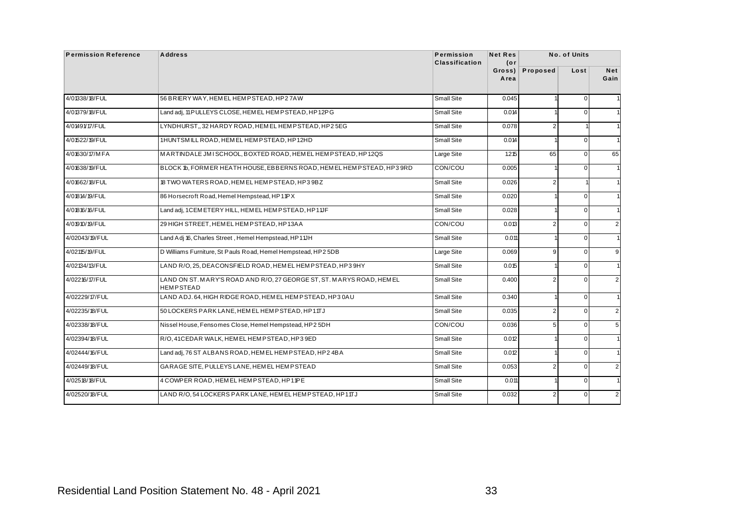| Permission Reference | Address | Permission Classification | Net Res (or Gross) Area | No. of Units | | |
|---|---|---|---|---|---|---|
| | | | | Proposed | Lost | Net Gain |
| 4/01338/18/FUL | 56 BRIERY WAY, HEMEL HEMPSTEAD, HP2 7AW | Small Site | 0.045 | 1 | 0 | 1 |
| 4/01379/18/FUL | Land adj, 11 PULLEYS CLOSE, HEMEL HEMPSTEAD, HP1 2PG | Small Site | 0.014 | 1 | 0 | 1 |
| 4/01491/17/FUL | LYNDHURST,, 32 HARDY ROAD, HEMEL HEMPSTEAD, HP2 5EG | Small Site | 0.078 | 2 | 1 | 1 |
| 4/01522/19/FUL | 1 HUNTSMILL ROAD, HEMEL HEMPSTEAD, HP1 2HD | Small Site | 0.014 | 1 | 0 | 1 |
| 4/01630/17/MFA | MARTINDALE JMI SCHOOL, BOXTED ROAD, HEMEL HEMPSTEAD, HP1 2QS | Large Site | 1.215 | 65 | 0 | 65 |
| 4/01638/19/FUL | BLOCK 1b, FORMER HEATH HOUSE, EBBERNS ROAD, HEMEL HEMPSTEAD, HP3 9RD | CON/COU | 0.005 | 1 | 0 | 1 |
| 4/01662/18/FUL | 18 TWO WATERS ROAD, HEMEL HEMPSTEAD, HP3 9BZ | Small Site | 0.026 | 2 | 1 | 1 |
| 4/01814/19/FUL | 86 Horsecroft Road, Hemel Hempstead, HP1 1PX | Small Site | 0.020 | 1 | 0 | 1 |
| 4/01816/16/FUL | Land adj, 1 CEMETERY HILL, HEMEL HEMPSTEAD, HP1 1JF | Small Site | 0.028 | 1 | 0 | 1 |
| 4/01910/19/FUL | 29 HIGH STREET, HEMEL HEMPSTEAD, HP1 3AA | CON/COU | 0.013 | 2 | 0 | 2 |
| 4/02043/19/FUL | Land Adj 16, Charles Street , Hemel Hempstead, HP1 1JH | Small Site | 0.011 | 1 | 0 | 1 |
| 4/02115/19/FUL | D Williams Furniture, St Pauls Road, Hemel Hempstead, HP2 5DB | Large Site | 0.069 | 9 | 0 | 9 |
| 4/02134/13/FUL | LAND R/O, 25, DEACONSFIELD ROAD, HEMEL HEMPSTEAD, HP3 9HY | Small Site | 0.015 | 1 | 0 | 1 |
| 4/02216/17/FUL | LAND ON ST. MARY'S ROAD AND R/O, 27 GEORGE ST, ST. MARYS ROAD, HEMEL HEMPSTEAD | Small Site | 0.400 | 2 | 0 | 2 |
| 4/02229/17/FUL | LAND ADJ. 64, HIGH RIDGE ROAD, HEMEL HEMPSTEAD, HP3 0AU | Small Site | 0.340 | 1 | 0 | 1 |
| 4/02235/18/FUL | 50 LOCKERS PARK LANE, HEMEL HEMPSTEAD, HP1 1TJ | Small Site | 0.035 | 2 | 0 | 2 |
| 4/02338/18/FUL | Nissel House, Fensomes Close, Hemel Hempstead, HP2 5DH | CON/COU | 0.036 | 5 | 0 | 5 |
| 4/02394/18/FUL | R/O, 41 CEDAR WALK, HEMEL HEMPSTEAD, HP3 9ED | Small Site | 0.012 | 1 | 0 | 1 |
| 4/02444/16/FUL | Land adj, 76 ST ALBANS ROAD, HEMEL HEMPSTEAD, HP2 4BA | Small Site | 0.012 | 1 | 0 | 1 |
| 4/02449/18/FUL | GARAGE SITE, PULLEYS LANE, HEMEL HEMPSTEAD | Small Site | 0.053 | 2 | 0 | 2 |
| 4/02518/18/FUL | 4 COWPER ROAD, HEMEL HEMPSTEAD, HP1 1PE | Small Site | 0.011 | 1 | 0 | 1 |
| 4/02520/18/FUL | LAND R/O, 54 LOCKERS PARK LANE, HEMEL HEMPSTEAD, HP1 1TJ | Small Site | 0.032 | 2 | 0 | 2 |

Residential Land Position Statement No. 48 - April 2021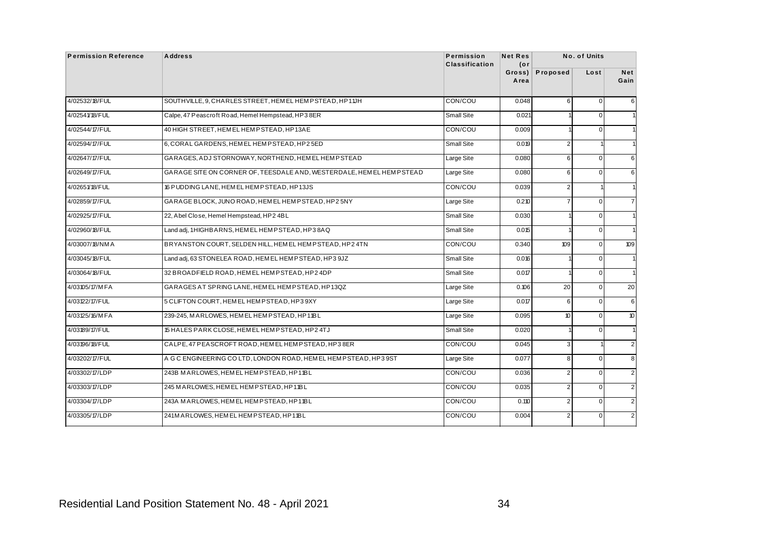| Permission Reference | Address | Permission Classification | Net Res (or Gross) Area | No. of Units | | |
|---|---|---|---|---|---|---|
| | | | | Proposed | Lost | Net Gain |
| 4/02532/18/FUL | SOUTHVILLE, 9, CHARLES STREET, HEMEL HEMPSTEAD, HP1 1JH | CON/COU | 0.048 | 6 | 0 | 6 |
| 4/02541/18/FUL | Calpe, 47 Peascroft Road, Hemel Hempstead, HP3 8ER | Small Site | 0.021 | 1 | 0 | 1 |
| 4/02544/17/FUL | 40 HIGH STREET, HEMEL HEMPSTEAD, HP1 3AE | CON/COU | 0.009 | 1 | 0 | 1 |
| 4/02594/17/FUL | 6, CORAL GARDENS, HEMEL HEMPSTEAD, HP2 5ED | Small Site | 0.019 | 2 | 1 | 1 |
| 4/02647/17/FUL | GARAGES, ADJ STORNOWAY, NORTHEND, HEMEL HEMPSTEAD | Large Site | 0.080 | 6 | 0 | 6 |
| 4/02649/17/FUL | GARAGE SITE ON CORNER OF, TEESDALE AND, WESTERDALE, HEMEL HEMPSTEAD | Large Site | 0.080 | 6 | 0 | 6 |
| 4/02651/18/FUL | 16 PUDDING LANE, HEMEL HEMPSTEAD, HP1 3JS | CON/COU | 0.039 | 2 | 1 | 1 |
| 4/02859/17/FUL | GARAGE BLOCK, JUNO ROAD, HEMEL HEMPSTEAD, HP2 5NY | Large Site | 0.210 | 7 | 0 | 7 |
| 4/02925/17/FUL | 22, Abel Close, Hemel Hempstead, HP2 4BL | Small Site | 0.030 | 1 | 0 | 1 |
| 4/02960/18/FUL | Land adj, 1 HIGHBARNS, HEMEL HEMPSTEAD, HP3 8AQ | Small Site | 0.015 | 1 | 0 | 1 |
| 4/03007/18/NMA | BRYANSTON COURT, SELDEN HILL, HEMEL HEMPSTEAD, HP2 4TN | CON/COU | 0.340 | 109 | 0 | 109 |
| 4/03045/18/FUL | Land adj, 63 STONELEA ROAD, HEMEL HEMPSTEAD, HP3 9JZ | Small Site | 0.016 | 1 | 0 | 1 |
| 4/03064/18/FUL | 32 BROADFIELD ROAD, HEMEL HEMPSTEAD, HP2 4DP | Small Site | 0.017 | 1 | 0 | 1 |
| 4/03105/17/MFA | GARAGES AT SPRING LANE, HEMEL HEMPSTEAD, HP1 3QZ | Large Site | 0.106 | 20 | 0 | 20 |
| 4/03122/17/FUL | 5 CLIFTON COURT, HEMEL HEMPSTEAD, HP3 9XY | Large Site | 0.017 | 6 | 0 | 6 |
| 4/03125/16/MFA | 239-245, MARLOWES, HEMEL HEMPSTEAD, HP1 1BL | Large Site | 0.095 | 10 | 0 | 10 |
| 4/03189/17/FUL | 15 HALES PARK CLOSE, HEMEL HEMPSTEAD, HP2 4TJ | Small Site | 0.020 | 1 | 0 | 1 |
| 4/03196/18/FUL | CALPE, 47 PEASCROFT ROAD, HEMEL HEMPSTEAD, HP3 8ER | CON/COU | 0.045 | 3 | 1 | 2 |
| 4/03202/17/FUL | A G C ENGINEERING CO LTD, LONDON ROAD, HEMEL HEMPSTEAD, HP3 9ST | Large Site | 0.077 | 8 | 0 | 8 |
| 4/03302/17/LDP | 243B MARLOWES, HEMEL HEMPSTEAD, HP1 1BL | CON/COU | 0.036 | 2 | 0 | 2 |
| 4/03303/17/LDP | 245 MARLOWES, HEMEL HEMPSTEAD, HP1 1BL | CON/COU | 0.035 | 2 | 0 | 2 |
| 4/03304/17/LDP | 243A MARLOWES, HEMEL HEMPSTEAD, HP1 1BL | CON/COU | 0.110 | 2 | 0 | 2 |
| 4/03305/17/LDP | 241 MARLOWES, HEMEL HEMPSTEAD, HP1 1BL | CON/COU | 0.004 | 2 | 0 | 2 |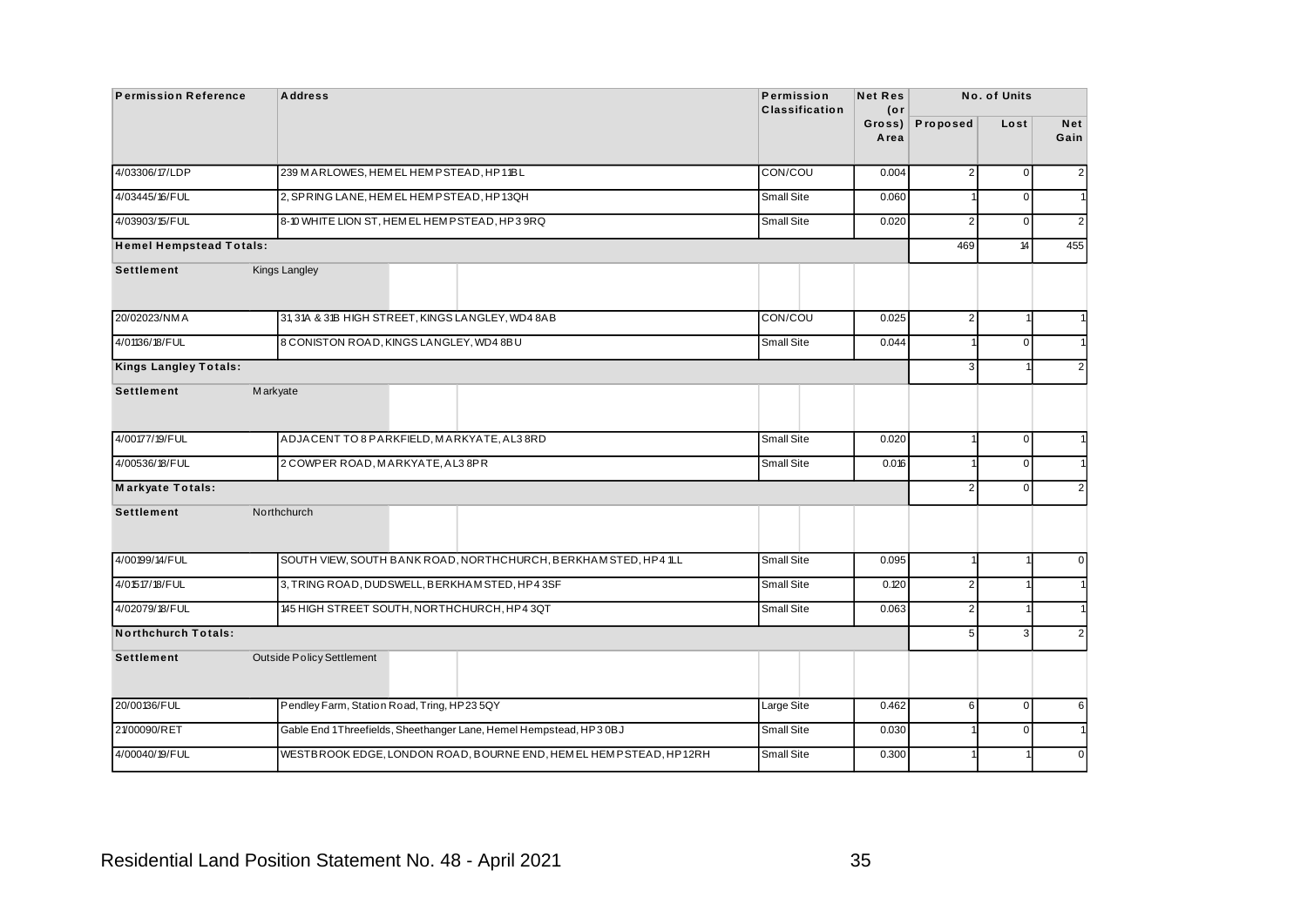| Permission Reference | Address | Permission Classification | Net Res (or Gross) Area | No. of Units | | |
|---|---|---|---|---|---|---|
| | | | | Proposed | Lost | Net Gain |
| 4/03306/17/LDP | 239 MARLOWES, HEMEL HEMPSTEAD, HP1 1BL | CON/COU | 0.004 | 2 | 0 | 2 |
| 4/03445/16/FUL | 2, SPRING LANE, HEMEL HEMPSTEAD, HP1 3QH | Small Site | 0.060 | 1 | 0 | 1 |
| 4/03903/15/FUL | 8-10 WHITE LION ST, HEMEL HEMPSTEAD, HP3 9RQ | Small Site | 0.020 | 2 | 0 | 2 |
| **Hemel Hempstead Totals:** | | | | 469 | 14 | 455 |
| **Settlement** | Kings Langley | | | | | |
| 20/02023/NMA | 31, 31A & 31B HIGH STREET, KINGS LANGLEY, WD4 8AB | CON/COU | 0.025 | 2 | 1 | 1 |
| 4/01136/18/FUL | 8 CONISTON ROAD, KINGS LANGLEY, WD4 8BU | Small Site | 0.044 | 1 | 0 | 1 |
| **Kings Langley Totals:** | | | | 3 | 1 | 2 |
| **Settlement** | Markyate | | | | | |
| 4/00177/19/FUL | ADJACENT TO 8 PARKFIELD, MARKYATE, AL3 8RD | Small Site | 0.020 | 1 | 0 | 1 |
| 4/00536/18/FUL | 2 COWPER ROAD, MARKYATE, AL3 8PR | Small Site | 0.016 | 1 | 0 | 1 |
| **Markyate Totals:** | | | | 2 | 0 | 2 |
| **Settlement** | Northchurch | | | | | |
| 4/00199/14/FUL | SOUTH VIEW, SOUTH BANK ROAD, NORTHCHURCH, BERKHAMSTED, HP4 1LL | Small Site | 0.095 | 1 | 1 | 0 |
| 4/01517/18/FUL | 3, TRING ROAD, DUDSWELL, BERKHAMSTED, HP4 3SF | Small Site | 0.120 | 2 | 1 | 1 |
| 4/02079/18/FUL | 145 HIGH STREET SOUTH, NORTHCHURCH, HP4 3QT | Small Site | 0.063 | 2 | 1 | 1 |
| **Northchurch Totals:** | | | | 5 | 3 | 2 |
| **Settlement** | Outside Policy Settlement | | | | | |
| 20/00136/FUL | Pendley Farm, Station Road, Tring, HP23 5QY | Large Site | 0.462 | 6 | 0 | 6 |
| 21/00090/RET | Gable End 1 Threefields, Sheethanger Lane, Hemel Hempstead, HP3 0BJ | Small Site | 0.030 | 1 | 0 | 1 |
| 4/00040/19/FUL | WESTBROOK EDGE, LONDON ROAD, BOURNE END, HEMEL HEMPSTEAD, HP1 2RH | Small Site | 0.300 | 1 | 1 | 0 |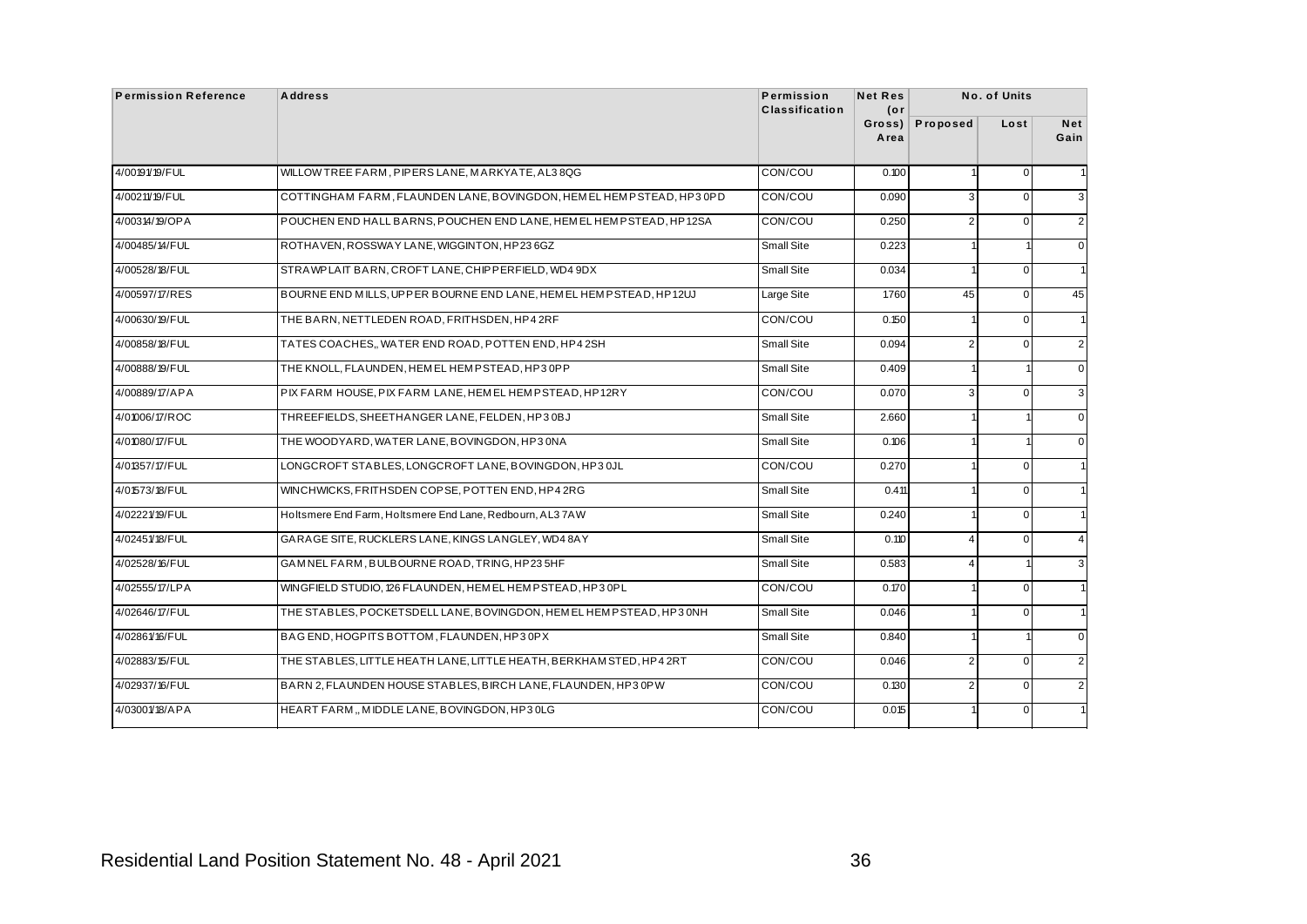| Permission Reference | Address | Permission Classification | Net Res (or Gross) Area | No. of Units | | |
|---|---|---|---|---|---|---|
| | | | | Proposed | Lost | Net Gain |
| 4/00191/19/FUL | WILLOW TREE FARM, PIPERS LANE, MARKYATE, AL3 8QG | CON/COU | 0.100 | 1 | 0 | 1 |
| 4/00211/19/FUL | COTTINGHAM FARM, FLAUNDEN LANE, BOVINGDON, HEMEL HEMPSTEAD, HP3 0PD | CON/COU | 0.090 | 3 | 0 | 3 |
| 4/00314/19/OPA | POUCHEN END HALL BARNS, POUCHEN END LANE, HEMEL HEMPSTEAD, HP1 2SA | CON/COU | 0.250 | 2 | 0 | 2 |
| 4/00485/14/FUL | ROTHAVEN, ROSSWAY LANE, WIGGINTON, HP23 6GZ | Small Site | 0.223 | 1 | 1 | 0 |
| 4/00528/18/FUL | STRAWPLAIT BARN, CROFT LANE, CHIPPERFIELD, WD4 9DX | Small Site | 0.034 | 1 | 0 | 1 |
| 4/00597/17/RES | BOURNE END MILLS, UPPER BOURNE END LANE, HEMEL HEMPSTEAD, HP1 2UJ | Large Site | 1.760 | 45 | 0 | 45 |
| 4/00630/19/FUL | THE BARN, NETTLEDEN ROAD, FRITHSDEN, HP4 2RF | CON/COU | 0.150 | 1 | 0 | 1 |
| 4/00858/18/FUL | TATES COACHES,, WATER END ROAD, POTTEN END, HP4 2SH | Small Site | 0.094 | 2 | 0 | 2 |
| 4/00888/19/FUL | THE KNOLL, FLAUNDEN, HEMEL HEMPSTEAD, HP3 0PP | Small Site | 0.409 | 1 | 1 | 0 |
| 4/00889/17/APA | PIX FARM HOUSE, PIX FARM LANE, HEMEL HEMPSTEAD, HP1 2RY | CON/COU | 0.070 | 3 | 0 | 3 |
| 4/01006/17/ROC | THREEFIELDS, SHEETHANGER LANE, FELDEN, HP3 0BJ | Small Site | 2.660 | 1 | 1 | 0 |
| 4/01080/17/FUL | THE WOODYARD, WATER LANE, BOVINGDON, HP3 0NA | Small Site | 0.106 | 1 | 1 | 0 |
| 4/01357/17/FUL | LONGCROFT STABLES, LONGCROFT LANE, BOVINGDON, HP3 0JL | CON/COU | 0.270 | 1 | 0 | 1 |
| 4/01573/18/FUL | WINCHWICKS, FRITHSDEN COPSE, POTTEN END, HP4 2RG | Small Site | 0.411 | 1 | 0 | 1 |
| 4/02221/19/FUL | Holtsmere End Farm, Holtsmere End Lane, Redbourn, AL3 7AW | Small Site | 0.240 | 1 | 0 | 1 |
| 4/02451/18/FUL | GARAGE SITE, RUCKLERS LANE, KINGS LANGLEY, WD4 8AY | Small Site | 0.110 | 4 | 0 | 4 |
| 4/02528/16/FUL | GAMNEL FARM, BULBOURNE ROAD, TRING, HP23 5HF | Small Site | 0.583 | 4 | 1 | 3 |
| 4/02555/17/LPA | WINGFIELD STUDIO, 126 FLAUNDEN, HEMEL HEMPSTEAD, HP3 0PL | CON/COU | 0.170 | 1 | 0 | 1 |
| 4/02646/17/FUL | THE STABLES, POCKETSDELL LANE, BOVINGDON, HEMEL HEMPSTEAD, HP3 0NH | Small Site | 0.046 | 1 | 0 | 1 |
| 4/02861/16/FUL | BAG END, HOGPITS BOTTOM, FLAUNDEN, HP3 0PX | Small Site | 0.840 | 1 | 1 | 0 |
| 4/02883/15/FUL | THE STABLES, LITTLE HEATH LANE, LITTLE HEATH, BERKHAMSTED, HP4 2RT | CON/COU | 0.046 | 2 | 0 | 2 |
| 4/02937/16/FUL | BARN 2, FLAUNDEN HOUSE STABLES, BIRCH LANE, FLAUNDEN, HP3 0PW | CON/COU | 0.130 | 2 | 0 | 2 |
| 4/03001/18/APA | HEART FARM,, MIDDLE LANE, BOVINGDON, HP3 0LG | CON/COU | 0.015 | 1 | 0 | 1 |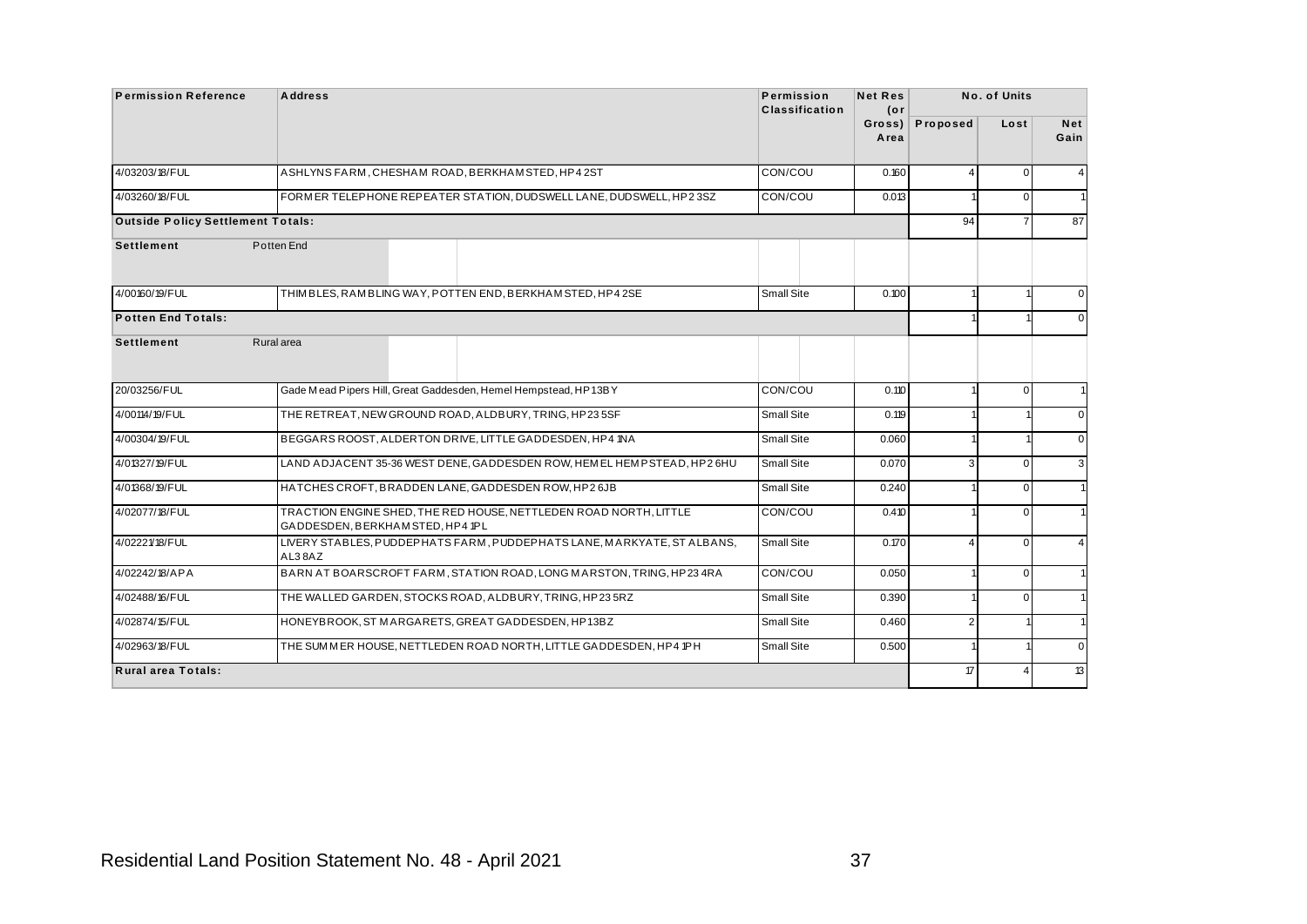| Permission Reference | Address | Permission Classification | Net Res (or Gross) Area | No. of Units | | |
|---|---|---|---|---|---|---|
| | | | | Proposed | Lost | Net Gain |
| 4/03203/18/FUL | ASHLYNS FARM, CHESHAM ROAD, BERKHAMSTED, HP4 2ST | CON/COU | 0.160 | 4 | 0 | 4 |
| 4/03260/18/FUL | FORMER TELEPHONE REPEATER STATION, DUDSWELL LANE, DUDSWELL, HP2 3SZ | CON/COU | 0.013 | 1 | 0 | 1 |
| **Outside Policy Settlement Totals:** | | | | 94 | 7 | 87 |
| **Settlement** | Potten End | | | | | |
| 4/00160/19/FUL | THIMBLES, RAMBLING WAY, POTTEN END, BERKHAMSTED, HP4 2SE | Small Site | 0.100 | 1 | 1 | 0 |
| **Potten End Totals:** | | | | 1 | 1 | 0 |
| **Settlement** | Rural area | | | | | |
| 20/03256/FUL | Gade Mead Pipers Hill, Great Gaddesden, Hemel Hempstead, HP1 3BY | CON/COU | 0.110 | 1 | 0 | 1 |
| 4/00114/19/FUL | THE RETREAT, NEW GROUND ROAD, ALDBURY, TRING, HP23 5SF | Small Site | 0.119 | 1 | 1 | 0 |
| 4/00304/19/FUL | BEGGARS ROOST, ALDERTON DRIVE, LITTLE GADDESDEN, HP4 1NA | Small Site | 0.060 | 1 | 1 | 0 |
| 4/01327/19/FUL | LAND ADJACENT 35-36 WEST DENE, GADDESDEN ROW, HEMEL HEMPSTEAD, HP2 6HU | Small Site | 0.070 | 3 | 0 | 3 |
| 4/01368/19/FUL | HATCHES CROFT, BRADDEN LANE, GADDESDEN ROW, HP2 6JB | Small Site | 0.240 | 1 | 0 | 1 |
| 4/02077/18/FUL | TRACTION ENGINE SHED, THE RED HOUSE, NETTLEDEN ROAD NORTH, LITTLE GADDESDEN, BERKHAMSTED, HP4 1PL | CON/COU | 0.410 | 1 | 0 | 1 |
| 4/02221/18/FUL | LIVERY STABLES, PUDDEPHATS FARM, PUDDEPHATS LANE, MARKYATE, ST ALBANS, AL3 8AZ | Small Site | 0.170 | 4 | 0 | 4 |
| 4/02242/18/APA | BARN AT BOARSCROFT FARM, STATION ROAD, LONG MARSTON, TRING, HP23 4RA | CON/COU | 0.050 | 1 | 0 | 1 |
| 4/02488/16/FUL | THE WALLED GARDEN, STOCKS ROAD, ALDBURY, TRING, HP23 5RZ | Small Site | 0.390 | 1 | 0 | 1 |
| 4/02874/15/FUL | HONEYBROOK, ST MARGARETS, GREAT GADDESDEN, HP1 3BZ | Small Site | 0.460 | 2 | 1 | 1 |
| 4/02963/18/FUL | THE SUMMER HOUSE, NETTLEDEN ROAD NORTH, LITTLE GADDESDEN, HP4 1PH | Small Site | 0.500 | 1 | 1 | 0 |
| **Rural area Totals:** | | | | 17 | 4 | 13 |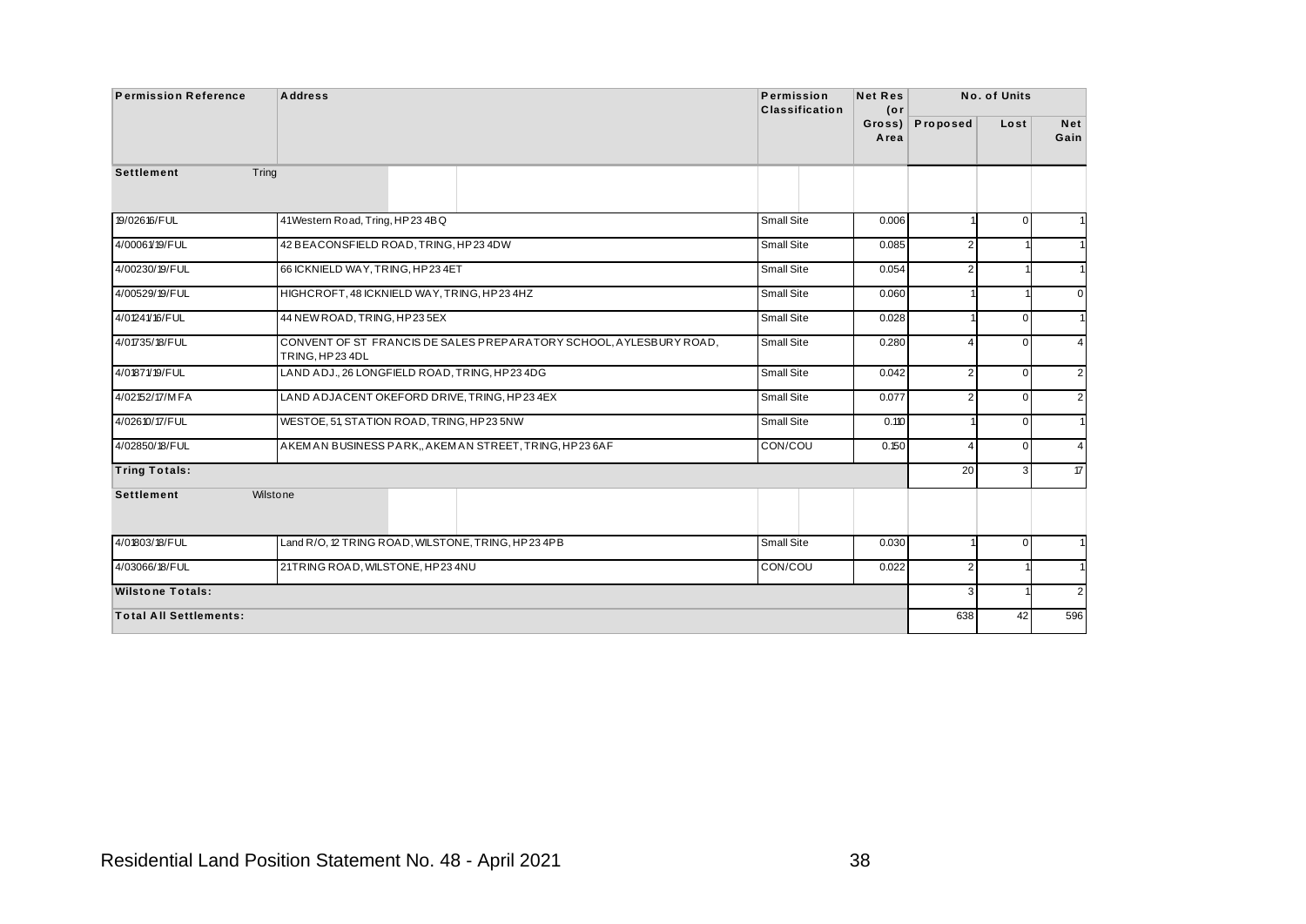| Permission Reference | Address | Permission Classification | Net Res (or Gross) Area | No. of Units | | |
|---|---|---|---|---|---|---|
| | | | | Proposed | Lost | Net Gain |
| **Settlement** Tring | | | | | | |
| 19/02616/FUL | 41 Western Road, Tring, HP23 4BQ | Small Site | 0.006 | 1 | 0 | 1 |
| 4/00061/19/FUL | 42 BEACONSFIELD ROAD, TRING, HP23 4DW | Small Site | 0.085 | 2 | 1 | 1 |
| 4/00230/19/FUL | 66 ICKNIELD WAY, TRING, HP23 4ET | Small Site | 0.054 | 2 | 1 | 1 |
| 4/00529/19/FUL | HIGHCROFT, 48 ICKNIELD WAY, TRING, HP23 4HZ | Small Site | 0.060 | 1 | 1 | 0 |
| 4/01241/16/FUL | 44 NEW ROAD, TRING, HP23 5EX | Small Site | 0.028 | 1 | 0 | 1 |
| 4/01735/18/FUL | CONVENT OF ST FRANCIS DE SALES PREPARATORY SCHOOL, AYLESBURY ROAD, TRING, HP23 4DL | Small Site | 0.280 | 4 | 0 | 4 |
| 4/01871/19/FUL | LAND ADJ., 26 LONGFIELD ROAD, TRING, HP23 4DG | Small Site | 0.042 | 2 | 0 | 2 |
| 4/02152/17/MFA | LAND ADJACENT OKEFORD DRIVE, TRING, HP23 4EX | Small Site | 0.077 | 2 | 0 | 2 |
| 4/02610/17/FUL | WESTOE, 51, STATION ROAD, TRING, HP23 5NW | Small Site | 0.110 | 1 | 0 | 1 |
| 4/02850/18/FUL | AKEMAN BUSINESS PARK,, AKEMAN STREET, TRING, HP23 6AF | CON/COU | 0.150 | 4 | 0 | 4 |
| **Tring Totals:** | | | | 20 | 3 | 17 |
| **Settlement** Wilstone | | | | | | |
| 4/01803/18/FUL | Land R/O, 12 TRING ROAD, WILSTONE, TRING, HP23 4PB | Small Site | 0.030 | 1 | 0 | 1 |
| 4/03066/18/FUL | 21 TRING ROAD, WILSTONE, HP23 4NU | CON/COU | 0.022 | 2 | 1 | 1 |
| **Wilstone Totals:** | | | | 3 | 1 | 2 |
| **Total All Settlements:** | | | | 638 | 42 | 596 |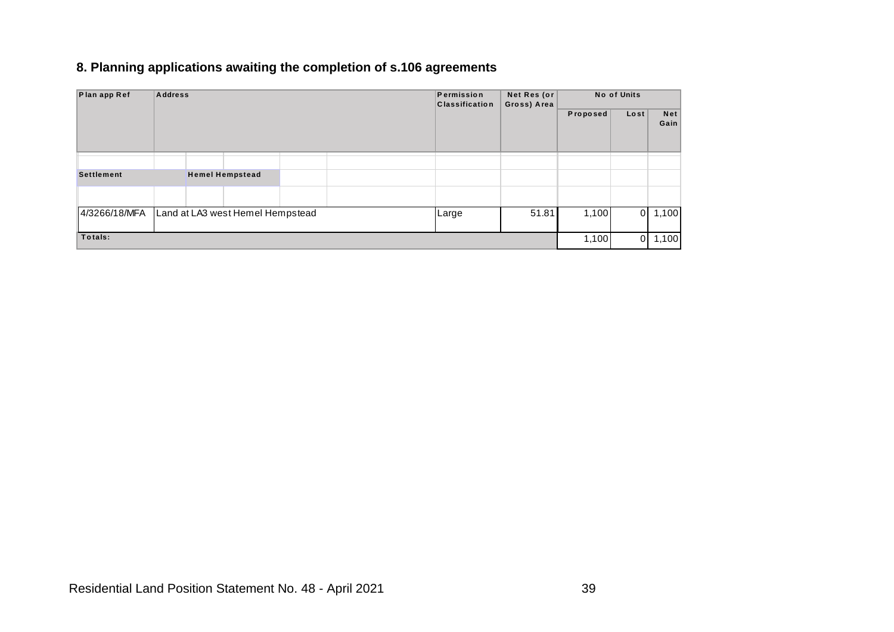## 8. Planning applications awaiting the completion of s.106 agreements

| Plan app Ref | Address | Permission Classification | Net Res (or Gross) Area | No of Units | | |
|---|---|---|---|---|---|---|
| | | | | Proposed | Lost | Net Gain |
| **Settlement** | **Hemel Hempstead** | | | | | |
| 4/3266/18/MFA | Land at LA3 west Hemel Hempstead | Large | 51.81 | 1,100 | 0 | 1,100 |
| **Totals:** | | | | 1,100 | 0 | 1,100 |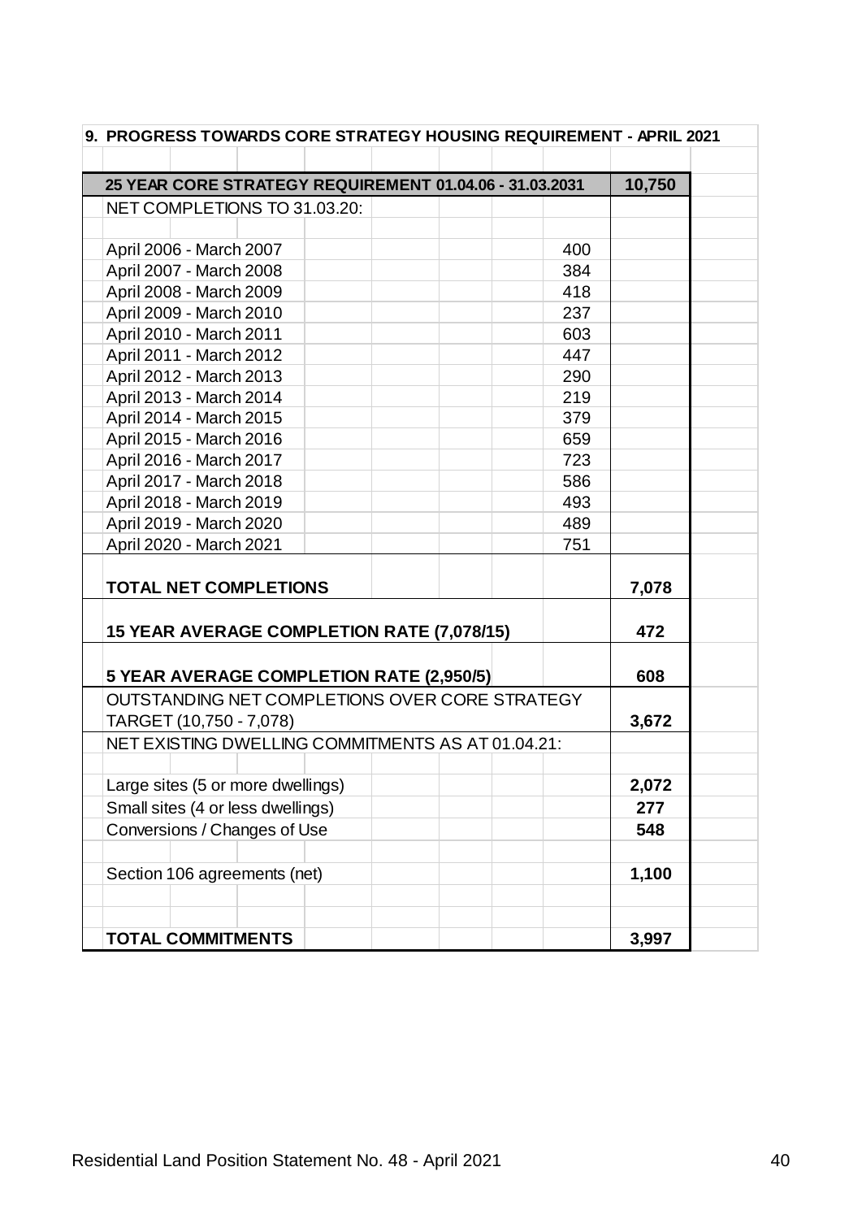## 9. PROGRESS TOWARDS CORE STRATEGY HOUSING REQUIREMENT - APRIL 2021

| | | |
|---|---|---|
| **25 YEAR CORE STRATEGY REQUIREMENT 01.04.06 - 31.03.2031** | | **10,750** |
| NET COMPLETIONS TO 31.03.20: | | |
| April 2006 - March 2007 | 400 | |
| April 2007 - March 2008 | 384 | |
| April 2008 - March 2009 | 418 | |
| April 2009 - March 2010 | 237 | |
| April 2010 - March 2011 | 603 | |
| April 2011 - March 2012 | 447 | |
| April 2012 - March 2013 | 290 | |
| April 2013 - March 2014 | 219 | |
| April 2014 - March 2015 | 379 | |
| April 2015 - March 2016 | 659 | |
| April 2016 - March 2017 | 723 | |
| April 2017 - March 2018 | 586 | |
| April 2018 - March 2019 | 493 | |
| April 2019 - March 2020 | 489 | |
| April 2020 - March 2021 | 751 | |
| **TOTAL NET COMPLETIONS** | | **7,078** |
| **15 YEAR AVERAGE COMPLETION RATE (7,078/15)** | | **472** |
| **5 YEAR AVERAGE COMPLETION RATE (2,950/5)** | | **608** |
| OUTSTANDING NET COMPLETIONS OVER CORE STRATEGY TARGET (10,750 - 7,078) | | **3,672** |
| NET EXISTING DWELLING COMMITMENTS AS AT 01.04.21: | | |
| Large sites (5 or more dwellings) | | **2,072** |
| Small sites (4 or less dwellings) | | **277** |
| Conversions / Changes of Use | | **548** |
| Section 106 agreements (net) | | **1,100** |
| **TOTAL COMMITMENTS** | | **3,997** |